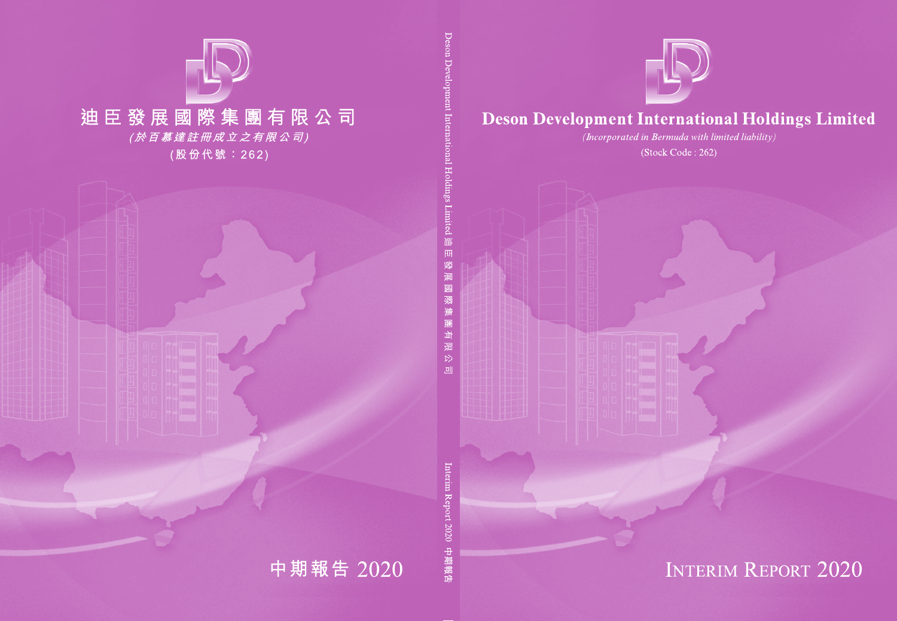# 迪臣發展國際集團有限公司

*(於百慕達註冊成立之有限公司)*

(股份代號：262)

中期報告 2020

Deson Development International Holdings Limited 迪臣發展國際集團有限公司

Interim Report 2020 中期報告

# Deson Development International Holdings Limited

*(Incorporated in Bermuda with limited liability)*

(Stock Code : 262)

INTERIM REPORT 2020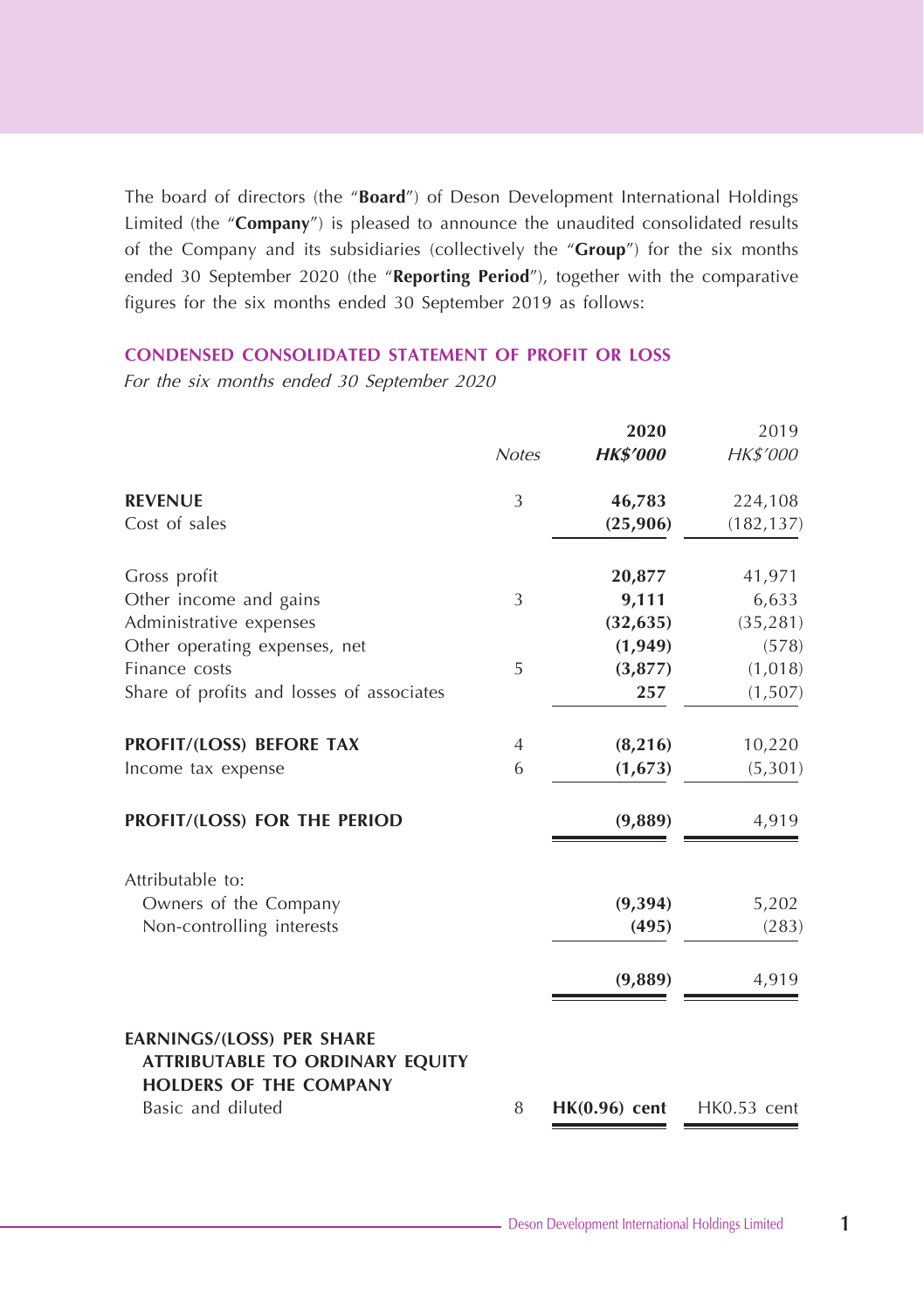The board of directors (the "**Board**") of Deson Development International Holdings Limited (the "**Company**") is pleased to announce the unaudited consolidated results of the Company and its subsidiaries (collectively the "**Group**") for the six months ended 30 September 2020 (the "**Reporting Period**"), together with the comparative figures for the six months ended 30 September 2019 as follows:

## CONDENSED CONSOLIDATED STATEMENT OF PROFIT OR LOSS

*For the six months ended 30 September 2020*

| | *Notes* | **2020** *HK$'000* | 2019 *HK$'000* |
|---|---|---|---|
| **REVENUE** | 3 | **46,783** | 224,108 |
| Cost of sales | | **(25,906)** | (182,137) |
| Gross profit | | **20,877** | 41,971 |
| Other income and gains | 3 | **9,111** | 6,633 |
| Administrative expenses | | **(32,635)** | (35,281) |
| Other operating expenses, net | | **(1,949)** | (578) |
| Finance costs | 5 | **(3,877)** | (1,018) |
| Share of profits and losses of associates | | **257** | (1,507) |
| **PROFIT/(LOSS) BEFORE TAX** | 4 | **(8,216)** | 10,220 |
| Income tax expense | 6 | **(1,673)** | (5,301) |
| **PROFIT/(LOSS) FOR THE PERIOD** | | **(9,889)** | 4,919 |
| Attributable to: | | | |
| Owners of the Company | | **(9,394)** | 5,202 |
| Non-controlling interests | | **(495)** | (283) |
| | | **(9,889)** | 4,919 |
| **EARNINGS/(LOSS) PER SHARE ATTRIBUTABLE TO ORDINARY EQUITY HOLDERS OF THE COMPANY** | | | |
| Basic and diluted | 8 | **HK(0.96) cent** | HK0.53 cent |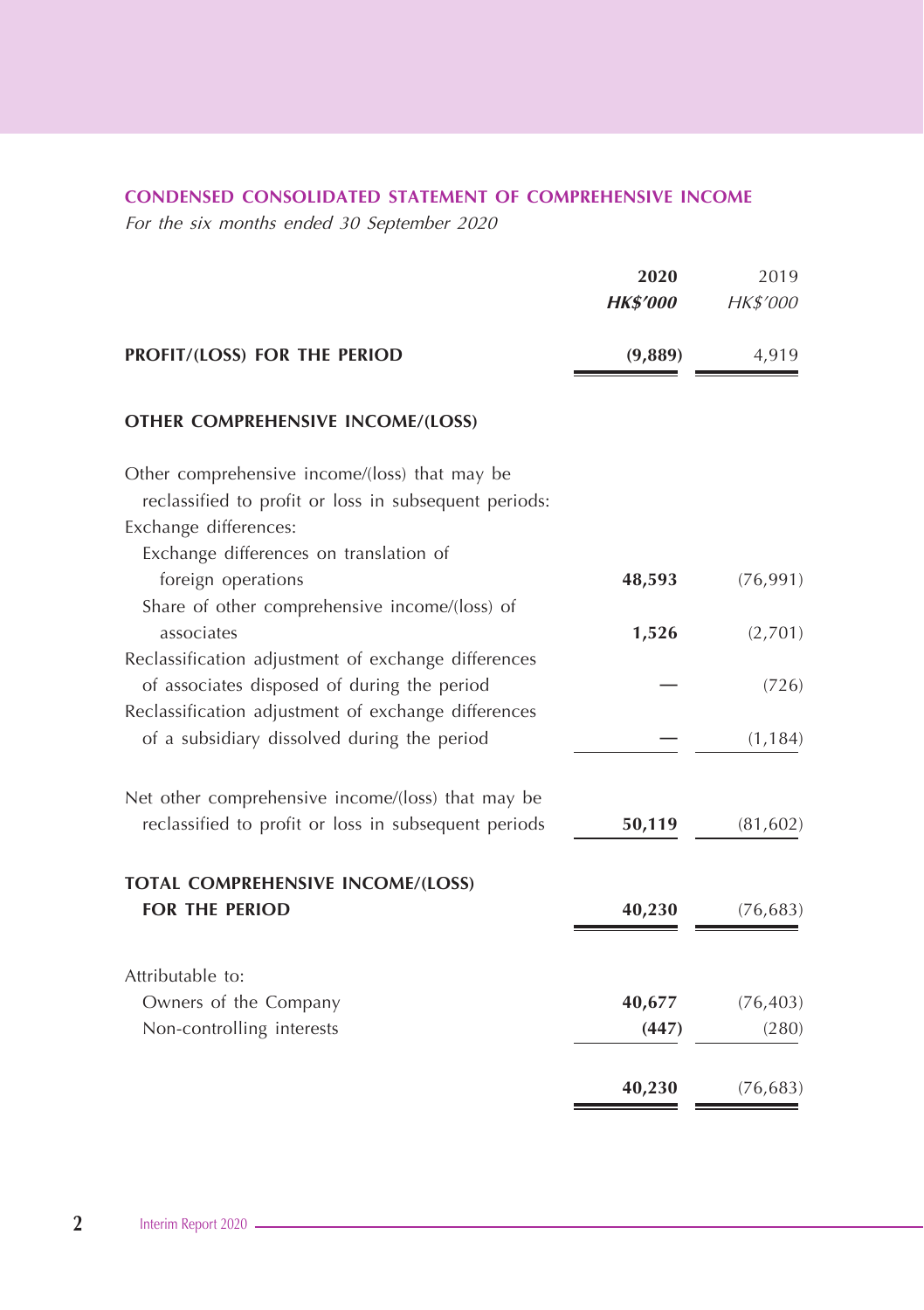## CONDENSED CONSOLIDATED STATEMENT OF COMPREHENSIVE INCOME

*For the six months ended 30 September 2020*

| | 2020 | 2019 |
|---|---|---|
| | ***HK$'000*** | *HK$'000* |
| **PROFIT/(LOSS) FOR THE PERIOD** | **(9,889)** | 4,919 |
| **OTHER COMPREHENSIVE INCOME/(LOSS)** | | |
| Other comprehensive income/(loss) that may be reclassified to profit or loss in subsequent periods: | | |
| Exchange differences: | | |
| Exchange differences on translation of foreign operations | **48,593** | (76,991) |
| Share of other comprehensive income/(loss) of associates | **1,526** | (2,701) |
| Reclassification adjustment of exchange differences of associates disposed of during the period | **—** | (726) |
| Reclassification adjustment of exchange differences of a subsidiary dissolved during the period | **—** | (1,184) |
| Net other comprehensive income/(loss) that may be reclassified to profit or loss in subsequent periods | **50,119** | (81,602) |
| **TOTAL COMPREHENSIVE INCOME/(LOSS) FOR THE PERIOD** | **40,230** | (76,683) |
| Attributable to: | | |
| Owners of the Company | **40,677** | (76,403) |
| Non-controlling interests | **(447)** | (280) |
| | **40,230** | (76,683) |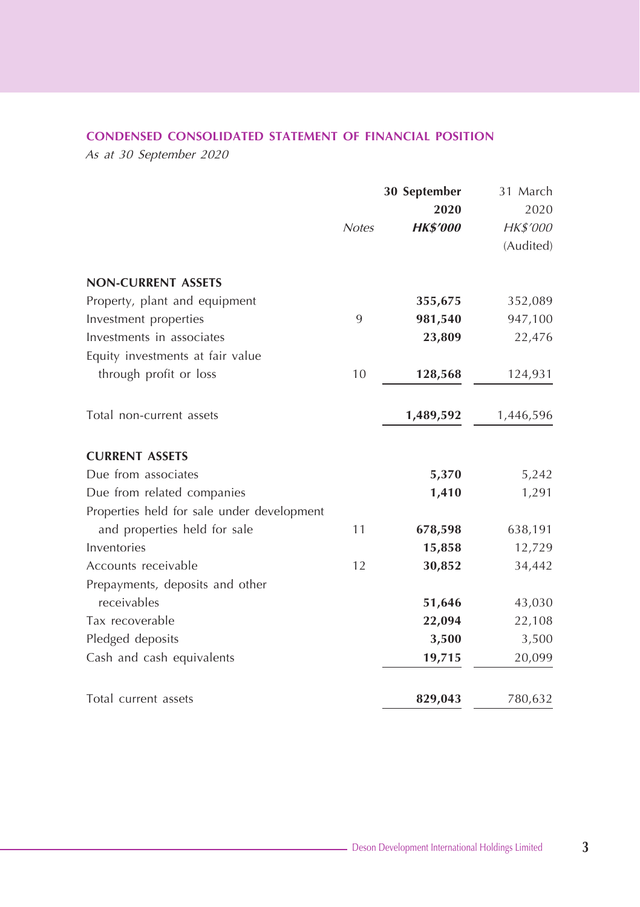## CONDENSED CONSOLIDATED STATEMENT OF FINANCIAL POSITION

*As at 30 September 2020*

| | *Notes* | **30 September 2020** **HK$'000** | 31 March 2020 HK$'000 (Audited) |
|---|---|---|---|
| **NON-CURRENT ASSETS** | | | |
| Property, plant and equipment | | **355,675** | 352,089 |
| Investment properties | 9 | **981,540** | 947,100 |
| Investments in associates | | **23,809** | 22,476 |
| Equity investments at fair value through profit or loss | 10 | **128,568** | 124,931 |
| Total non-current assets | | **1,489,592** | 1,446,596 |
| **CURRENT ASSETS** | | | |
| Due from associates | | **5,370** | 5,242 |
| Due from related companies | | **1,410** | 1,291 |
| Properties held for sale under development and properties held for sale | 11 | **678,598** | 638,191 |
| Inventories | | **15,858** | 12,729 |
| Accounts receivable | 12 | **30,852** | 34,442 |
| Prepayments, deposits and other receivables | | **51,646** | 43,030 |
| Tax recoverable | | **22,094** | 22,108 |
| Pledged deposits | | **3,500** | 3,500 |
| Cash and cash equivalents | | **19,715** | 20,099 |
| Total current assets | | **829,043** | 780,632 |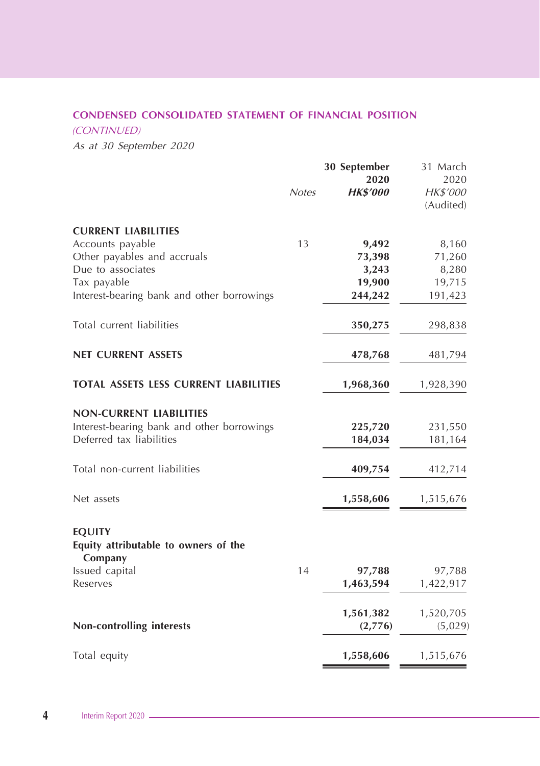## CONDENSED CONSOLIDATED STATEMENT OF FINANCIAL POSITION

*(CONTINUED)*

*As at 30 September 2020*

| | Notes | 30 September 2020 HK$'000 | 31 March 2020 HK$'000 (Audited) |
|---|---|---|---|
| **CURRENT LIABILITIES** | | | |
| Accounts payable | 13 | **9,492** | 8,160 |
| Other payables and accruals | | **73,398** | 71,260 |
| Due to associates | | **3,243** | 8,280 |
| Tax payable | | **19,900** | 19,715 |
| Interest-bearing bank and other borrowings | | **244,242** | 191,423 |
| Total current liabilities | | **350,275** | 298,838 |
| **NET CURRENT ASSETS** | | **478,768** | 481,794 |
| **TOTAL ASSETS LESS CURRENT LIABILITIES** | | **1,968,360** | 1,928,390 |
| **NON-CURRENT LIABILITIES** | | | |
| Interest-bearing bank and other borrowings | | **225,720** | 231,550 |
| Deferred tax liabilities | | **184,034** | 181,164 |
| Total non-current liabilities | | **409,754** | 412,714 |
| Net assets | | **1,558,606** | 1,515,676 |
| **EQUITY** | | | |
| **Equity attributable to owners of the Company** | | | |
| Issued capital | 14 | **97,788** | 97,788 |
| Reserves | | **1,463,594** | 1,422,917 |
| | | **1,561,382** | 1,520,705 |
| **Non-controlling interests** | | **(2,776)** | (5,029) |
| Total equity | | **1,558,606** | 1,515,676 |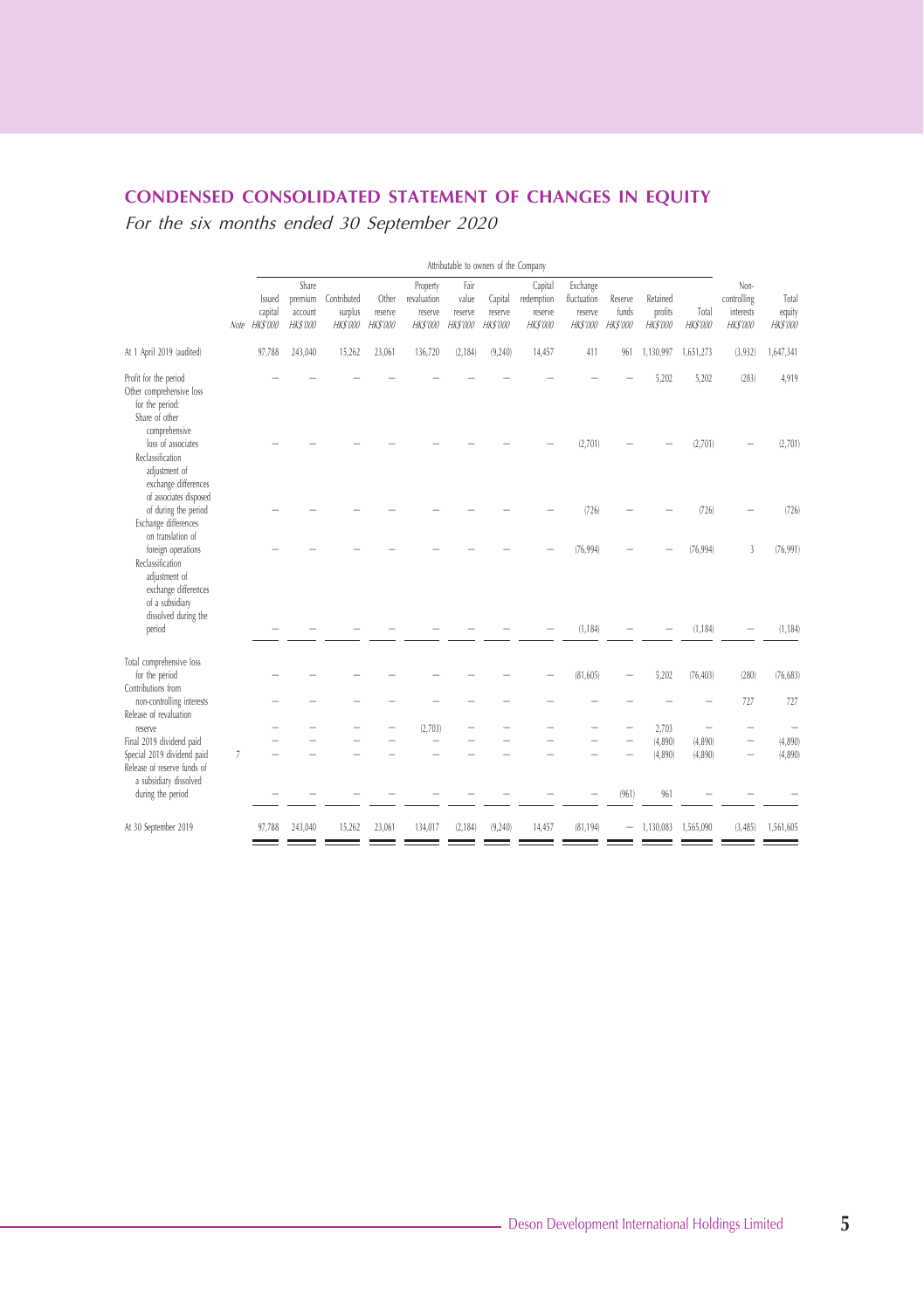# CONDENSED CONSOLIDATED STATEMENT OF CHANGES IN EQUITY

*For the six months ended 30 September 2020*

| | Note | Attributable to owners of the Company | | | | | | | | | | | | Non-controlling interests | Total equity |
|---|---|---|---|---|---|---|---|---|---|---|---|---|---|---|---|
| | | Issued capital | Share premium account | Contributed surplus | Other reserve | Property revaluation reserve | Fair value reserve | Capital reserve | Capital redemption reserve | Exchange fluctuation reserve | Reserve funds | Retained profits | Total | | |
| | | *HK$'000* | *HK$'000* | *HK$'000* | *HK$'000* | *HK$'000* | *HK$'000* | *HK$'000* | *HK$'000* | *HK$'000* | *HK$'000* | *HK$'000* | *HK$'000* | *HK$'000* | *HK$'000* |
| At 1 April 2019 (audited) | | 97,788 | 243,040 | 15,262 | 23,061 | 136,720 | (2,184) | (9,240) | 14,457 | 411 | 961 | 1,130,997 | 1,651,273 | (3,932) | 1,647,341 |
| Profit for the period | | – | – | – | – | – | – | – | – | – | – | 5,202 | 5,202 | (283) | 4,919 |
| Other comprehensive loss for the period: | | | | | | | | | | | | | | | |
| Share of other comprehensive loss of associates | | – | – | – | – | – | – | – | – | (2,701) | – | – | (2,701) | – | (2,701) |
| Reclassification adjustment of exchange differences of associates disposed of during the period | | – | – | – | – | – | – | – | – | (726) | – | – | (726) | – | (726) |
| Exchange differences on translation of foreign operations | | – | – | – | – | – | – | – | – | (76,994) | – | – | (76,994) | 3 | (76,991) |
| Reclassification adjustment of exchange differences of a subsidiary dissolved during the period | | – | – | – | – | – | – | – | – | (1,184) | – | – | (1,184) | – | (1,184) |
| Total comprehensive loss for the period | | – | – | – | – | – | – | – | – | (81,605) | – | 5,202 | (76,403) | (280) | (76,683) |
| Contributions from non-controlling interests | | – | – | – | – | – | – | – | – | – | – | – | – | 727 | 727 |
| Release of revaluation reserve | | – | – | – | – | (2,703) | – | – | – | – | – | 2,703 | – | – | – |
| Final 2019 dividend paid | | – | – | – | – | – | – | – | – | – | – | (4,890) | (4,890) | – | (4,890) |
| Special 2019 dividend paid | 7 | – | – | – | – | – | – | – | – | – | – | (4,890) | (4,890) | – | (4,890) |
| Release of reserve funds of a subsidiary dissolved during the period | | – | – | – | – | – | – | – | – | – | (961) | 961 | – | – | – |
| At 30 September 2019 | | 97,788 | 243,040 | 15,262 | 23,061 | 134,017 | (2,184) | (9,240) | 14,457 | (81,194) | – | 1,130,083 | 1,565,090 | (3,485) | 1,561,605 |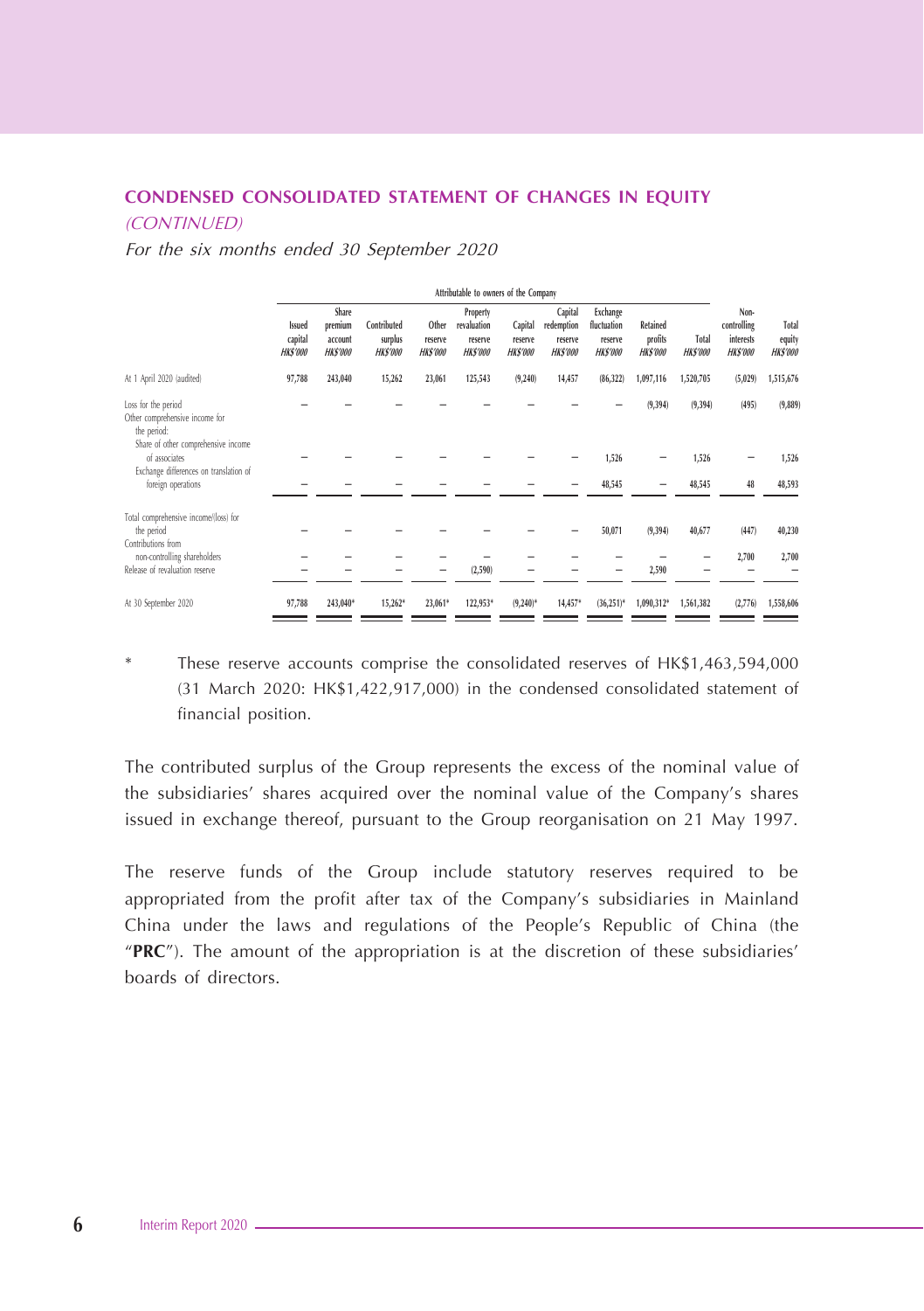## CONDENSED CONSOLIDATED STATEMENT OF CHANGES IN EQUITY

*(CONTINUED)*

*For the six months ended 30 September 2020*

| | Attributable to owners of the Company | | | | | | | | | | | |
|---|---|---|---|---|---|---|---|---|---|---|---|---|
| | Issued capital *HK$'000* | Share premium account *HK$'000* | Contributed surplus *HK$'000* | Other reserve *HK$'000* | Property revaluation reserve *HK$'000* | Capital reserve *HK$'000* | Capital redemption reserve *HK$'000* | Exchange fluctuation reserve *HK$'000* | Retained profits *HK$'000* | Total *HK$'000* | Non-controlling interests *HK$'000* | Total equity *HK$'000* |
| At 1 April 2020 (audited) | 97,788 | 243,040 | 15,262 | 23,061 | 125,543 | (9,240) | 14,457 | (86,322) | 1,097,116 | 1,520,705 | (5,029) | 1,515,676 |
| Loss for the period | – | – | – | – | – | – | – | – | (9,394) | (9,394) | (495) | (9,889) |
| Other comprehensive income for the period: | | | | | | | | | | | | |
| Share of other comprehensive income of associates | – | – | – | – | – | – | – | 1,526 | – | 1,526 | – | 1,526 |
| Exchange differences on translation of foreign operations | – | – | – | – | – | – | – | 48,545 | – | 48,545 | 48 | 48,593 |
| Total comprehensive income/(loss) for the period | – | – | – | – | – | – | – | 50,071 | (9,394) | 40,677 | (447) | 40,230 |
| Contributions from non-controlling shareholders | – | – | – | – | – | – | – | – | – | – | 2,700 | 2,700 |
| Release of revaluation reserve | – | – | – | – | (2,590) | – | – | – | 2,590 | – | – | – |
| At 30 September 2020 | 97,788 | 243,040* | 15,262* | 23,061* | 122,953* | (9,240)* | 14,457* | (36,251)* | 1,090,312* | 1,561,382 | (2,776) | 1,558,606 |

\* These reserve accounts comprise the consolidated reserves of HK$1,463,594,000 (31 March 2020: HK$1,422,917,000) in the condensed consolidated statement of financial position.

The contributed surplus of the Group represents the excess of the nominal value of the subsidiaries' shares acquired over the nominal value of the Company's shares issued in exchange thereof, pursuant to the Group reorganisation on 21 May 1997.

The reserve funds of the Group include statutory reserves required to be appropriated from the profit after tax of the Company's subsidiaries in Mainland China under the laws and regulations of the People's Republic of China (the "**PRC**"). The amount of the appropriation is at the discretion of these subsidiaries' boards of directors.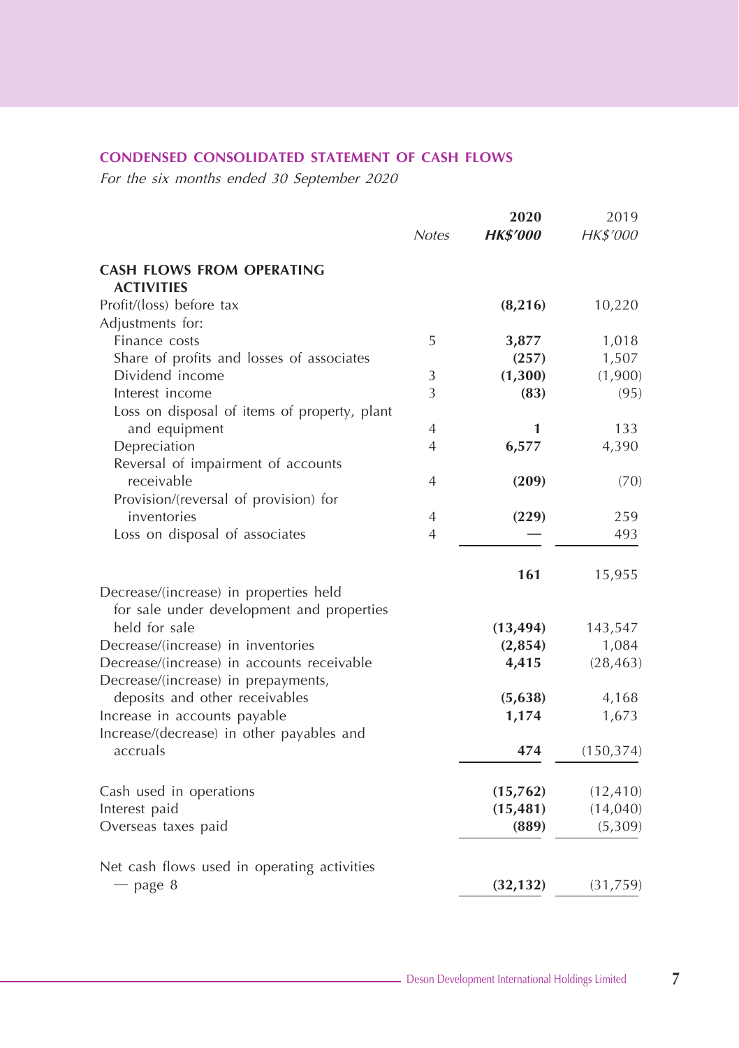## CONDENSED CONSOLIDATED STATEMENT OF CASH FLOWS

*For the six months ended 30 September 2020*

| | Notes | 2020 HK$'000 | 2019 HK$'000 |
|---|---|---|---|
| **CASH FLOWS FROM OPERATING ACTIVITIES** | | | |
| Profit/(loss) before tax | | **(8,216)** | 10,220 |
| Adjustments for: | | | |
| Finance costs | 5 | **3,877** | 1,018 |
| Share of profits and losses of associates | | **(257)** | 1,507 |
| Dividend income | 3 | **(1,300)** | (1,900) |
| Interest income | 3 | **(83)** | (95) |
| Loss on disposal of items of property, plant and equipment | 4 | **1** | 133 |
| Depreciation | 4 | **6,577** | 4,390 |
| Reversal of impairment of accounts receivable | 4 | **(209)** | (70) |
| Provision/(reversal of provision) for inventories | 4 | **(229)** | 259 |
| Loss on disposal of associates | 4 | **—** | 493 |
| | | **161** | 15,955 |
| Decrease/(increase) in properties held for sale under development and properties held for sale | | **(13,494)** | 143,547 |
| Decrease/(increase) in inventories | | **(2,854)** | 1,084 |
| Decrease/(increase) in accounts receivable | | **4,415** | (28,463) |
| Decrease/(increase) in prepayments, deposits and other receivables | | **(5,638)** | 4,168 |
| Increase in accounts payable | | **1,174** | 1,673 |
| Increase/(decrease) in other payables and accruals | | **474** | (150,374) |
| Cash used in operations | | **(15,762)** | (12,410) |
| Interest paid | | **(15,481)** | (14,040) |
| Overseas taxes paid | | **(889)** | (5,309) |
| Net cash flows used in operating activities — page 8 | | **(32,132)** | (31,759) |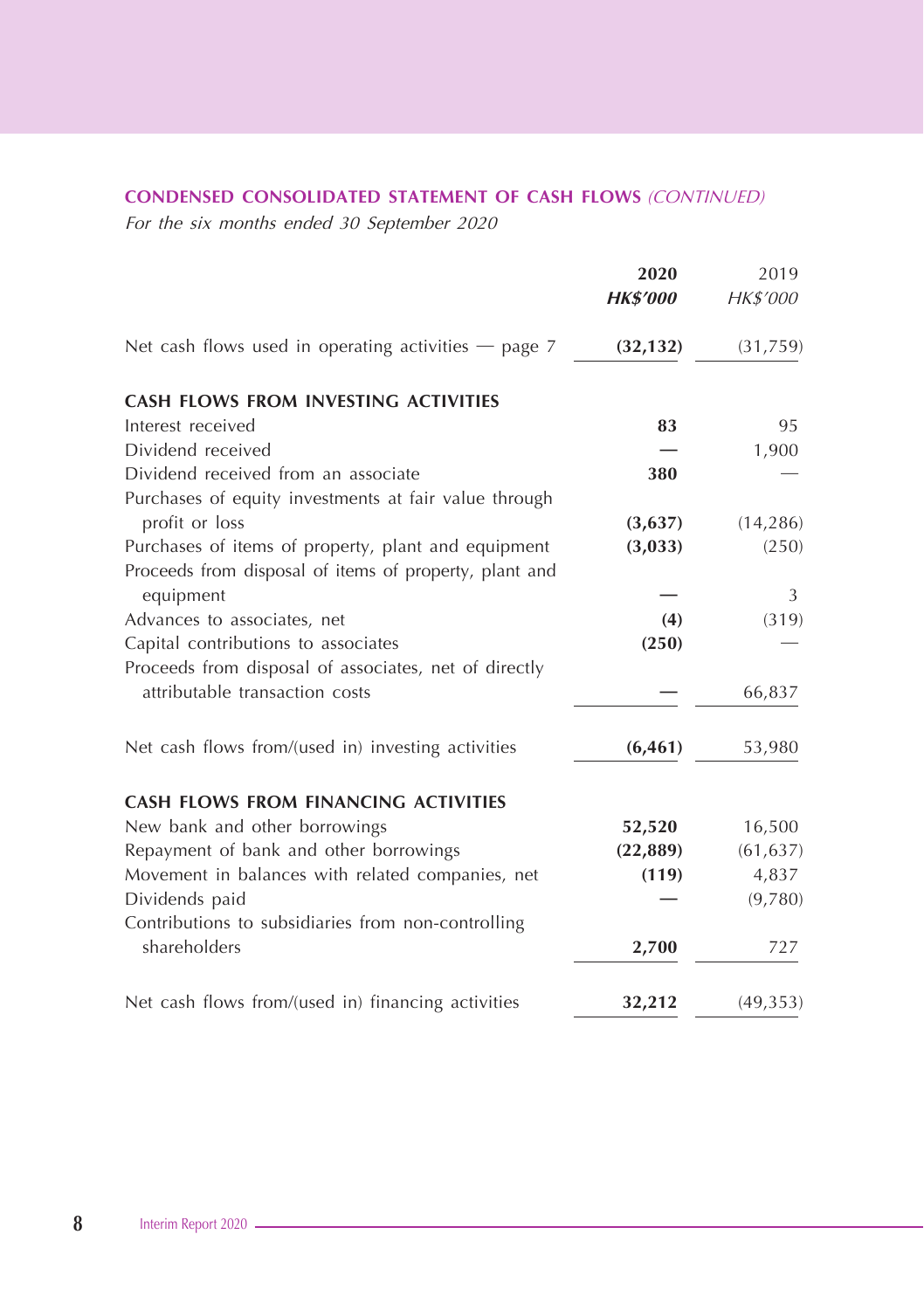## CONDENSED CONSOLIDATED STATEMENT OF CASH FLOWS *(CONTINUED)*

*For the six months ended 30 September 2020*

| | 2020 *HK$'000* | 2019 *HK$'000* |
|---|---|---|
| Net cash flows used in operating activities — page 7 | **(32,132)** | (31,759) |
| **CASH FLOWS FROM INVESTING ACTIVITIES** | | |
| Interest received | **83** | 95 |
| Dividend received | **—** | 1,900 |
| Dividend received from an associate | **380** | — |
| Purchases of equity investments at fair value through profit or loss | **(3,637)** | (14,286) |
| Purchases of items of property, plant and equipment | **(3,033)** | (250) |
| Proceeds from disposal of items of property, plant and equipment | **—** | 3 |
| Advances to associates, net | **(4)** | (319) |
| Capital contributions to associates | **(250)** | — |
| Proceeds from disposal of associates, net of directly attributable transaction costs | **—** | 66,837 |
| Net cash flows from/(used in) investing activities | **(6,461)** | 53,980 |
| **CASH FLOWS FROM FINANCING ACTIVITIES** | | |
| New bank and other borrowings | **52,520** | 16,500 |
| Repayment of bank and other borrowings | **(22,889)** | (61,637) |
| Movement in balances with related companies, net | **(119)** | 4,837 |
| Dividends paid | **—** | (9,780) |
| Contributions to subsidiaries from non-controlling shareholders | **2,700** | 727 |
| Net cash flows from/(used in) financing activities | **32,212** | (49,353) |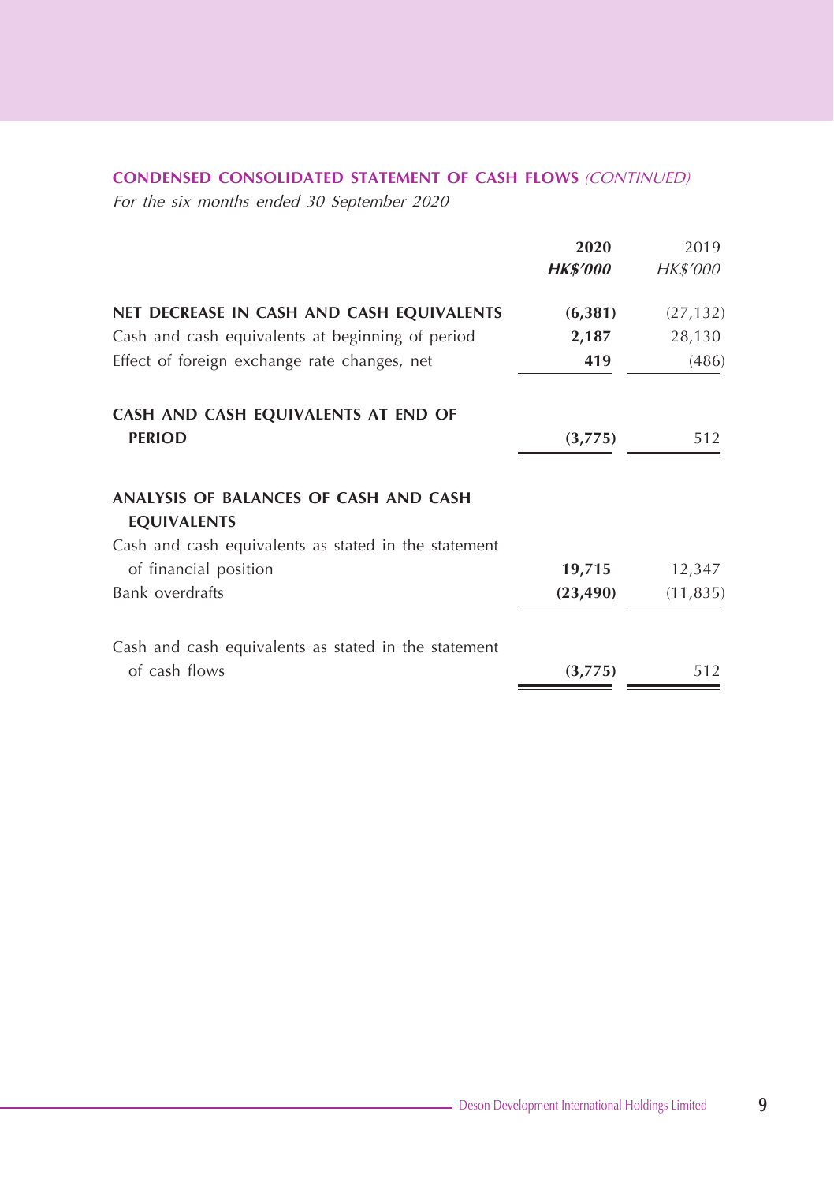**CONDENSED CONSOLIDATED STATEMENT OF CASH FLOWS** *(CONTINUED)*

*For the six months ended 30 September 2020*

| | **2020** | 2019 |
|---|---|---|
| | ***HK$'000*** | *HK$'000* |
| **NET DECREASE IN CASH AND CASH EQUIVALENTS** | **(6,381)** | (27,132) |
| Cash and cash equivalents at beginning of period | **2,187** | 28,130 |
| Effect of foreign exchange rate changes, net | **419** | (486) |
| **CASH AND CASH EQUIVALENTS AT END OF PERIOD** | **(3,775)** | 512 |
| **ANALYSIS OF BALANCES OF CASH AND CASH EQUIVALENTS** | | |
| Cash and cash equivalents as stated in the statement of financial position | **19,715** | 12,347 |
| Bank overdrafts | **(23,490)** | (11,835) |
| Cash and cash equivalents as stated in the statement of cash flows | **(3,775)** | 512 |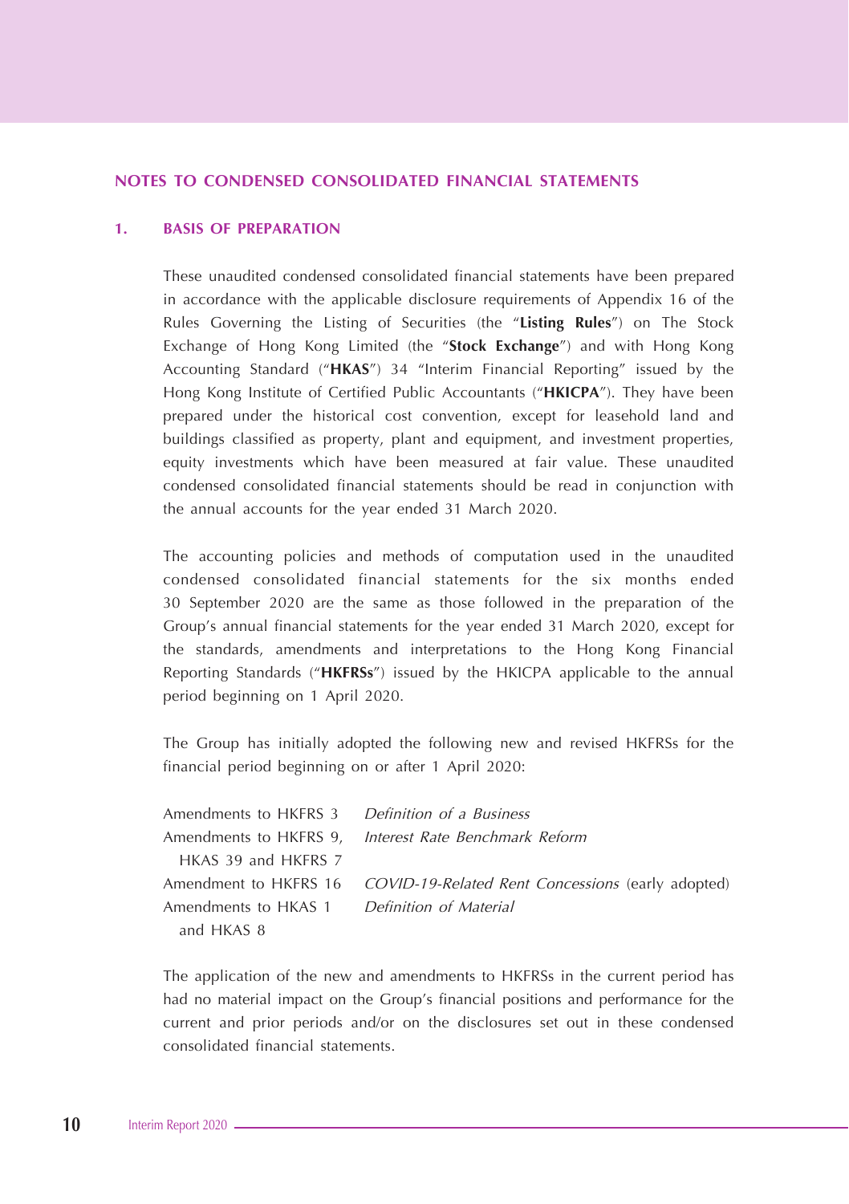## NOTES TO CONDENSED CONSOLIDATED FINANCIAL STATEMENTS

### 1. BASIS OF PREPARATION

These unaudited condensed consolidated financial statements have been prepared in accordance with the applicable disclosure requirements of Appendix 16 of the Rules Governing the Listing of Securities (the "**Listing Rules**") on The Stock Exchange of Hong Kong Limited (the "**Stock Exchange**") and with Hong Kong Accounting Standard ("**HKAS**") 34 "Interim Financial Reporting" issued by the Hong Kong Institute of Certified Public Accountants ("**HKICPA**"). They have been prepared under the historical cost convention, except for leasehold land and buildings classified as property, plant and equipment, and investment properties, equity investments which have been measured at fair value. These unaudited condensed consolidated financial statements should be read in conjunction with the annual accounts for the year ended 31 March 2020.

The accounting policies and methods of computation used in the unaudited condensed consolidated financial statements for the six months ended 30 September 2020 are the same as those followed in the preparation of the Group's annual financial statements for the year ended 31 March 2020, except for the standards, amendments and interpretations to the Hong Kong Financial Reporting Standards ("**HKFRSs**") issued by the HKICPA applicable to the annual period beginning on 1 April 2020.

The Group has initially adopted the following new and revised HKFRSs for the financial period beginning on or after 1 April 2020:

| | |
|---|---|
| Amendments to HKFRS 3 | *Definition of a Business* |
| Amendments to HKFRS 9, HKAS 39 and HKFRS 7 | *Interest Rate Benchmark Reform* |
| Amendment to HKFRS 16 | *COVID-19-Related Rent Concessions* (early adopted) |
| Amendments to HKAS 1 and HKAS 8 | *Definition of Material* |

The application of the new and amendments to HKFRSs in the current period has had no material impact on the Group's financial positions and performance for the current and prior periods and/or on the disclosures set out in these condensed consolidated financial statements.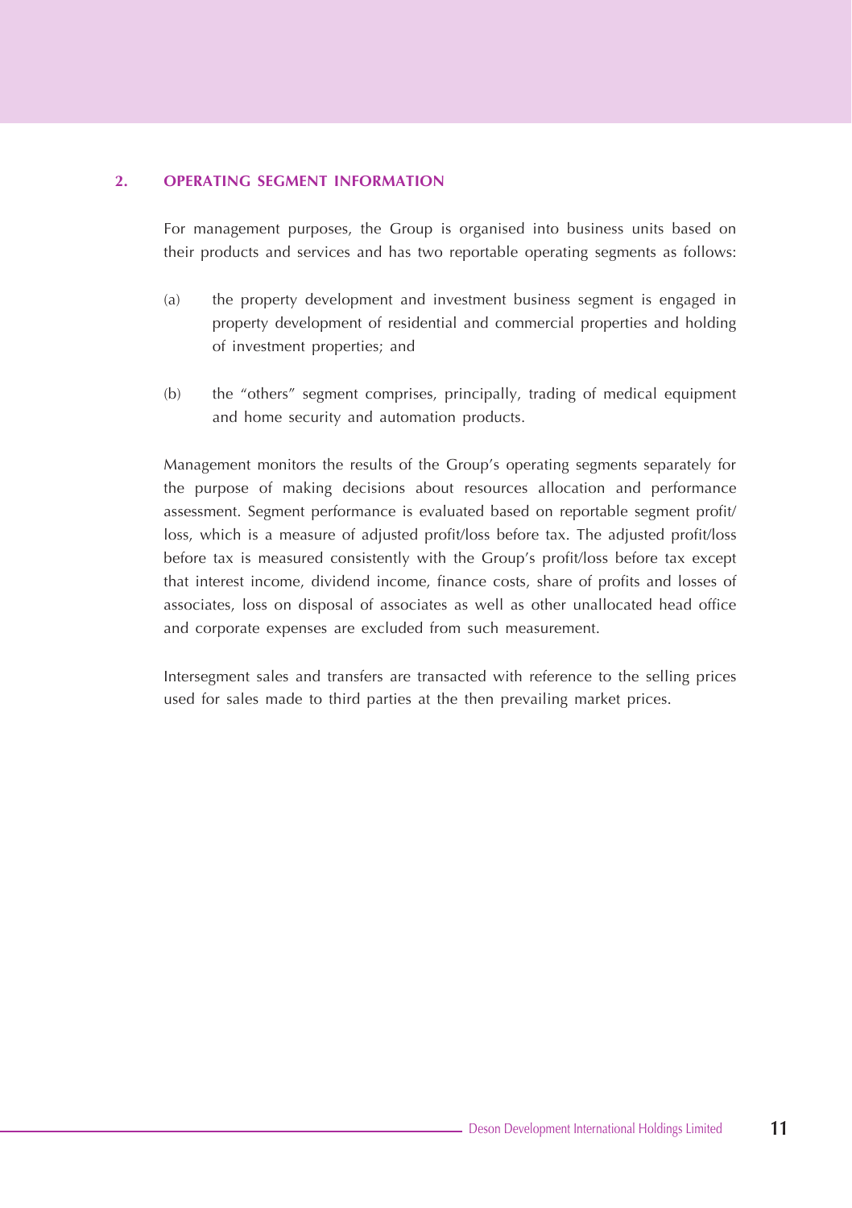## 2. OPERATING SEGMENT INFORMATION

For management purposes, the Group is organised into business units based on their products and services and has two reportable operating segments as follows:

(a) the property development and investment business segment is engaged in property development of residential and commercial properties and holding of investment properties; and

(b) the "others" segment comprises, principally, trading of medical equipment and home security and automation products.

Management monitors the results of the Group's operating segments separately for the purpose of making decisions about resources allocation and performance assessment. Segment performance is evaluated based on reportable segment profit/loss, which is a measure of adjusted profit/loss before tax. The adjusted profit/loss before tax is measured consistently with the Group's profit/loss before tax except that interest income, dividend income, finance costs, share of profits and losses of associates, loss on disposal of associates as well as other unallocated head office and corporate expenses are excluded from such measurement.

Intersegment sales and transfers are transacted with reference to the selling prices used for sales made to third parties at the then prevailing market prices.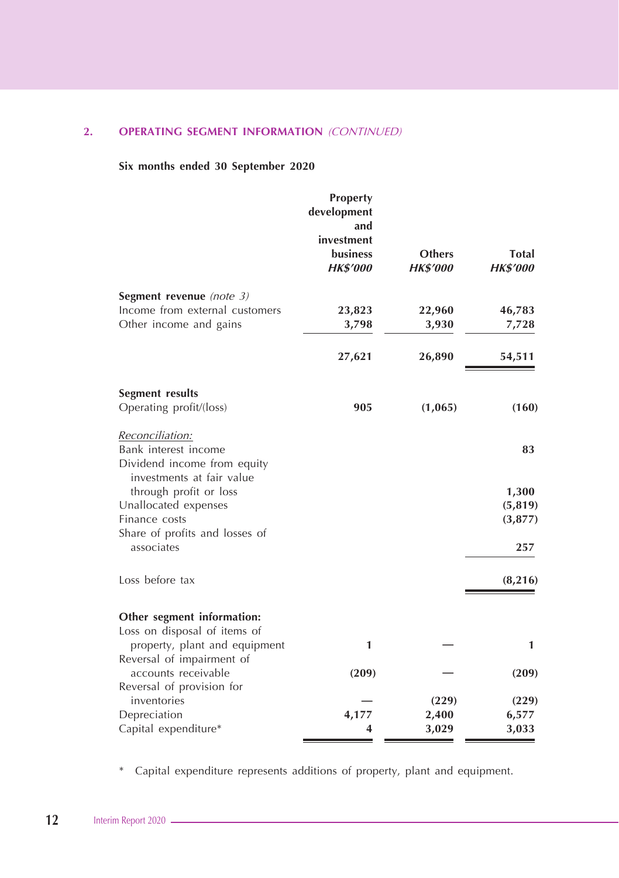## 2. OPERATING SEGMENT INFORMATION *(CONTINUED)*

**Six months ended 30 September 2020**

| | Property development and investment business | Others | Total |
|---|---|---|---|
| | *HK$'000* | *HK$'000* | *HK$'000* |
| **Segment revenue** *(note 3)* | | | |
| Income from external customers | 23,823 | 22,960 | 46,783 |
| Other income and gains | 3,798 | 3,930 | 7,728 |
| | 27,621 | 26,890 | 54,511 |
| **Segment results** | | | |
| Operating profit/(loss) | 905 | (1,065) | (160) |
| *Reconciliation:* | | | |
| Bank interest income | | | 83 |
| Dividend income from equity investments at fair value through profit or loss | | | 1,300 |
| Unallocated expenses | | | (5,819) |
| Finance costs | | | (3,877) |
| Share of profits and losses of associates | | | 257 |
| Loss before tax | | | (8,216) |
| **Other segment information:** | | | |
| Loss on disposal of items of property, plant and equipment | 1 | — | 1 |
| Reversal of impairment of accounts receivable | (209) | — | (209) |
| Reversal of provision for inventories | — | (229) | (229) |
| Depreciation | 4,177 | 2,400 | 6,577 |
| Capital expenditure* | 4 | 3,029 | 3,033 |

\* Capital expenditure represents additions of property, plant and equipment.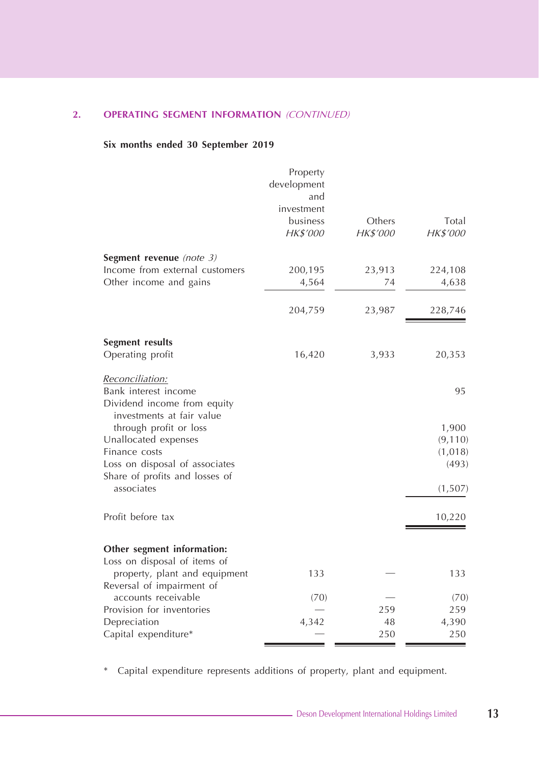## 2. OPERATING SEGMENT INFORMATION *(CONTINUED)*

**Six months ended 30 September 2019**

| | Property development and investment business | Others | Total |
|---|---|---|---|
| | *HK$'000* | *HK$'000* | *HK$'000* |
| **Segment revenue** *(note 3)* | | | |
| Income from external customers | 200,195 | 23,913 | 224,108 |
| Other income and gains | 4,564 | 74 | 4,638 |
| | 204,759 | 23,987 | 228,746 |
| **Segment results** | | | |
| Operating profit | 16,420 | 3,933 | 20,353 |
| *Reconciliation:* | | | |
| Bank interest income | | | 95 |
| Dividend income from equity investments at fair value through profit or loss | | | 1,900 |
| Unallocated expenses | | | (9,110) |
| Finance costs | | | (1,018) |
| Loss on disposal of associates | | | (493) |
| Share of profits and losses of associates | | | (1,507) |
| Profit before tax | | | 10,220 |
| **Other segment information:** | | | |
| Loss on disposal of items of property, plant and equipment | 133 | — | 133 |
| Reversal of impairment of accounts receivable | (70) | — | (70) |
| Provision for inventories | — | 259 | 259 |
| Depreciation | 4,342 | 48 | 4,390 |
| Capital expenditure* | — | 250 | 250 |

\* Capital expenditure represents additions of property, plant and equipment.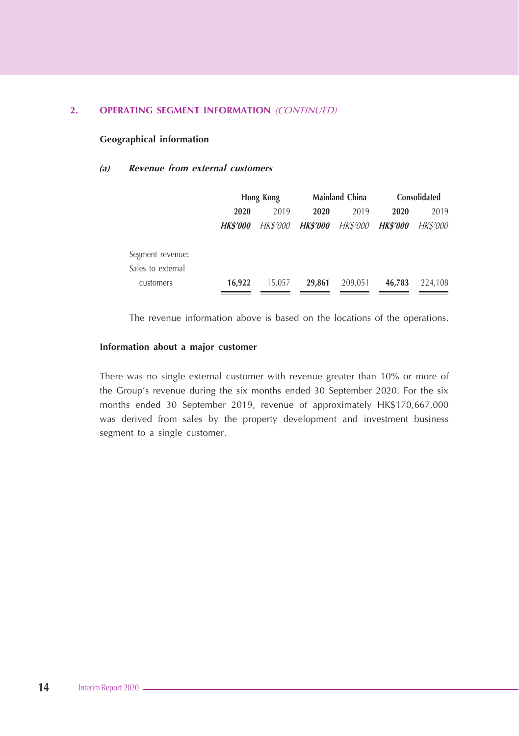## 2. OPERATING SEGMENT INFORMATION *(CONTINUED)*

### Geographical information

#### *(a) Revenue from external customers*

| | Hong Kong | | Mainland China | | Consolidated | |
|---|---|---|---|---|---|---|
| | **2020** | 2019 | **2020** | 2019 | **2020** | 2019 |
| | ***HK$'000*** | *HK$'000* | ***HK$'000*** | *HK$'000* | ***HK$'000*** | *HK$'000* |
| Segment revenue: | | | | | | |
| Sales to external customers | **16,922** | 15,057 | **29,861** | 209,051 | **46,783** | 224,108 |

The revenue information above is based on the locations of the operations.

### Information about a major customer

There was no single external customer with revenue greater than 10% or more of the Group's revenue during the six months ended 30 September 2020. For the six months ended 30 September 2019, revenue of approximately HK$170,667,000 was derived from sales by the property development and investment business segment to a single customer.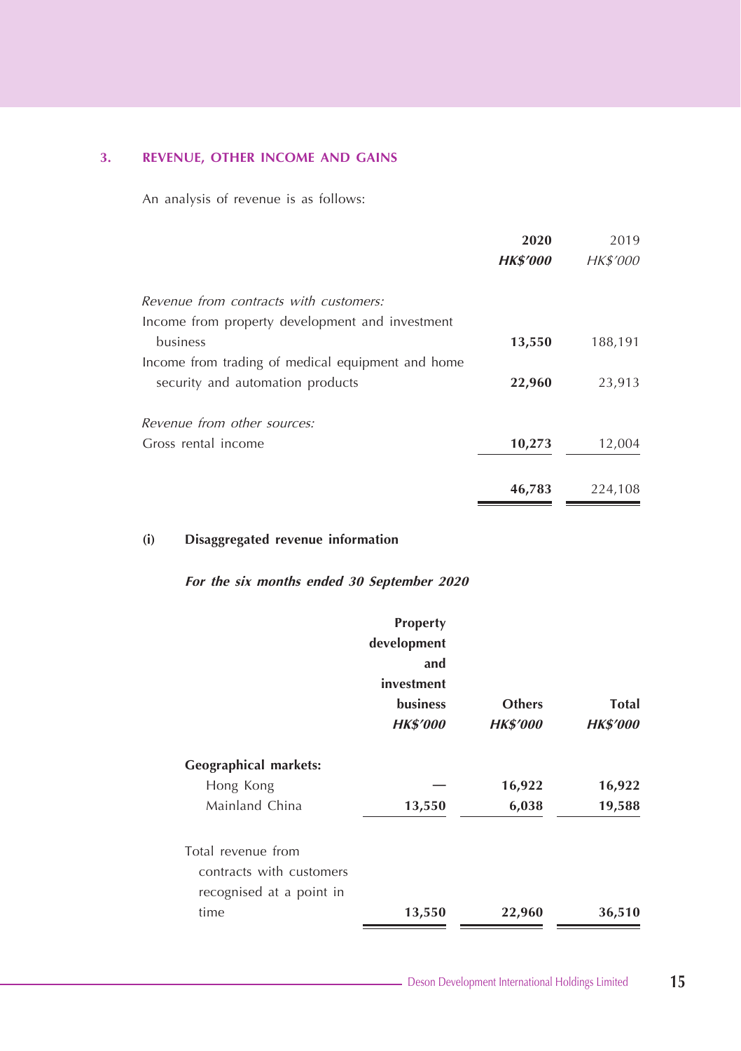### 3. REVENUE, OTHER INCOME AND GAINS

An analysis of revenue is as follows:

| | **2020** | 2019 |
|---|---|---|
| | ***HK$'000*** | *HK$'000* |
| *Revenue from contracts with customers:* | | |
| Income from property development and investment business | **13,550** | 188,191 |
| Income from trading of medical equipment and home security and automation products | **22,960** | 23,913 |
| *Revenue from other sources:* | | |
| Gross rental income | **10,273** | 12,004 |
| | **46,783** | 224,108 |

**(i) Disaggregated revenue information**

***For the six months ended 30 September 2020***

| | **Property development and investment business** | **Others** | **Total** |
|---|---|---|---|
| | ***HK$'000*** | ***HK$'000*** | ***HK$'000*** |
| **Geographical markets:** | | | |
| Hong Kong | — | **16,922** | **16,922** |
| Mainland China | **13,550** | **6,038** | **19,588** |
| Total revenue from contracts with customers recognised at a point in time | **13,550** | **22,960** | **36,510** |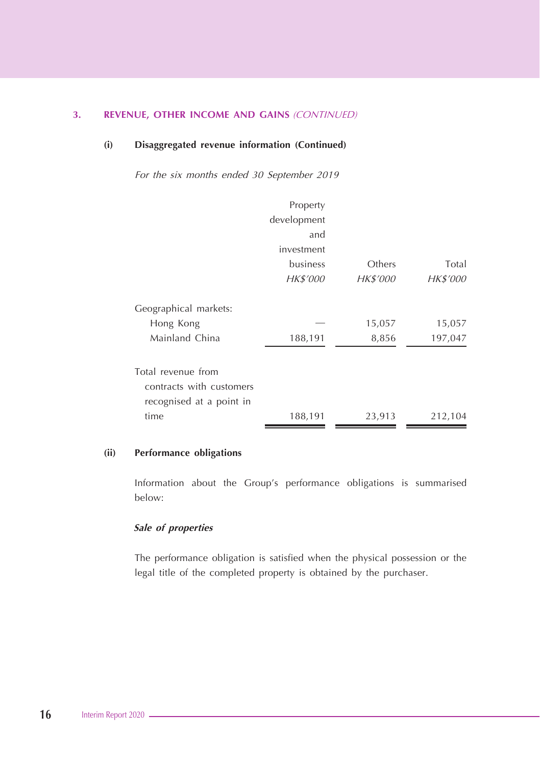## 3. REVENUE, OTHER INCOME AND GAINS *(CONTINUED)*

### (i) Disaggregated revenue information (Continued)

*For the six months ended 30 September 2019*

| | Property development and investment business | Others | Total |
|---|---|---|---|
| | *HK$'000* | *HK$'000* | *HK$'000* |
| Geographical markets: | | | |
| Hong Kong | — | 15,057 | 15,057 |
| Mainland China | 188,191 | 8,856 | 197,047 |
| Total revenue from contracts with customers recognised at a point in time | 188,191 | 23,913 | 212,104 |

### (ii) Performance obligations

Information about the Group's performance obligations is summarised below:

***Sale of properties***

The performance obligation is satisfied when the physical possession or the legal title of the completed property is obtained by the purchaser.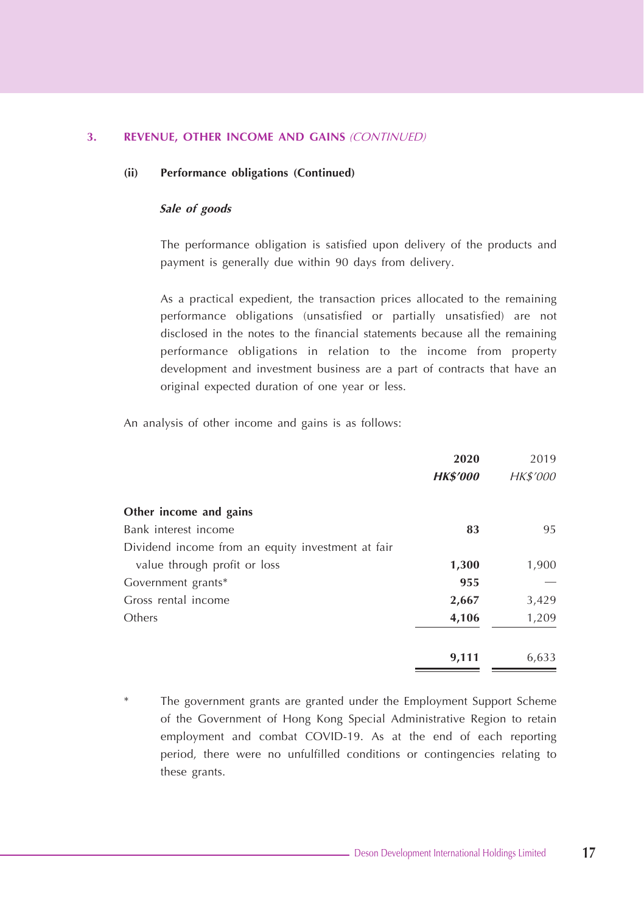## 3. REVENUE, OTHER INCOME AND GAINS *(CONTINUED)*

### (ii) Performance obligations (Continued)

***Sale of goods***

The performance obligation is satisfied upon delivery of the products and payment is generally due within 90 days from delivery.

As a practical expedient, the transaction prices allocated to the remaining performance obligations (unsatisfied or partially unsatisfied) are not disclosed in the notes to the financial statements because all the remaining performance obligations in relation to the income from property development and investment business are a part of contracts that have an original expected duration of one year or less.

An analysis of other income and gains is as follows:

| | **2020** | 2019 |
|---|---|---|
| | ***HK$'000*** | *HK$'000* |
| **Other income and gains** | | |
| Bank interest income | **83** | 95 |
| Dividend income from an equity investment at fair value through profit or loss | **1,300** | 1,900 |
| Government grants* | **955** | — |
| Gross rental income | **2,667** | 3,429 |
| Others | **4,106** | 1,209 |
| | **9,111** | 6,633 |

\* The government grants are granted under the Employment Support Scheme of the Government of Hong Kong Special Administrative Region to retain employment and combat COVID-19. As at the end of each reporting period, there were no unfulfilled conditions or contingencies relating to these grants.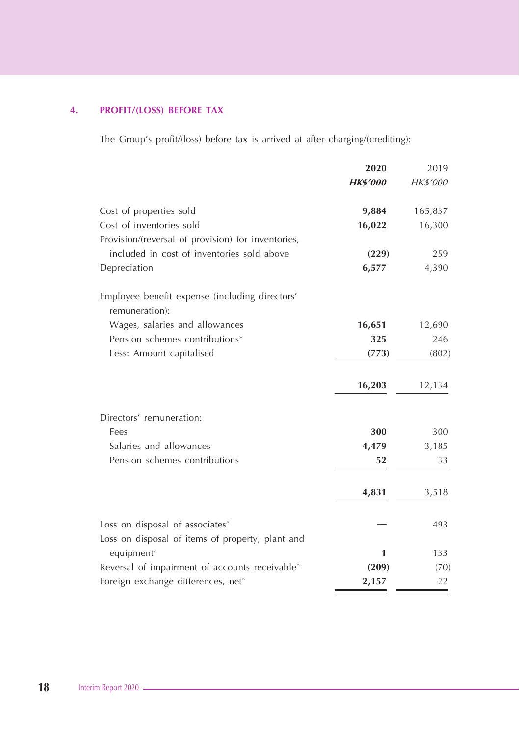## 4. PROFIT/(LOSS) BEFORE TAX

The Group's profit/(loss) before tax is arrived at after charging/(crediting):

| | **2020** | 2019 |
|---|---|---|
| | ***HK$'000*** | *HK$'000* |
| Cost of properties sold | **9,884** | 165,837 |
| Cost of inventories sold | **16,022** | 16,300 |
| Provision/(reversal of provision) for inventories, included in cost of inventories sold above | **(229)** | 259 |
| Depreciation | **6,577** | 4,390 |
| Employee benefit expense (including directors' remuneration): | | |
| Wages, salaries and allowances | **16,651** | 12,690 |
| Pension schemes contributions* | **325** | 246 |
| Less: Amount capitalised | **(773)** | (802) |
| | **16,203** | 12,134 |
| Directors' remuneration: | | |
| Fees | **300** | 300 |
| Salaries and allowances | **4,479** | 3,185 |
| Pension schemes contributions | **52** | 33 |
| | **4,831** | 3,518 |
| Loss on disposal of associates^ | **—** | 493 |
| Loss on disposal of items of property, plant and equipment^ | **1** | 133 |
| Reversal of impairment of accounts receivable^ | **(209)** | (70) |
| Foreign exchange differences, net^ | **2,157** | 22 |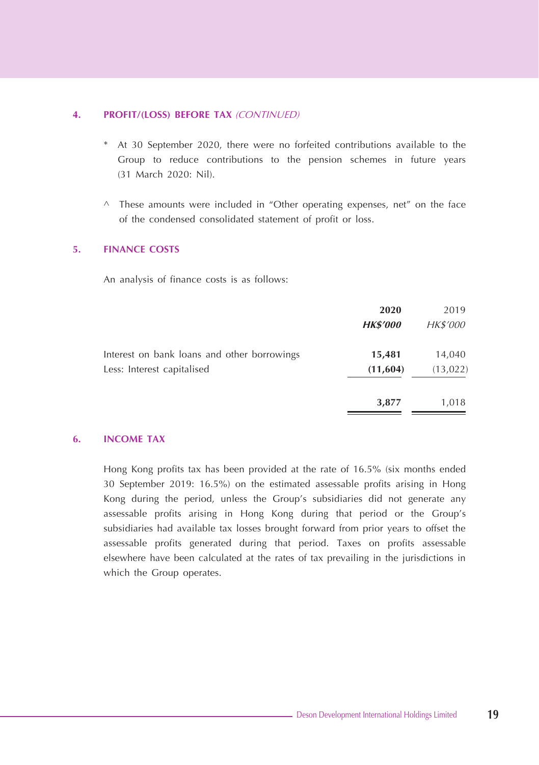## 4. PROFIT/(LOSS) BEFORE TAX *(CONTINUED)*

\* At 30 September 2020, there were no forfeited contributions available to the Group to reduce contributions to the pension schemes in future years (31 March 2020: Nil).

^ These amounts were included in "Other operating expenses, net" on the face of the condensed consolidated statement of profit or loss.

## 5. FINANCE COSTS

An analysis of finance costs is as follows:

| | **2020** | 2019 |
|---|---|---|
| | ***HK$'000*** | *HK$'000* |
| Interest on bank loans and other borrowings | **15,481** | 14,040 |
| Less: Interest capitalised | **(11,604)** | (13,022) |
| | **3,877** | 1,018 |

## 6. INCOME TAX

Hong Kong profits tax has been provided at the rate of 16.5% (six months ended 30 September 2019: 16.5%) on the estimated assessable profits arising in Hong Kong during the period, unless the Group's subsidiaries did not generate any assessable profits arising in Hong Kong during that period or the Group's subsidiaries had available tax losses brought forward from prior years to offset the assessable profits generated during that period. Taxes on profits assessable elsewhere have been calculated at the rates of tax prevailing in the jurisdictions in which the Group operates.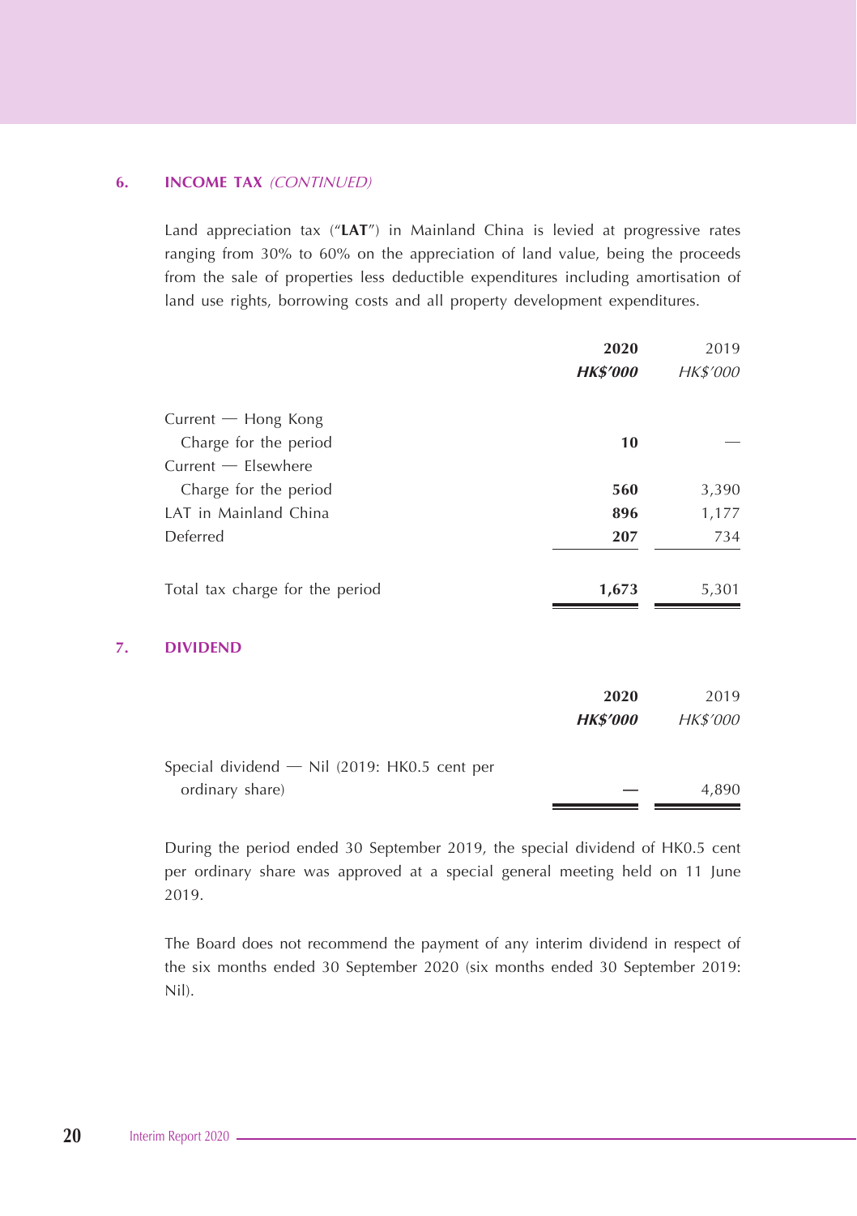## 6. INCOME TAX *(CONTINUED)*

Land appreciation tax ("**LAT**") in Mainland China is levied at progressive rates ranging from 30% to 60% on the appreciation of land value, being the proceeds from the sale of properties less deductible expenditures including amortisation of land use rights, borrowing costs and all property development expenditures.

| | **2020** | 2019 |
|---|---|---|
| | ***HK$'000*** | *HK$'000* |
| Current — Hong Kong | | |
| Charge for the period | **10** | — |
| Current — Elsewhere | | |
| Charge for the period | **560** | 3,390 |
| LAT in Mainland China | **896** | 1,177 |
| Deferred | **207** | 734 |
| Total tax charge for the period | **1,673** | 5,301 |

## 7. DIVIDEND

| | **2020** | 2019 |
|---|---|---|
| | ***HK$'000*** | *HK$'000* |
| Special dividend — Nil (2019: HK0.5 cent per ordinary share) | **—** | 4,890 |

During the period ended 30 September 2019, the special dividend of HK0.5 cent per ordinary share was approved at a special general meeting held on 11 June 2019.

The Board does not recommend the payment of any interim dividend in respect of the six months ended 30 September 2020 (six months ended 30 September 2019: Nil).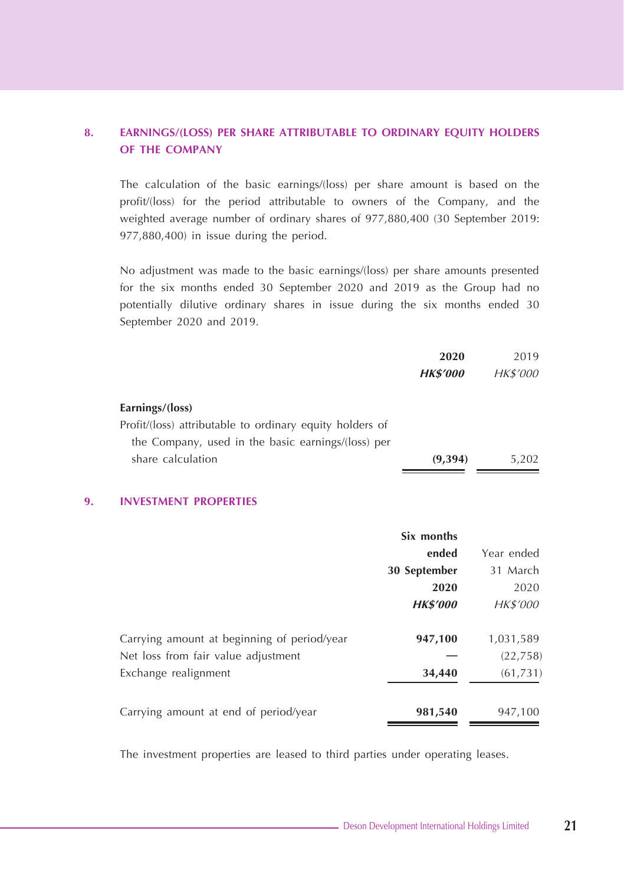## 8. EARNINGS/(LOSS) PER SHARE ATTRIBUTABLE TO ORDINARY EQUITY HOLDERS OF THE COMPANY

The calculation of the basic earnings/(loss) per share amount is based on the profit/(loss) for the period attributable to owners of the Company, and the weighted average number of ordinary shares of 977,880,400 (30 September 2019: 977,880,400) in issue during the period.

No adjustment was made to the basic earnings/(loss) per share amounts presented for the six months ended 30 September 2020 and 2019 as the Group had no potentially dilutive ordinary shares in issue during the six months ended 30 September 2020 and 2019.

| | **2020** | 2019 |
|---|---|---|
| | ***HK$'000*** | *HK$'000* |
| **Earnings/(loss)** | | |
| Profit/(loss) attributable to ordinary equity holders of the Company, used in the basic earnings/(loss) per share calculation | **(9,394)** | 5,202 |

## 9. INVESTMENT PROPERTIES

| | **Six months ended 30 September 2020** | Year ended 31 March 2020 |
|---|---|---|
| | ***HK$'000*** | *HK$'000* |
| Carrying amount at beginning of period/year | **947,100** | 1,031,589 |
| Net loss from fair value adjustment | **—** | (22,758) |
| Exchange realignment | **34,440** | (61,731) |
| Carrying amount at end of period/year | **981,540** | 947,100 |

The investment properties are leased to third parties under operating leases.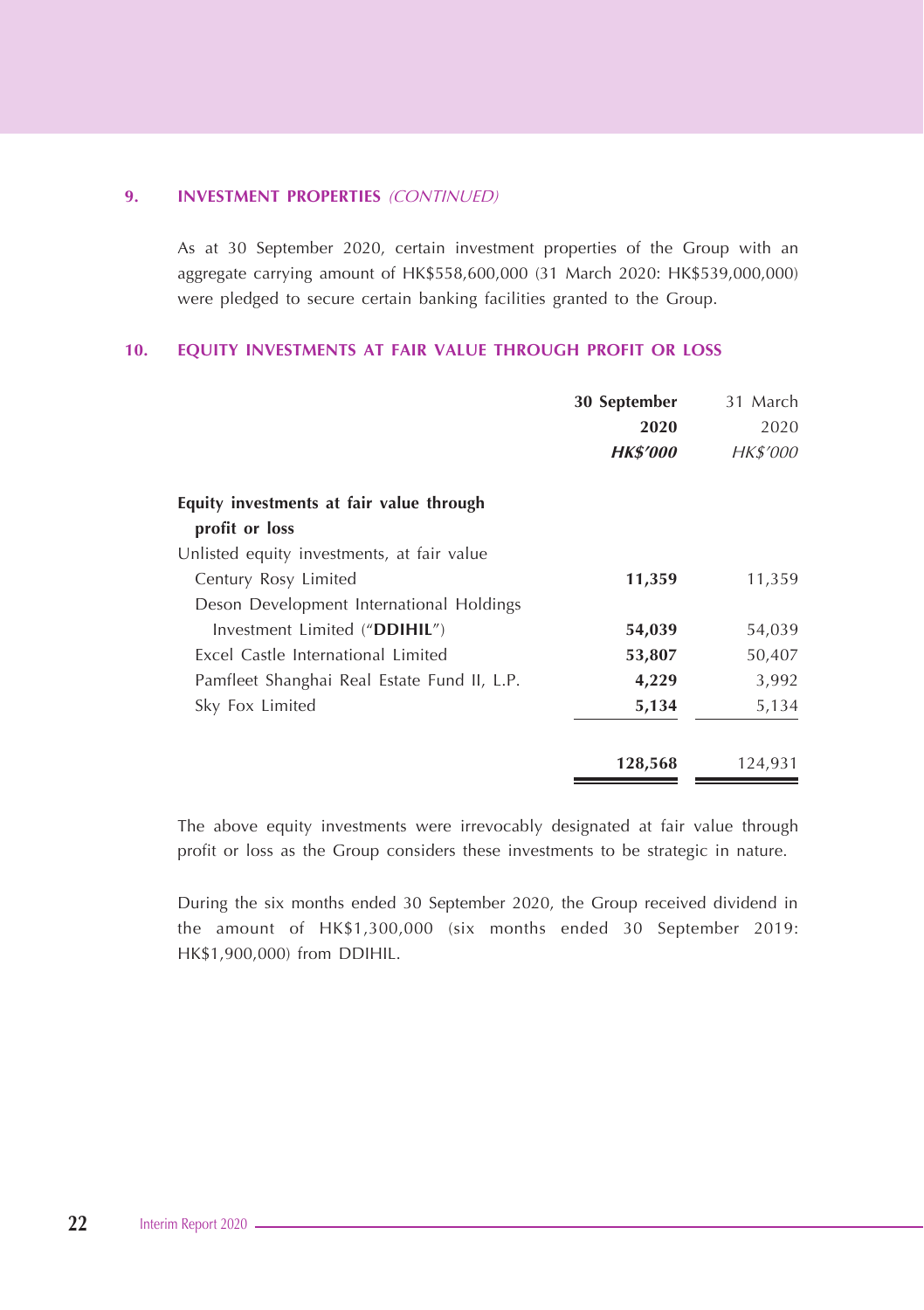## 9. INVESTMENT PROPERTIES *(CONTINUED)*

As at 30 September 2020, certain investment properties of the Group with an aggregate carrying amount of HK$558,600,000 (31 March 2020: HK$539,000,000) were pledged to secure certain banking facilities granted to the Group.

## 10. EQUITY INVESTMENTS AT FAIR VALUE THROUGH PROFIT OR LOSS

| | **30 September 2020** | 31 March 2020 |
|---|---|---|
| | ***HK$'000*** | *HK$'000* |
| **Equity investments at fair value through profit or loss** | | |
| Unlisted equity investments, at fair value | | |
| Century Rosy Limited | **11,359** | 11,359 |
| Deson Development International Holdings Investment Limited ("**DDIHIL**") | **54,039** | 54,039 |
| Excel Castle International Limited | **53,807** | 50,407 |
| Pamfleet Shanghai Real Estate Fund II, L.P. | **4,229** | 3,992 |
| Sky Fox Limited | **5,134** | 5,134 |
| | **128,568** | 124,931 |

The above equity investments were irrevocably designated at fair value through profit or loss as the Group considers these investments to be strategic in nature.

During the six months ended 30 September 2020, the Group received dividend in the amount of HK$1,300,000 (six months ended 30 September 2019: HK$1,900,000) from DDIHIL.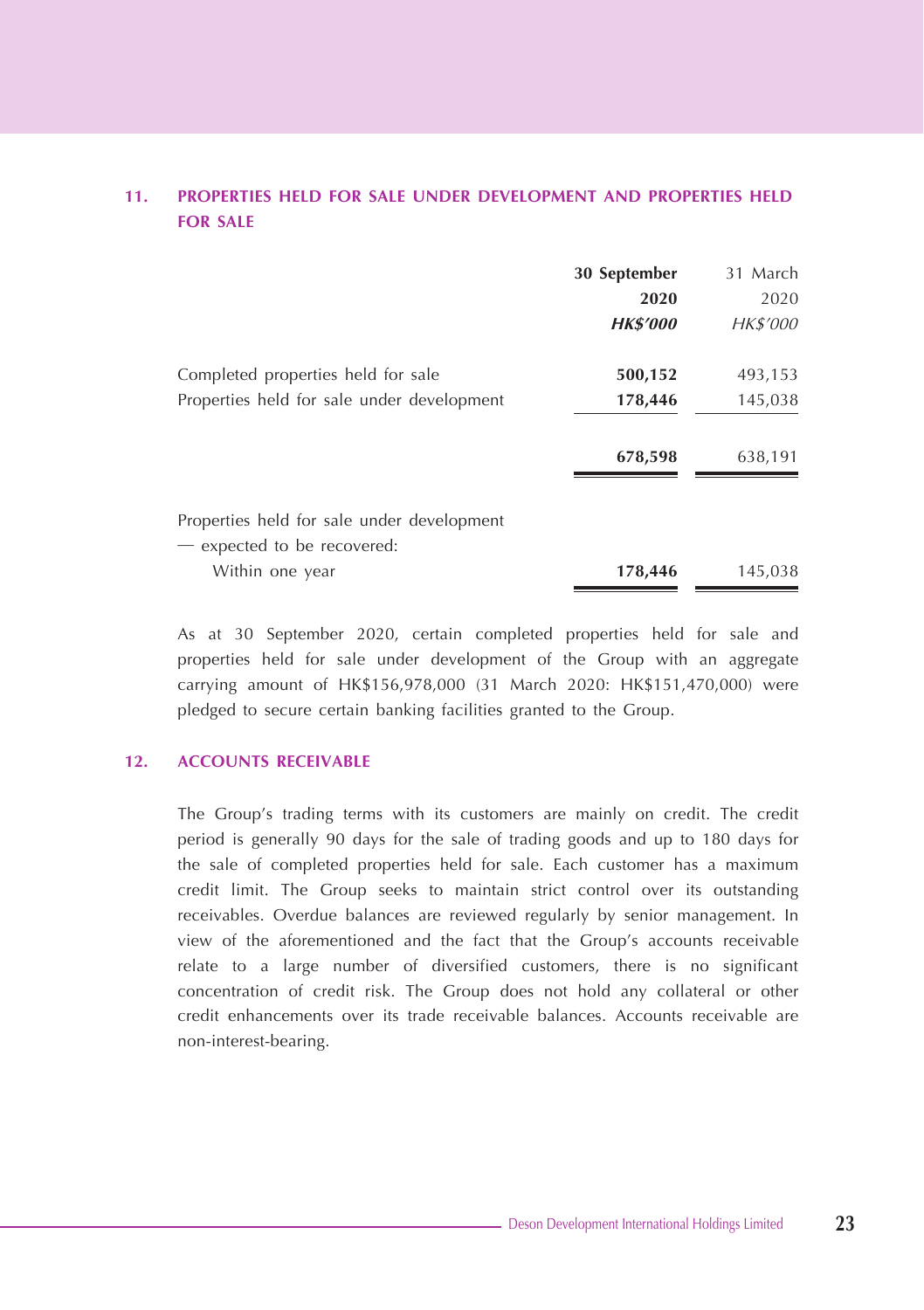## 11. PROPERTIES HELD FOR SALE UNDER DEVELOPMENT AND PROPERTIES HELD FOR SALE

| | 30 September 2020 *HK$'000* | 31 March 2020 *HK$'000* |
|---|---|---|
| Completed properties held for sale | **500,152** | 493,153 |
| Properties held for sale under development | **178,446** | 145,038 |
| | **678,598** | 638,191 |
| Properties held for sale under development — expected to be recovered: | | |
| Within one year | **178,446** | 145,038 |

As at 30 September 2020, certain completed properties held for sale and properties held for sale under development of the Group with an aggregate carrying amount of HK$156,978,000 (31 March 2020: HK$151,470,000) were pledged to secure certain banking facilities granted to the Group.

## 12. ACCOUNTS RECEIVABLE

The Group's trading terms with its customers are mainly on credit. The credit period is generally 90 days for the sale of trading goods and up to 180 days for the sale of completed properties held for sale. Each customer has a maximum credit limit. The Group seeks to maintain strict control over its outstanding receivables. Overdue balances are reviewed regularly by senior management. In view of the aforementioned and the fact that the Group's accounts receivable relate to a large number of diversified customers, there is no significant concentration of credit risk. The Group does not hold any collateral or other credit enhancements over its trade receivable balances. Accounts receivable are non-interest-bearing.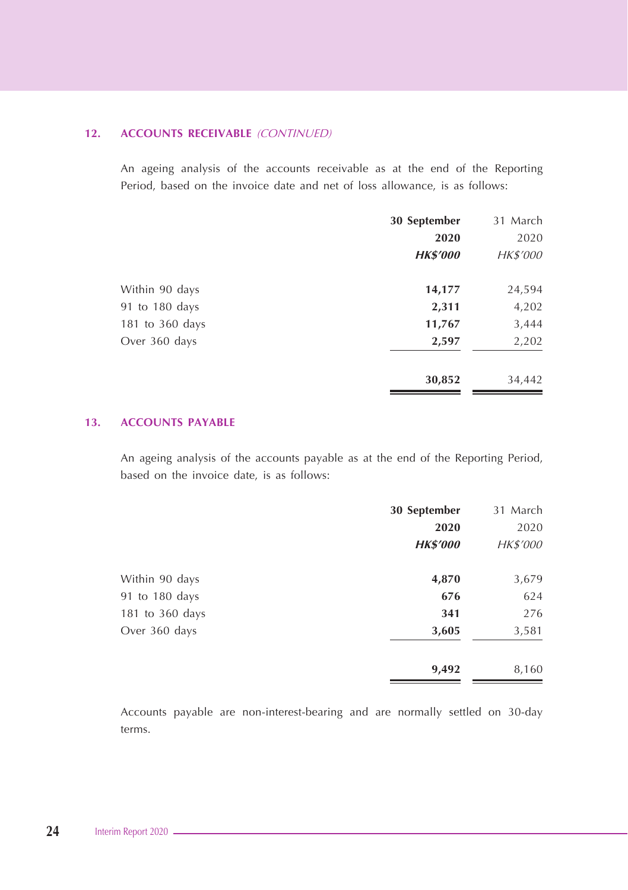## 12. ACCOUNTS RECEIVABLE *(CONTINUED)*

An ageing analysis of the accounts receivable as at the end of the Reporting Period, based on the invoice date and net of loss allowance, is as follows:

| | **30 September 2020** | 31 March 2020 |
|---|---|---|
| | ***HK$'000*** | *HK$'000* |
| Within 90 days | **14,177** | 24,594 |
| 91 to 180 days | **2,311** | 4,202 |
| 181 to 360 days | **11,767** | 3,444 |
| Over 360 days | **2,597** | 2,202 |
| | **30,852** | 34,442 |

## 13. ACCOUNTS PAYABLE

An ageing analysis of the accounts payable as at the end of the Reporting Period, based on the invoice date, is as follows:

| | **30 September 2020** | 31 March 2020 |
|---|---|---|
| | ***HK$'000*** | *HK$'000* |
| Within 90 days | **4,870** | 3,679 |
| 91 to 180 days | **676** | 624 |
| 181 to 360 days | **341** | 276 |
| Over 360 days | **3,605** | 3,581 |
| | **9,492** | 8,160 |

Accounts payable are non-interest-bearing and are normally settled on 30-day terms.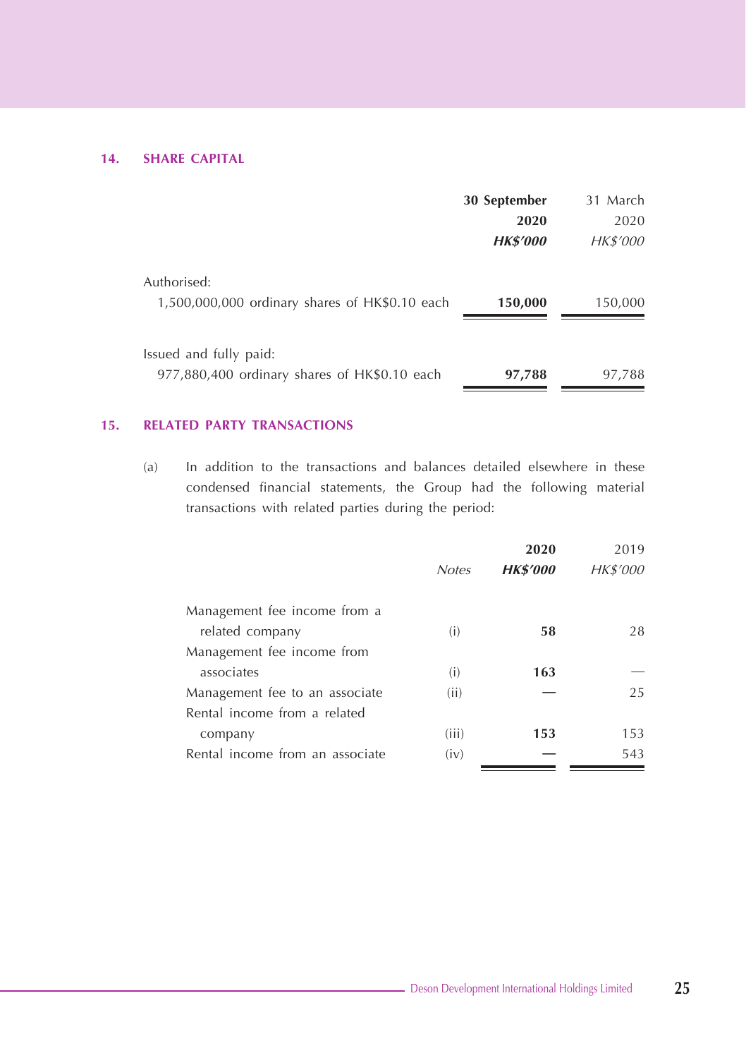## 14. SHARE CAPITAL

| | 30 September 2020 HK$'000 | 31 March 2020 HK$'000 |
|---|---|---|
| Authorised: | | |
| 1,500,000,000 ordinary shares of HK$0.10 each | **150,000** | 150,000 |
| Issued and fully paid: | | |
| 977,880,400 ordinary shares of HK$0.10 each | **97,788** | 97,788 |

## 15. RELATED PARTY TRANSACTIONS

(a) In addition to the transactions and balances detailed elsewhere in these condensed financial statements, the Group had the following material transactions with related parties during the period:

| | *Notes* | **2020** ***HK$'000*** | 2019 *HK$'000* |
|---|---|---|---|
| Management fee income from a related company | (i) | **58** | 28 |
| Management fee income from associates | (i) | **163** | — |
| Management fee to an associate | (ii) | **—** | 25 |
| Rental income from a related company | (iii) | **153** | 153 |
| Rental income from an associate | (iv) | **—** | 543 |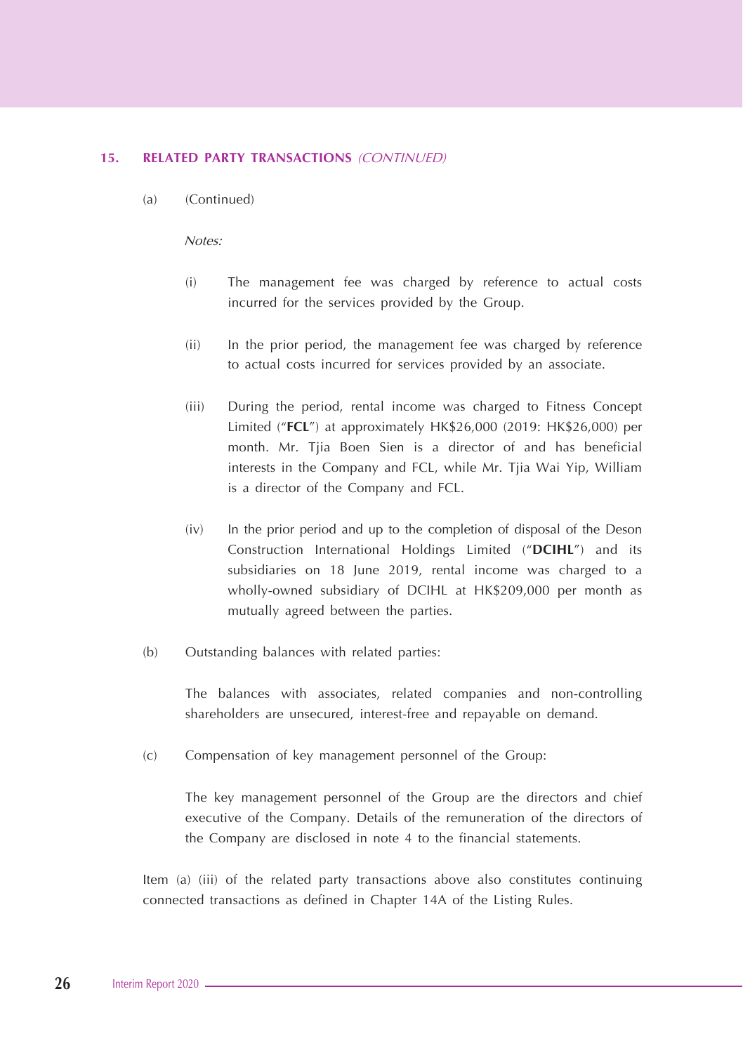## 15. RELATED PARTY TRANSACTIONS *(CONTINUED)*

(a) (Continued)

*Notes:*

(i) The management fee was charged by reference to actual costs incurred for the services provided by the Group.

(ii) In the prior period, the management fee was charged by reference to actual costs incurred for services provided by an associate.

(iii) During the period, rental income was charged to Fitness Concept Limited ("**FCL**") at approximately HK$26,000 (2019: HK$26,000) per month. Mr. Tjia Boen Sien is a director of and has beneficial interests in the Company and FCL, while Mr. Tjia Wai Yip, William is a director of the Company and FCL.

(iv) In the prior period and up to the completion of disposal of the Deson Construction International Holdings Limited ("**DCIHL**") and its subsidiaries on 18 June 2019, rental income was charged to a wholly-owned subsidiary of DCIHL at HK$209,000 per month as mutually agreed between the parties.

(b) Outstanding balances with related parties:

The balances with associates, related companies and non-controlling shareholders are unsecured, interest-free and repayable on demand.

(c) Compensation of key management personnel of the Group:

The key management personnel of the Group are the directors and chief executive of the Company. Details of the remuneration of the directors of the Company are disclosed in note 4 to the financial statements.

Item (a) (iii) of the related party transactions above also constitutes continuing connected transactions as defined in Chapter 14A of the Listing Rules.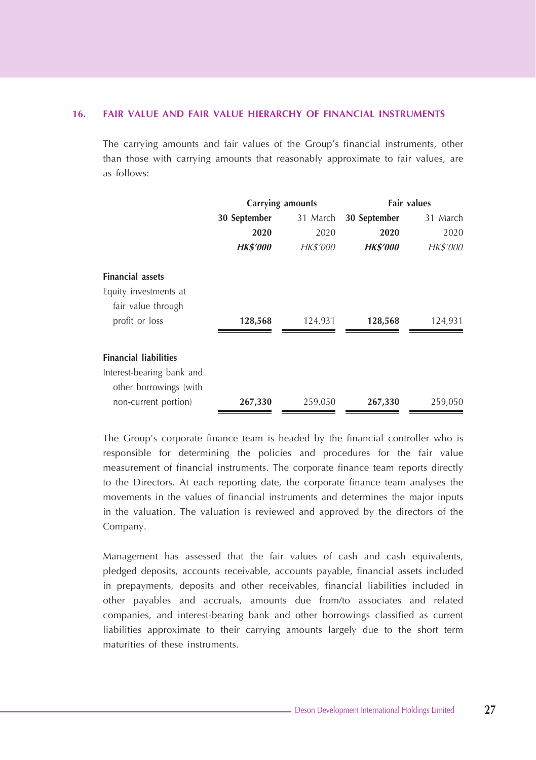## 16. FAIR VALUE AND FAIR VALUE HIERARCHY OF FINANCIAL INSTRUMENTS

The carrying amounts and fair values of the Group's financial instruments, other than those with carrying amounts that reasonably approximate to fair values, are as follows:

| | Carrying amounts | | Fair values | |
|---|---|---|---|---|
| | **30 September 2020** | 31 March 2020 | **30 September 2020** | 31 March 2020 |
| | ***HK$'000*** | *HK$'000* | ***HK$'000*** | *HK$'000* |
| **Financial assets** | | | | |
| Equity investments at fair value through profit or loss | **128,568** | 124,931 | **128,568** | 124,931 |
| **Financial liabilities** | | | | |
| Interest-bearing bank and other borrowings (with non-current portion) | **267,330** | 259,050 | **267,330** | 259,050 |

The Group's corporate finance team is headed by the financial controller who is responsible for determining the policies and procedures for the fair value measurement of financial instruments. The corporate finance team reports directly to the Directors. At each reporting date, the corporate finance team analyses the movements in the values of financial instruments and determines the major inputs in the valuation. The valuation is reviewed and approved by the directors of the Company.

Management has assessed that the fair values of cash and cash equivalents, pledged deposits, accounts receivable, accounts payable, financial assets included in prepayments, deposits and other receivables, financial liabilities included in other payables and accruals, amounts due from/to associates and related companies, and interest-bearing bank and other borrowings classified as current liabilities approximate to their carrying amounts largely due to the short term maturities of these instruments.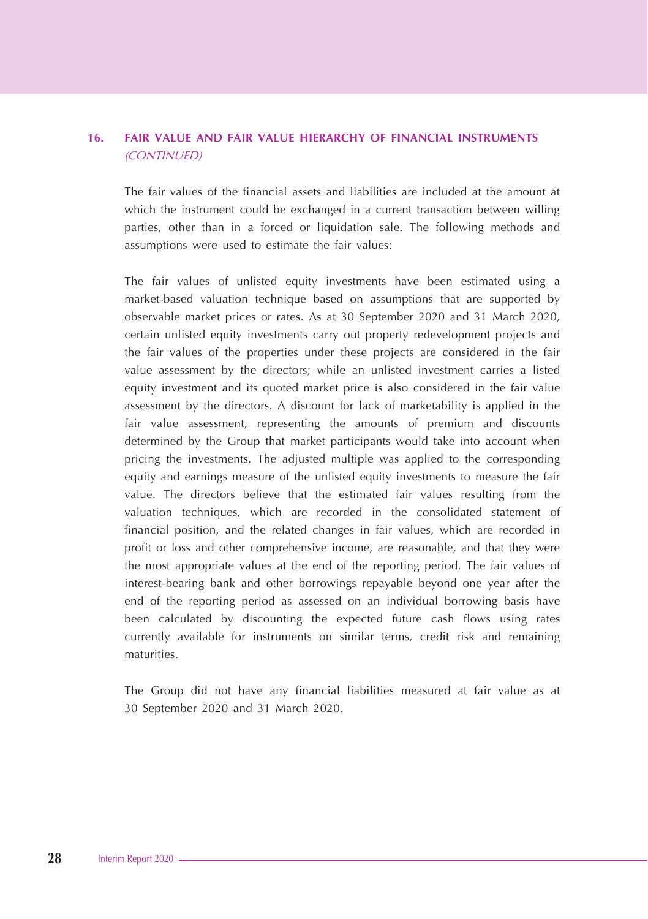## 16. FAIR VALUE AND FAIR VALUE HIERARCHY OF FINANCIAL INSTRUMENTS *(CONTINUED)*

The fair values of the financial assets and liabilities are included at the amount at which the instrument could be exchanged in a current transaction between willing parties, other than in a forced or liquidation sale. The following methods and assumptions were used to estimate the fair values:

The fair values of unlisted equity investments have been estimated using a market-based valuation technique based on assumptions that are supported by observable market prices or rates. As at 30 September 2020 and 31 March 2020, certain unlisted equity investments carry out property redevelopment projects and the fair values of the properties under these projects are considered in the fair value assessment by the directors; while an unlisted investment carries a listed equity investment and its quoted market price is also considered in the fair value assessment by the directors. A discount for lack of marketability is applied in the fair value assessment, representing the amounts of premium and discounts determined by the Group that market participants would take into account when pricing the investments. The adjusted multiple was applied to the corresponding equity and earnings measure of the unlisted equity investments to measure the fair value. The directors believe that the estimated fair values resulting from the valuation techniques, which are recorded in the consolidated statement of financial position, and the related changes in fair values, which are recorded in profit or loss and other comprehensive income, are reasonable, and that they were the most appropriate values at the end of the reporting period. The fair values of interest-bearing bank and other borrowings repayable beyond one year after the end of the reporting period as assessed on an individual borrowing basis have been calculated by discounting the expected future cash flows using rates currently available for instruments on similar terms, credit risk and remaining maturities.

The Group did not have any financial liabilities measured at fair value as at 30 September 2020 and 31 March 2020.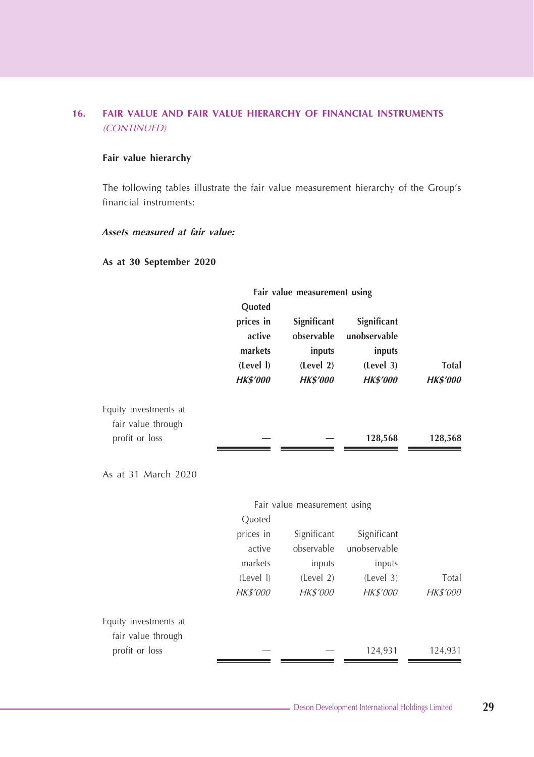## 16. FAIR VALUE AND FAIR VALUE HIERARCHY OF FINANCIAL INSTRUMENTS *(CONTINUED)*

**Fair value hierarchy**

The following tables illustrate the fair value measurement hierarchy of the Group's financial instruments:

***Assets measured at fair value:***

**As at 30 September 2020**

| | **Fair value measurement using** | | | |
|---|---|---|---|---|
| | **Quoted prices in active markets (Level l)** | **Significant observable inputs (Level 2)** | **Significant unobservable inputs (Level 3)** | **Total** |
| | ***HK$'000*** | ***HK$'000*** | ***HK$'000*** | ***HK$'000*** |
| Equity investments at fair value through profit or loss | **—** | **—** | **128,568** | **128,568** |

As at 31 March 2020

| | Fair value measurement using | | | |
|---|---|---|---|---|
| | Quoted prices in active markets (Level l) | Significant observable inputs (Level 2) | Significant unobservable inputs (Level 3) | Total |
| | *HK$'000* | *HK$'000* | *HK$'000* | *HK$'000* |
| Equity investments at fair value through profit or loss | — | — | 124,931 | 124,931 |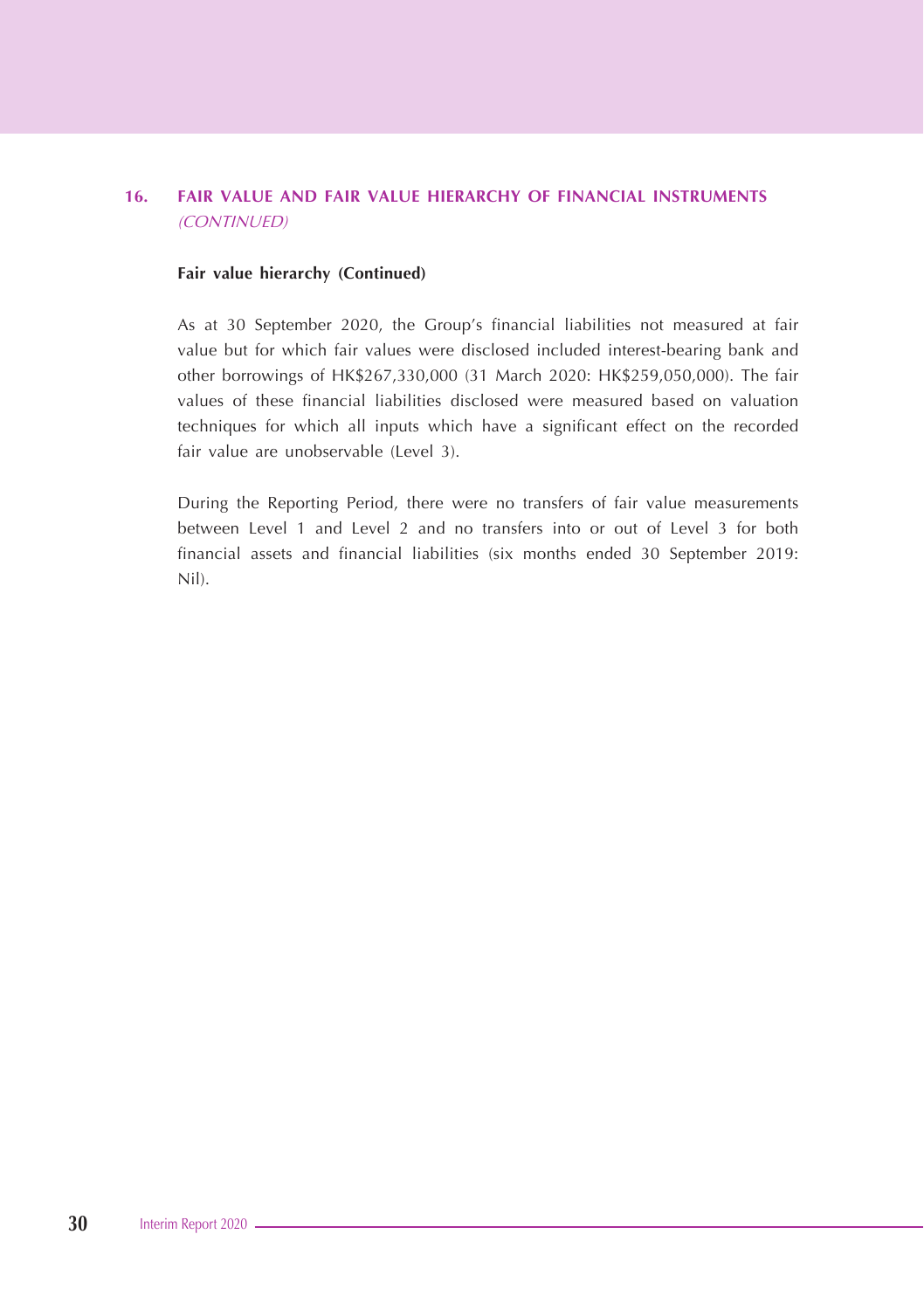## 16. FAIR VALUE AND FAIR VALUE HIERARCHY OF FINANCIAL INSTRUMENTS *(CONTINUED)*

**Fair value hierarchy (Continued)**

As at 30 September 2020, the Group's financial liabilities not measured at fair value but for which fair values were disclosed included interest-bearing bank and other borrowings of HK$267,330,000 (31 March 2020: HK$259,050,000). The fair values of these financial liabilities disclosed were measured based on valuation techniques for which all inputs which have a significant effect on the recorded fair value are unobservable (Level 3).

During the Reporting Period, there were no transfers of fair value measurements between Level 1 and Level 2 and no transfers into or out of Level 3 for both financial assets and financial liabilities (six months ended 30 September 2019: Nil).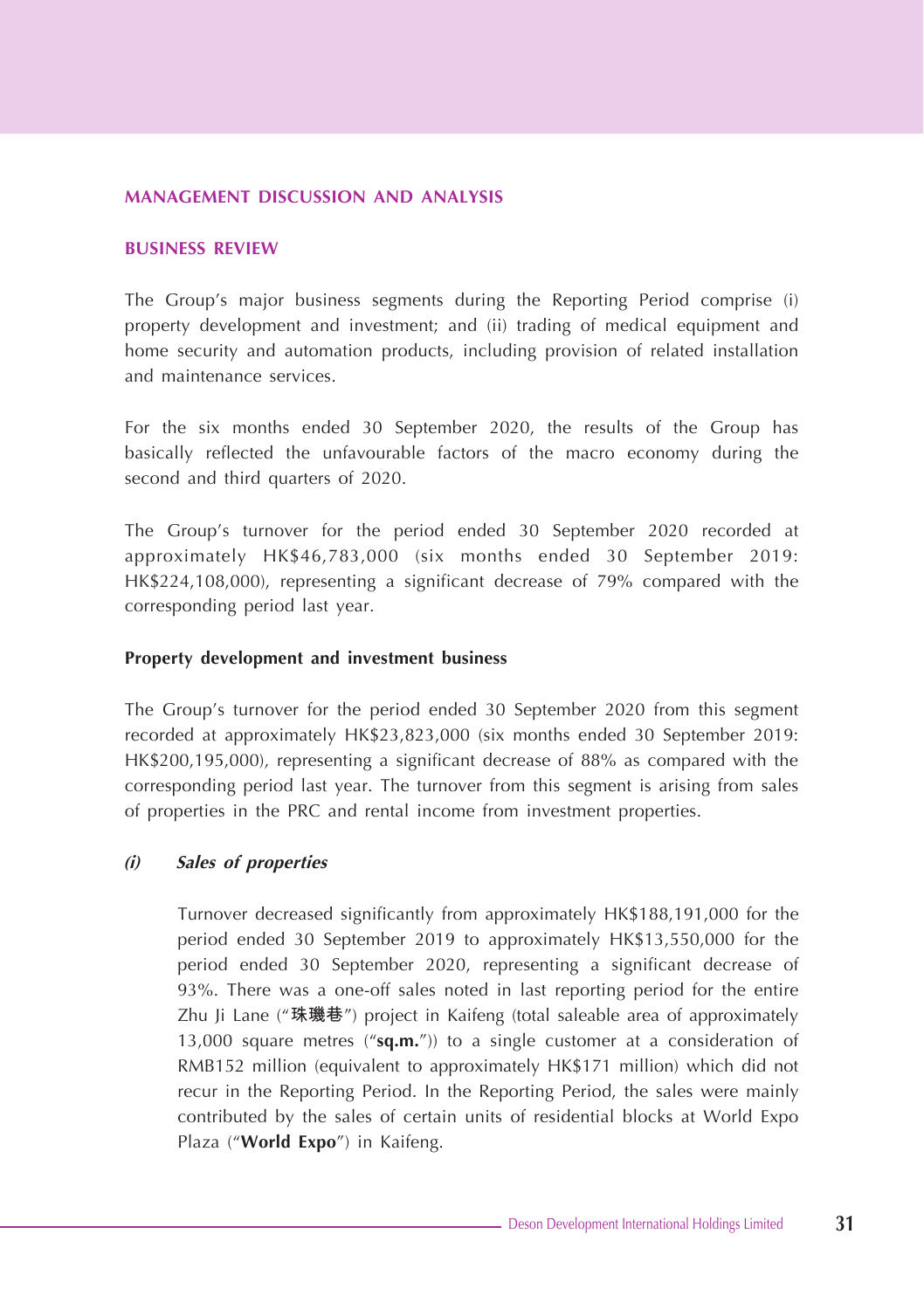## MANAGEMENT DISCUSSION AND ANALYSIS

### BUSINESS REVIEW

The Group's major business segments during the Reporting Period comprise (i) property development and investment; and (ii) trading of medical equipment and home security and automation products, including provision of related installation and maintenance services.

For the six months ended 30 September 2020, the results of the Group has basically reflected the unfavourable factors of the macro economy during the second and third quarters of 2020.

The Group's turnover for the period ended 30 September 2020 recorded at approximately HK$46,783,000 (six months ended 30 September 2019: HK$224,108,000), representing a significant decrease of 79% compared with the corresponding period last year.

**Property development and investment business**

The Group's turnover for the period ended 30 September 2020 from this segment recorded at approximately HK$23,823,000 (six months ended 30 September 2019: HK$200,195,000), representing a significant decrease of 88% as compared with the corresponding period last year. The turnover from this segment is arising from sales of properties in the PRC and rental income from investment properties.

***(i) Sales of properties***

Turnover decreased significantly from approximately HK$188,191,000 for the period ended 30 September 2019 to approximately HK$13,550,000 for the period ended 30 September 2020, representing a significant decrease of 93%. There was a one-off sales noted in last reporting period for the entire Zhu Ji Lane ("**珠璣巷**") project in Kaifeng (total saleable area of approximately 13,000 square metres ("**sq.m.**")) to a single customer at a consideration of RMB152 million (equivalent to approximately HK$171 million) which did not recur in the Reporting Period. In the Reporting Period, the sales were mainly contributed by the sales of certain units of residential blocks at World Expo Plaza ("**World Expo**") in Kaifeng.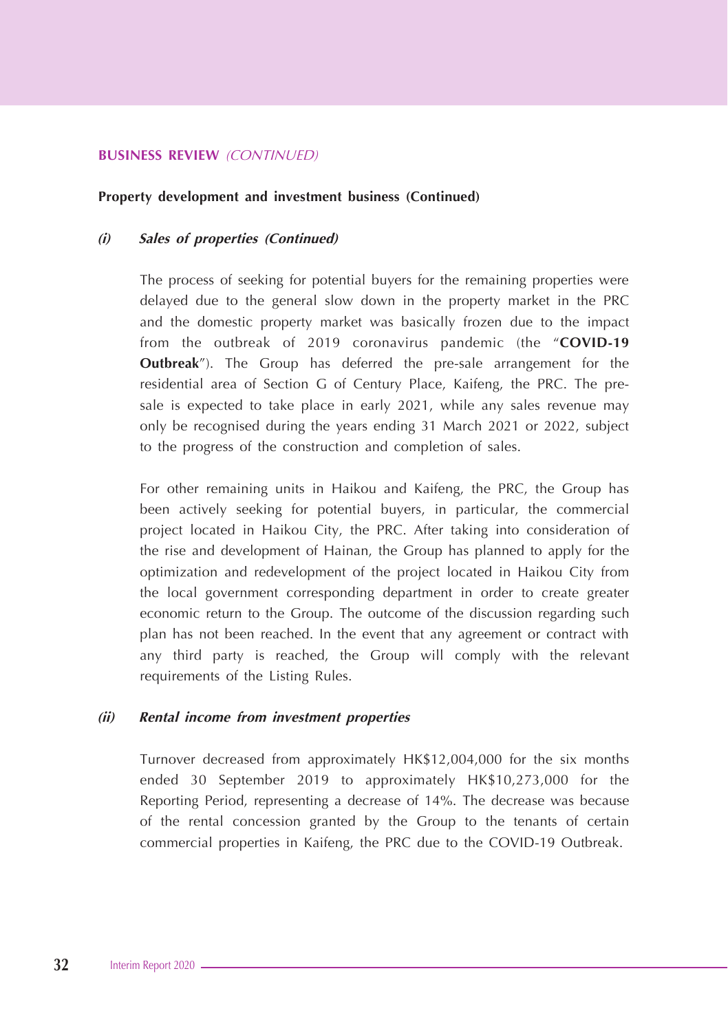## BUSINESS REVIEW *(CONTINUED)*

**Property development and investment business (Continued)**

***(i) Sales of properties (Continued)***

The process of seeking for potential buyers for the remaining properties were delayed due to the general slow down in the property market in the PRC and the domestic property market was basically frozen due to the impact from the outbreak of 2019 coronavirus pandemic (the "**COVID-19 Outbreak**"). The Group has deferred the pre-sale arrangement for the residential area of Section G of Century Place, Kaifeng, the PRC. The pre-sale is expected to take place in early 2021, while any sales revenue may only be recognised during the years ending 31 March 2021 or 2022, subject to the progress of the construction and completion of sales.

For other remaining units in Haikou and Kaifeng, the PRC, the Group has been actively seeking for potential buyers, in particular, the commercial project located in Haikou City, the PRC. After taking into consideration of the rise and development of Hainan, the Group has planned to apply for the optimization and redevelopment of the project located in Haikou City from the local government corresponding department in order to create greater economic return to the Group. The outcome of the discussion regarding such plan has not been reached. In the event that any agreement or contract with any third party is reached, the Group will comply with the relevant requirements of the Listing Rules.

***(ii) Rental income from investment properties***

Turnover decreased from approximately HK$12,004,000 for the six months ended 30 September 2019 to approximately HK$10,273,000 for the Reporting Period, representing a decrease of 14%. The decrease was because of the rental concession granted by the Group to the tenants of certain commercial properties in Kaifeng, the PRC due to the COVID-19 Outbreak.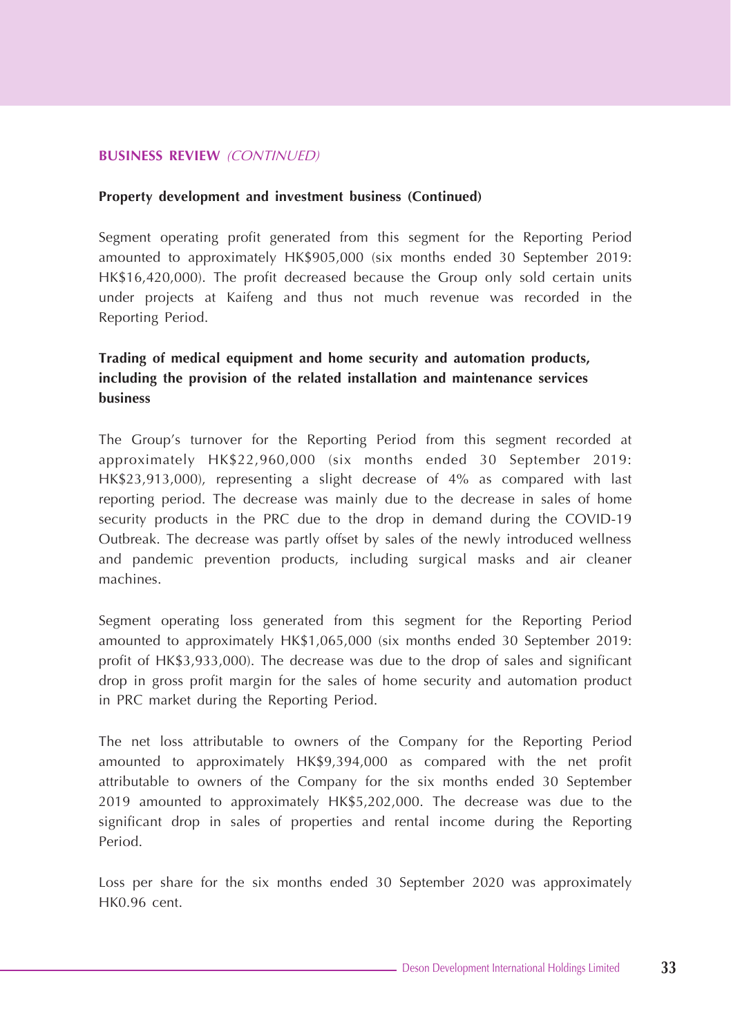**BUSINESS REVIEW** *(CONTINUED)*

**Property development and investment business (Continued)**

Segment operating profit generated from this segment for the Reporting Period amounted to approximately HK$905,000 (six months ended 30 September 2019: HK$16,420,000). The profit decreased because the Group only sold certain units under projects at Kaifeng and thus not much revenue was recorded in the Reporting Period.

**Trading of medical equipment and home security and automation products, including the provision of the related installation and maintenance services business**

The Group's turnover for the Reporting Period from this segment recorded at approximately HK$22,960,000 (six months ended 30 September 2019: HK$23,913,000), representing a slight decrease of 4% as compared with last reporting period. The decrease was mainly due to the decrease in sales of home security products in the PRC due to the drop in demand during the COVID-19 Outbreak. The decrease was partly offset by sales of the newly introduced wellness and pandemic prevention products, including surgical masks and air cleaner machines.

Segment operating loss generated from this segment for the Reporting Period amounted to approximately HK$1,065,000 (six months ended 30 September 2019: profit of HK$3,933,000). The decrease was due to the drop of sales and significant drop in gross profit margin for the sales of home security and automation product in PRC market during the Reporting Period.

The net loss attributable to owners of the Company for the Reporting Period amounted to approximately HK$9,394,000 as compared with the net profit attributable to owners of the Company for the six months ended 30 September 2019 amounted to approximately HK$5,202,000. The decrease was due to the significant drop in sales of properties and rental income during the Reporting Period.

Loss per share for the six months ended 30 September 2020 was approximately HK0.96 cent.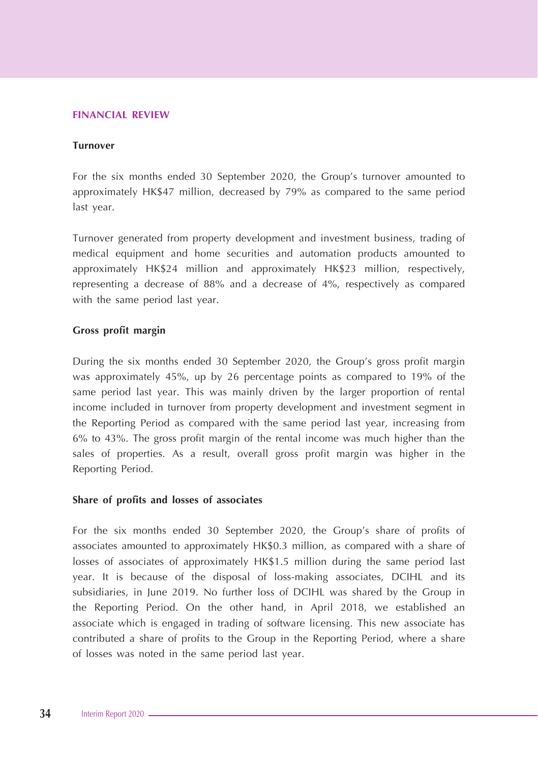## FINANCIAL REVIEW

### Turnover

For the six months ended 30 September 2020, the Group's turnover amounted to approximately HK$47 million, decreased by 79% as compared to the same period last year.

Turnover generated from property development and investment business, trading of medical equipment and home securities and automation products amounted to approximately HK$24 million and approximately HK$23 million, respectively, representing a decrease of 88% and a decrease of 4%, respectively as compared with the same period last year.

### Gross profit margin

During the six months ended 30 September 2020, the Group's gross profit margin was approximately 45%, up by 26 percentage points as compared to 19% of the same period last year. This was mainly driven by the larger proportion of rental income included in turnover from property development and investment segment in the Reporting Period as compared with the same period last year, increasing from 6% to 43%. The gross profit margin of the rental income was much higher than the sales of properties. As a result, overall gross profit margin was higher in the Reporting Period.

### Share of profits and losses of associates

For the six months ended 30 September 2020, the Group's share of profits of associates amounted to approximately HK$0.3 million, as compared with a share of losses of associates of approximately HK$1.5 million during the same period last year. It is because of the disposal of loss-making associates, DCIHL and its subsidiaries, in June 2019. No further loss of DCIHL was shared by the Group in the Reporting Period. On the other hand, in April 2018, we established an associate which is engaged in trading of software licensing. This new associate has contributed a share of profits to the Group in the Reporting Period, where a share of losses was noted in the same period last year.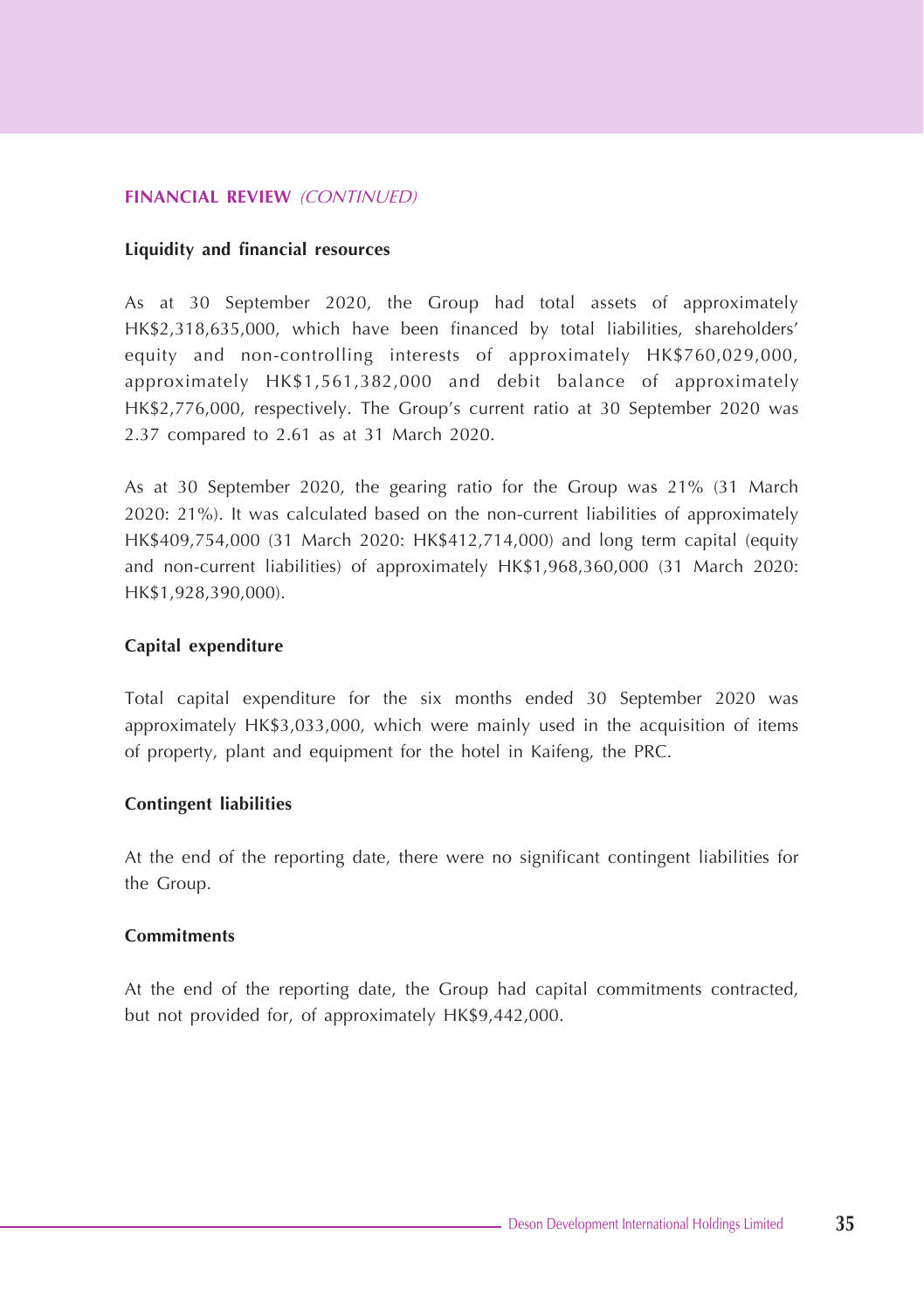## FINANCIAL REVIEW *(CONTINUED)*

### Liquidity and financial resources

As at 30 September 2020, the Group had total assets of approximately HK$2,318,635,000, which have been financed by total liabilities, shareholders' equity and non-controlling interests of approximately HK$760,029,000, approximately HK$1,561,382,000 and debit balance of approximately HK$2,776,000, respectively. The Group's current ratio at 30 September 2020 was 2.37 compared to 2.61 as at 31 March 2020.

As at 30 September 2020, the gearing ratio for the Group was 21% (31 March 2020: 21%). It was calculated based on the non-current liabilities of approximately HK$409,754,000 (31 March 2020: HK$412,714,000) and long term capital (equity and non-current liabilities) of approximately HK$1,968,360,000 (31 March 2020: HK$1,928,390,000).

### Capital expenditure

Total capital expenditure for the six months ended 30 September 2020 was approximately HK$3,033,000, which were mainly used in the acquisition of items of property, plant and equipment for the hotel in Kaifeng, the PRC.

### Contingent liabilities

At the end of the reporting date, there were no significant contingent liabilities for the Group.

### Commitments

At the end of the reporting date, the Group had capital commitments contracted, but not provided for, of approximately HK$9,442,000.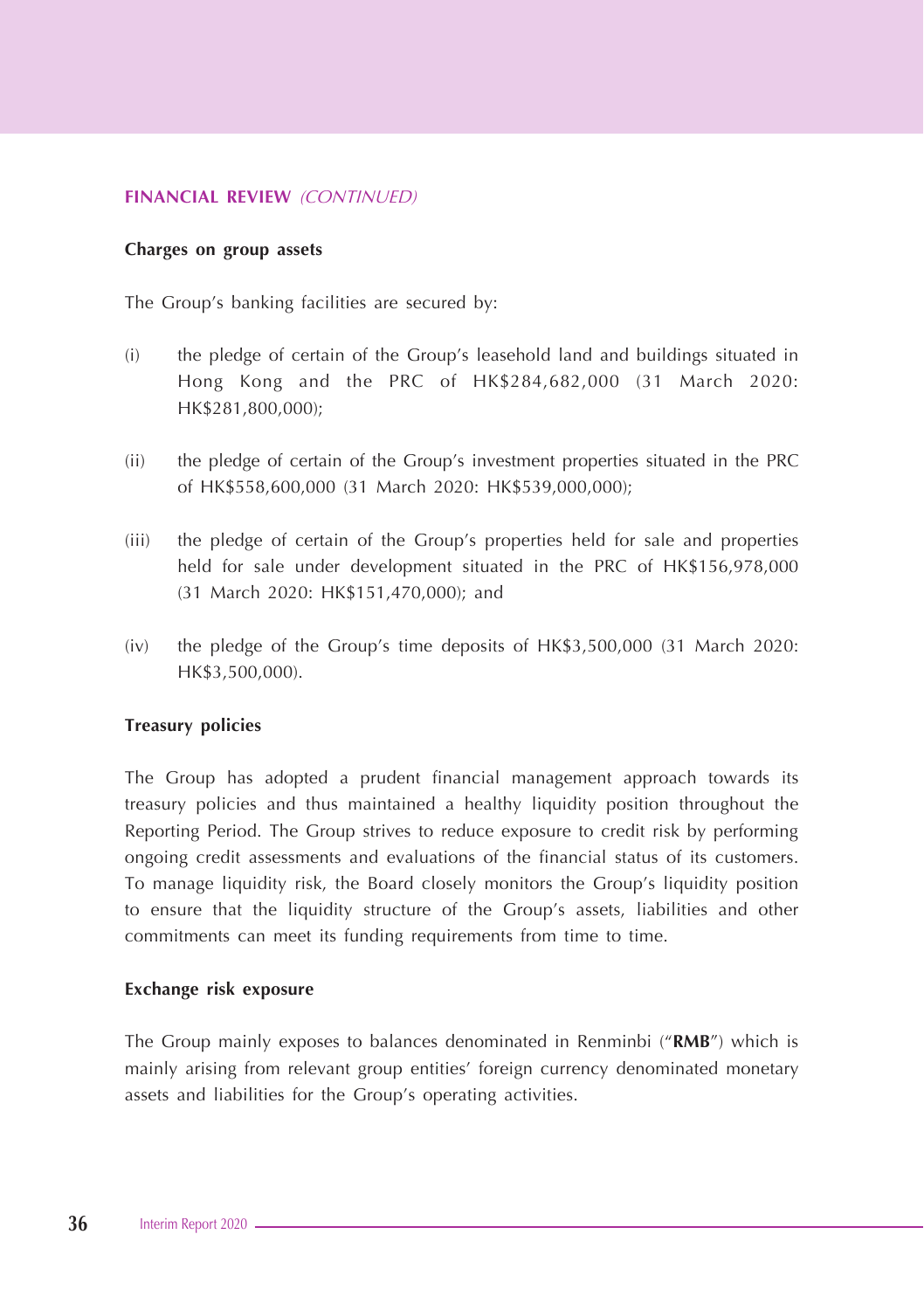## FINANCIAL REVIEW *(CONTINUED)*

### Charges on group assets

The Group's banking facilities are secured by:

(i) the pledge of certain of the Group's leasehold land and buildings situated in Hong Kong and the PRC of HK$284,682,000 (31 March 2020: HK$281,800,000);

(ii) the pledge of certain of the Group's investment properties situated in the PRC of HK$558,600,000 (31 March 2020: HK$539,000,000);

(iii) the pledge of certain of the Group's properties held for sale and properties held for sale under development situated in the PRC of HK$156,978,000 (31 March 2020: HK$151,470,000); and

(iv) the pledge of the Group's time deposits of HK$3,500,000 (31 March 2020: HK$3,500,000).

### Treasury policies

The Group has adopted a prudent financial management approach towards its treasury policies and thus maintained a healthy liquidity position throughout the Reporting Period. The Group strives to reduce exposure to credit risk by performing ongoing credit assessments and evaluations of the financial status of its customers. To manage liquidity risk, the Board closely monitors the Group's liquidity position to ensure that the liquidity structure of the Group's assets, liabilities and other commitments can meet its funding requirements from time to time.

### Exchange risk exposure

The Group mainly exposes to balances denominated in Renminbi ("**RMB**") which is mainly arising from relevant group entities' foreign currency denominated monetary assets and liabilities for the Group's operating activities.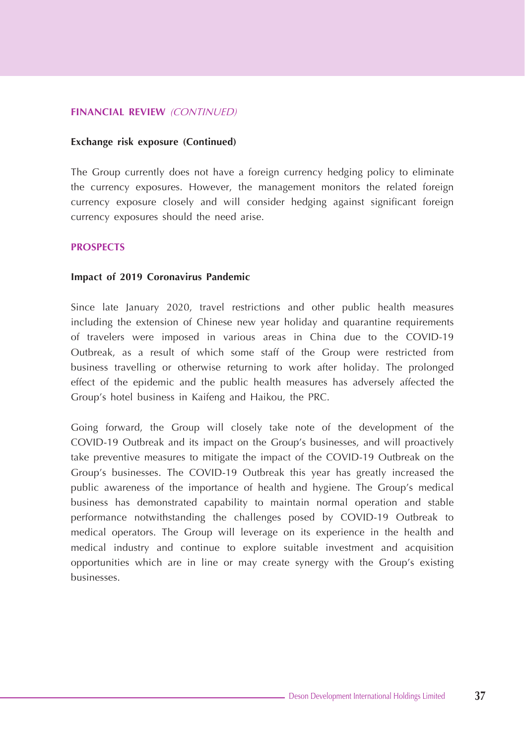## FINANCIAL REVIEW *(CONTINUED)*

### Exchange risk exposure (Continued)

The Group currently does not have a foreign currency hedging policy to eliminate the currency exposures. However, the management monitors the related foreign currency exposure closely and will consider hedging against significant foreign currency exposures should the need arise.

## PROSPECTS

### Impact of 2019 Coronavirus Pandemic

Since late January 2020, travel restrictions and other public health measures including the extension of Chinese new year holiday and quarantine requirements of travelers were imposed in various areas in China due to the COVID-19 Outbreak, as a result of which some staff of the Group were restricted from business travelling or otherwise returning to work after holiday. The prolonged effect of the epidemic and the public health measures has adversely affected the Group's hotel business in Kaifeng and Haikou, the PRC.

Going forward, the Group will closely take note of the development of the COVID-19 Outbreak and its impact on the Group's businesses, and will proactively take preventive measures to mitigate the impact of the COVID-19 Outbreak on the Group's businesses. The COVID-19 Outbreak this year has greatly increased the public awareness of the importance of health and hygiene. The Group's medical business has demonstrated capability to maintain normal operation and stable performance notwithstanding the challenges posed by COVID-19 Outbreak to medical operators. The Group will leverage on its experience in the health and medical industry and continue to explore suitable investment and acquisition opportunities which are in line or may create synergy with the Group's existing businesses.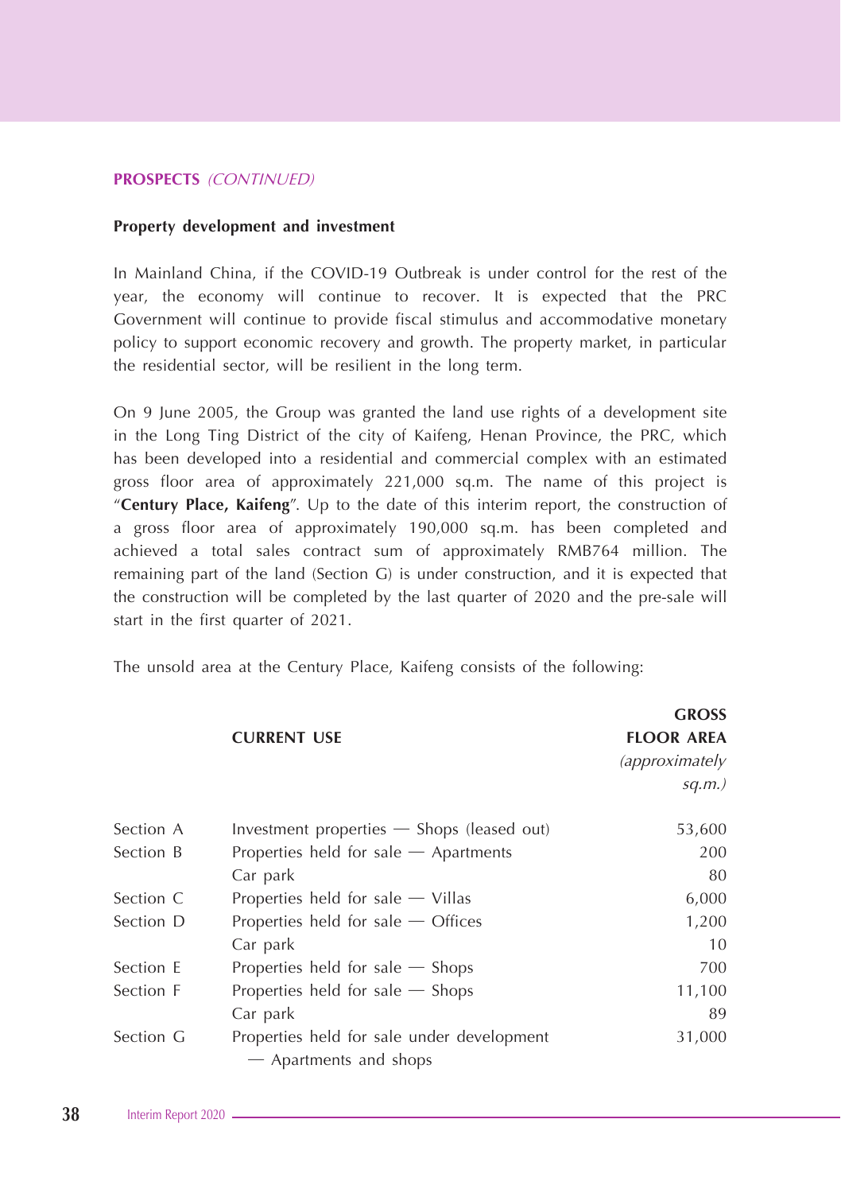## PROSPECTS *(CONTINUED)*

### Property development and investment

In Mainland China, if the COVID-19 Outbreak is under control for the rest of the year, the economy will continue to recover. It is expected that the PRC Government will continue to provide fiscal stimulus and accommodative monetary policy to support economic recovery and growth. The property market, in particular the residential sector, will be resilient in the long term.

On 9 June 2005, the Group was granted the land use rights of a development site in the Long Ting District of the city of Kaifeng, Henan Province, the PRC, which has been developed into a residential and commercial complex with an estimated gross floor area of approximately 221,000 sq.m. The name of this project is "**Century Place, Kaifeng**". Up to the date of this interim report, the construction of a gross floor area of approximately 190,000 sq.m. has been completed and achieved a total sales contract sum of approximately RMB764 million. The remaining part of the land (Section G) is under construction, and it is expected that the construction will be completed by the last quarter of 2020 and the pre-sale will start in the first quarter of 2021.

The unsold area at the Century Place, Kaifeng consists of the following:

| | **CURRENT USE** | **GROSS FLOOR AREA** *(approximately sq.m.)* |
|---|---|---|
| Section A | Investment properties — Shops (leased out) | 53,600 |
| Section B | Properties held for sale — Apartments | 200 |
| | Car park | 80 |
| Section C | Properties held for sale — Villas | 6,000 |
| Section D | Properties held for sale — Offices | 1,200 |
| | Car park | 10 |
| Section E | Properties held for sale — Shops | 700 |
| Section F | Properties held for sale — Shops | 11,100 |
| | Car park | 89 |
| Section G | Properties held for sale under development — Apartments and shops | 31,000 |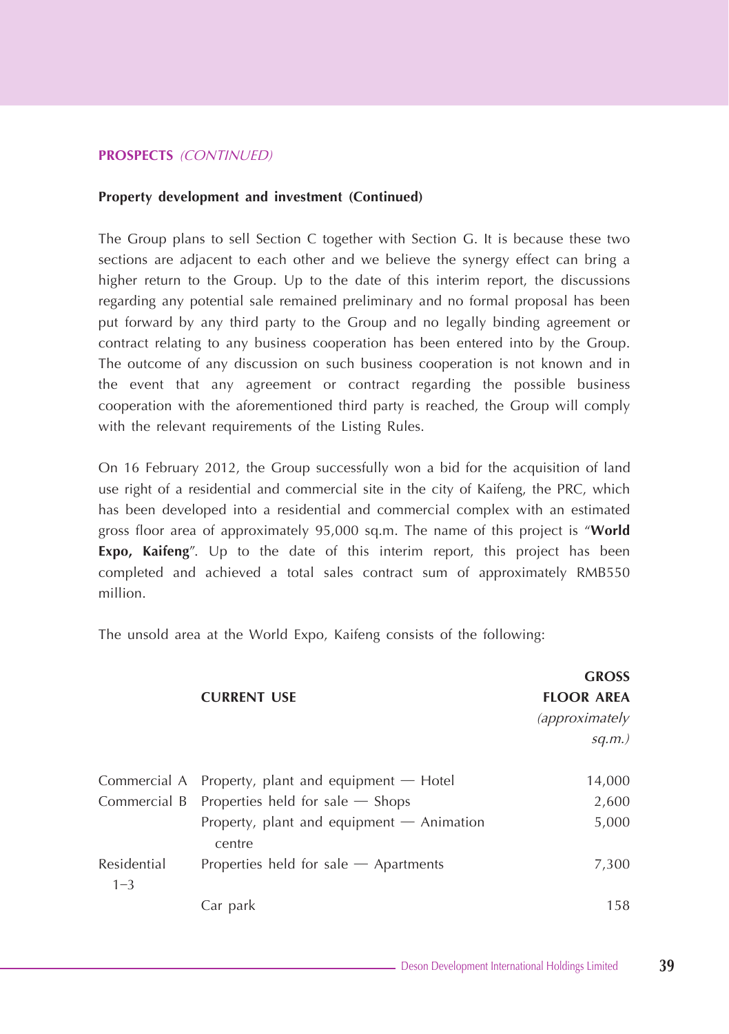**PROSPECTS** *(CONTINUED)*

**Property development and investment (Continued)**

The Group plans to sell Section C together with Section G. It is because these two sections are adjacent to each other and we believe the synergy effect can bring a higher return to the Group. Up to the date of this interim report, the discussions regarding any potential sale remained preliminary and no formal proposal has been put forward by any third party to the Group and no legally binding agreement or contract relating to any business cooperation has been entered into by the Group. The outcome of any discussion on such business cooperation is not known and in the event that any agreement or contract regarding the possible business cooperation with the aforementioned third party is reached, the Group will comply with the relevant requirements of the Listing Rules.

On 16 February 2012, the Group successfully won a bid for the acquisition of land use right of a residential and commercial site in the city of Kaifeng, the PRC, which has been developed into a residential and commercial complex with an estimated gross floor area of approximately 95,000 sq.m. The name of this project is "**World Expo, Kaifeng**". Up to the date of this interim report, this project has been completed and achieved a total sales contract sum of approximately RMB550 million.

The unsold area at the World Expo, Kaifeng consists of the following:

| | CURRENT USE | GROSS FLOOR AREA *(approximately sq.m.)* |
|---|---|---|
| Commercial A | Property, plant and equipment — Hotel | 14,000 |
| Commercial B | Properties held for sale — Shops | 2,600 |
| | Property, plant and equipment — Animation centre | 5,000 |
| Residential 1–3 | Properties held for sale — Apartments | 7,300 |
| | Car park | 158 |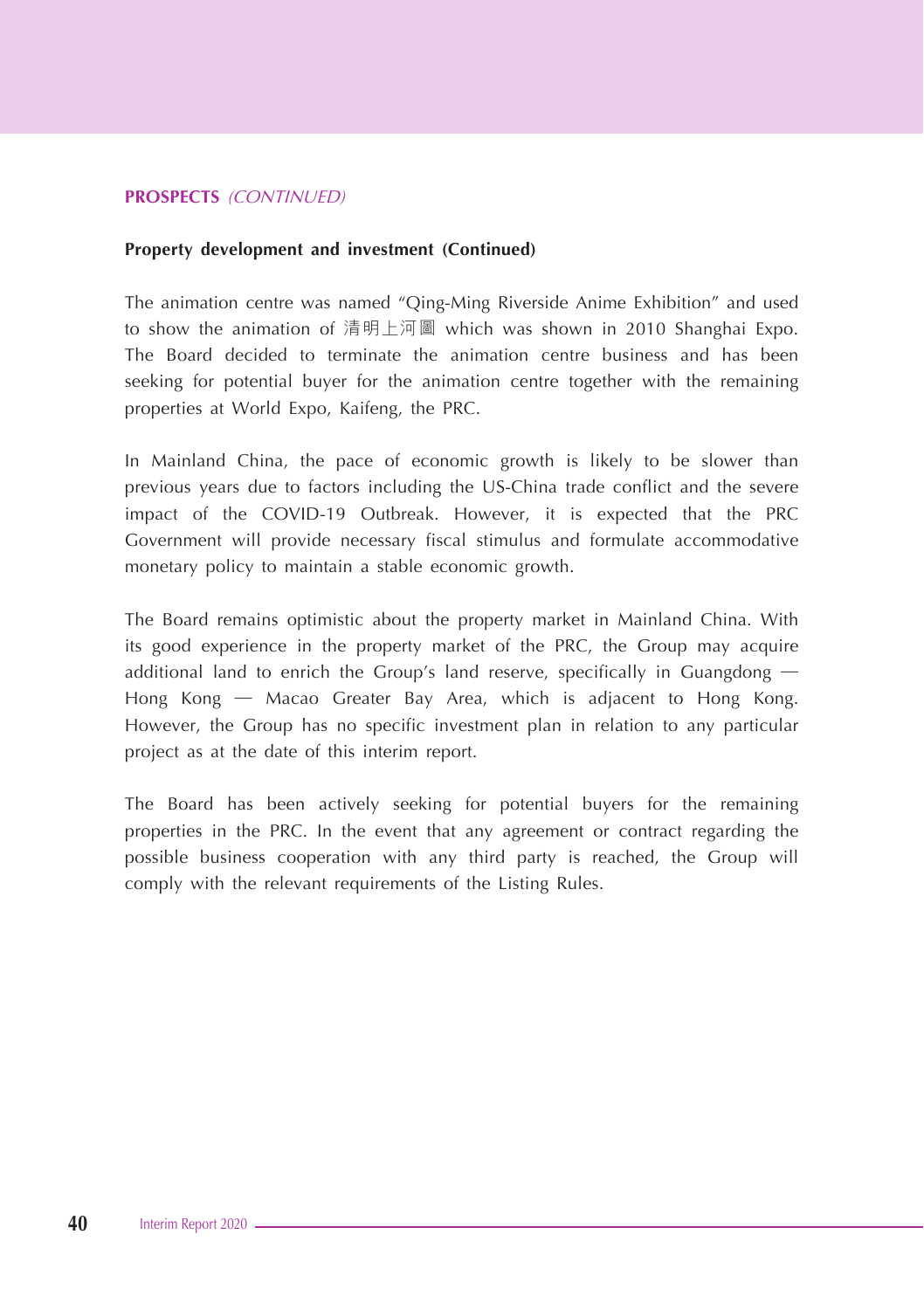## PROSPECTS *(CONTINUED)*

**Property development and investment (Continued)**

The animation centre was named "Qing-Ming Riverside Anime Exhibition" and used to show the animation of 清明上河圖 which was shown in 2010 Shanghai Expo. The Board decided to terminate the animation centre business and has been seeking for potential buyer for the animation centre together with the remaining properties at World Expo, Kaifeng, the PRC.

In Mainland China, the pace of economic growth is likely to be slower than previous years due to factors including the US-China trade conflict and the severe impact of the COVID-19 Outbreak. However, it is expected that the PRC Government will provide necessary fiscal stimulus and formulate accommodative monetary policy to maintain a stable economic growth.

The Board remains optimistic about the property market in Mainland China. With its good experience in the property market of the PRC, the Group may acquire additional land to enrich the Group's land reserve, specifically in Guangdong — Hong Kong — Macao Greater Bay Area, which is adjacent to Hong Kong. However, the Group has no specific investment plan in relation to any particular project as at the date of this interim report.

The Board has been actively seeking for potential buyers for the remaining properties in the PRC. In the event that any agreement or contract regarding the possible business cooperation with any third party is reached, the Group will comply with the relevant requirements of the Listing Rules.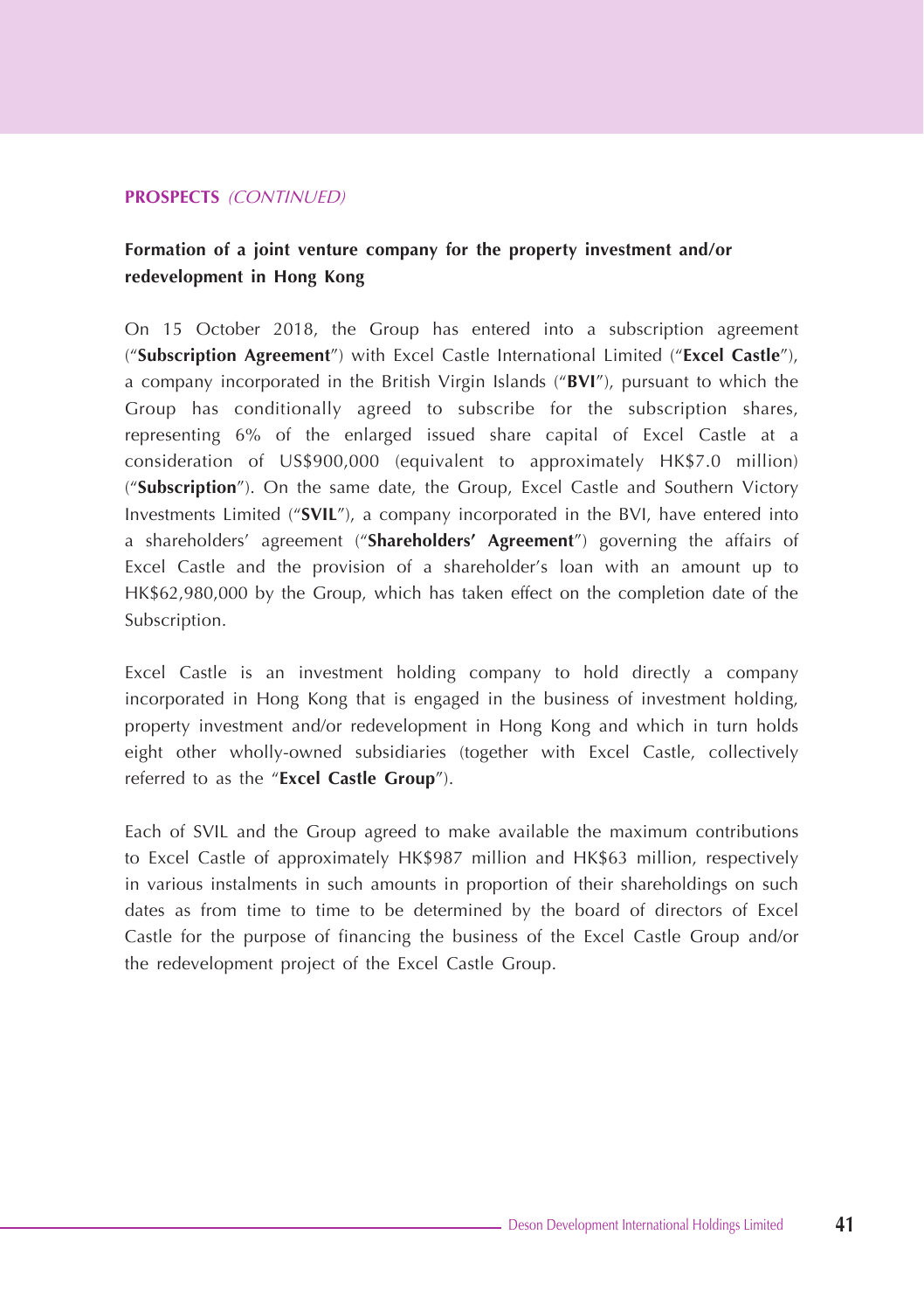**PROSPECTS** *(CONTINUED)*

**Formation of a joint venture company for the property investment and/or redevelopment in Hong Kong**

On 15 October 2018, the Group has entered into a subscription agreement ("**Subscription Agreement**") with Excel Castle International Limited ("**Excel Castle**"), a company incorporated in the British Virgin Islands ("**BVI**"), pursuant to which the Group has conditionally agreed to subscribe for the subscription shares, representing 6% of the enlarged issued share capital of Excel Castle at a consideration of US$900,000 (equivalent to approximately HK$7.0 million) ("**Subscription**"). On the same date, the Group, Excel Castle and Southern Victory Investments Limited ("**SVIL**"), a company incorporated in the BVI, have entered into a shareholders' agreement ("**Shareholders' Agreement**") governing the affairs of Excel Castle and the provision of a shareholder's loan with an amount up to HK$62,980,000 by the Group, which has taken effect on the completion date of the Subscription.

Excel Castle is an investment holding company to hold directly a company incorporated in Hong Kong that is engaged in the business of investment holding, property investment and/or redevelopment in Hong Kong and which in turn holds eight other wholly-owned subsidiaries (together with Excel Castle, collectively referred to as the "**Excel Castle Group**").

Each of SVIL and the Group agreed to make available the maximum contributions to Excel Castle of approximately HK$987 million and HK$63 million, respectively in various instalments in such amounts in proportion of their shareholdings on such dates as from time to time to be determined by the board of directors of Excel Castle for the purpose of financing the business of the Excel Castle Group and/or the redevelopment project of the Excel Castle Group.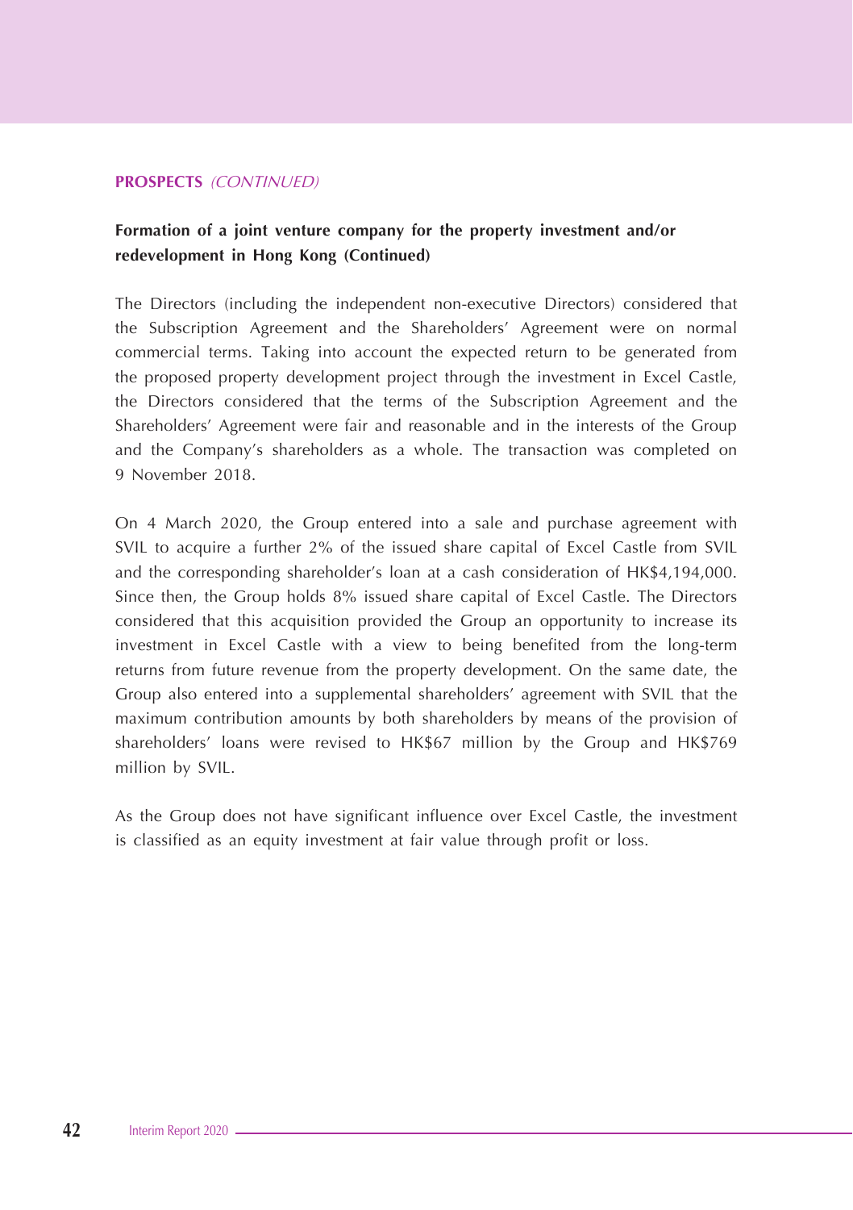**PROSPECTS** *(CONTINUED)*

**Formation of a joint venture company for the property investment and/or redevelopment in Hong Kong (Continued)**

The Directors (including the independent non-executive Directors) considered that the Subscription Agreement and the Shareholders' Agreement were on normal commercial terms. Taking into account the expected return to be generated from the proposed property development project through the investment in Excel Castle, the Directors considered that the terms of the Subscription Agreement and the Shareholders' Agreement were fair and reasonable and in the interests of the Group and the Company's shareholders as a whole. The transaction was completed on 9 November 2018.

On 4 March 2020, the Group entered into a sale and purchase agreement with SVIL to acquire a further 2% of the issued share capital of Excel Castle from SVIL and the corresponding shareholder's loan at a cash consideration of HK$4,194,000. Since then, the Group holds 8% issued share capital of Excel Castle. The Directors considered that this acquisition provided the Group an opportunity to increase its investment in Excel Castle with a view to being benefited from the long-term returns from future revenue from the property development. On the same date, the Group also entered into a supplemental shareholders' agreement with SVIL that the maximum contribution amounts by both shareholders by means of the provision of shareholders' loans were revised to HK$67 million by the Group and HK$769 million by SVIL.

As the Group does not have significant influence over Excel Castle, the investment is classified as an equity investment at fair value through profit or loss.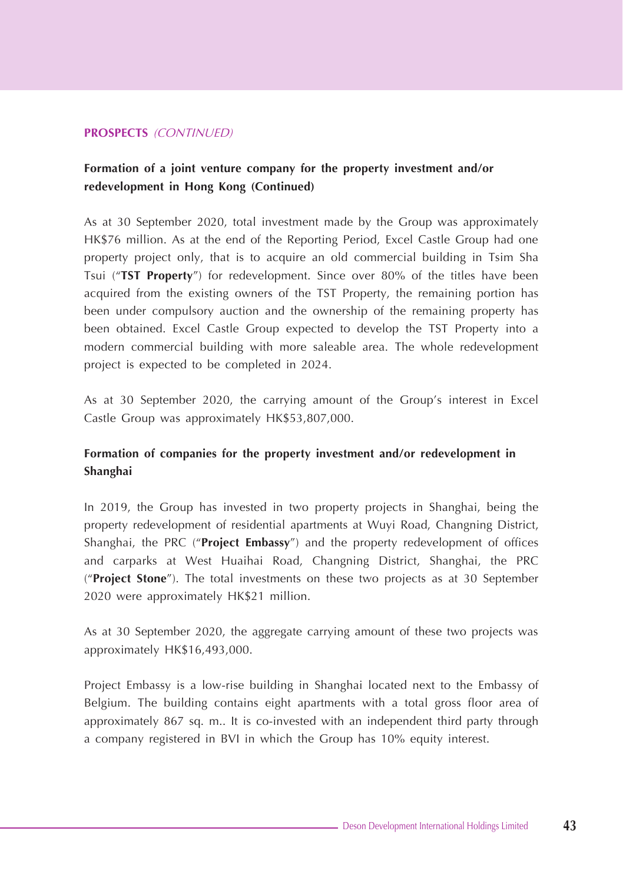**PROSPECTS** *(CONTINUED)*

**Formation of a joint venture company for the property investment and/or redevelopment in Hong Kong (Continued)**

As at 30 September 2020, total investment made by the Group was approximately HK$76 million. As at the end of the Reporting Period, Excel Castle Group had one property project only, that is to acquire an old commercial building in Tsim Sha Tsui ("**TST Property**") for redevelopment. Since over 80% of the titles have been acquired from the existing owners of the TST Property, the remaining portion has been under compulsory auction and the ownership of the remaining property has been obtained. Excel Castle Group expected to develop the TST Property into a modern commercial building with more saleable area. The whole redevelopment project is expected to be completed in 2024.

As at 30 September 2020, the carrying amount of the Group's interest in Excel Castle Group was approximately HK$53,807,000.

**Formation of companies for the property investment and/or redevelopment in Shanghai**

In 2019, the Group has invested in two property projects in Shanghai, being the property redevelopment of residential apartments at Wuyi Road, Changning District, Shanghai, the PRC ("**Project Embassy**") and the property redevelopment of offices and carparks at West Huaihai Road, Changning District, Shanghai, the PRC ("**Project Stone**"). The total investments on these two projects as at 30 September 2020 were approximately HK$21 million.

As at 30 September 2020, the aggregate carrying amount of these two projects was approximately HK$16,493,000.

Project Embassy is a low-rise building in Shanghai located next to the Embassy of Belgium. The building contains eight apartments with a total gross floor area of approximately 867 sq. m.. It is co-invested with an independent third party through a company registered in BVI in which the Group has 10% equity interest.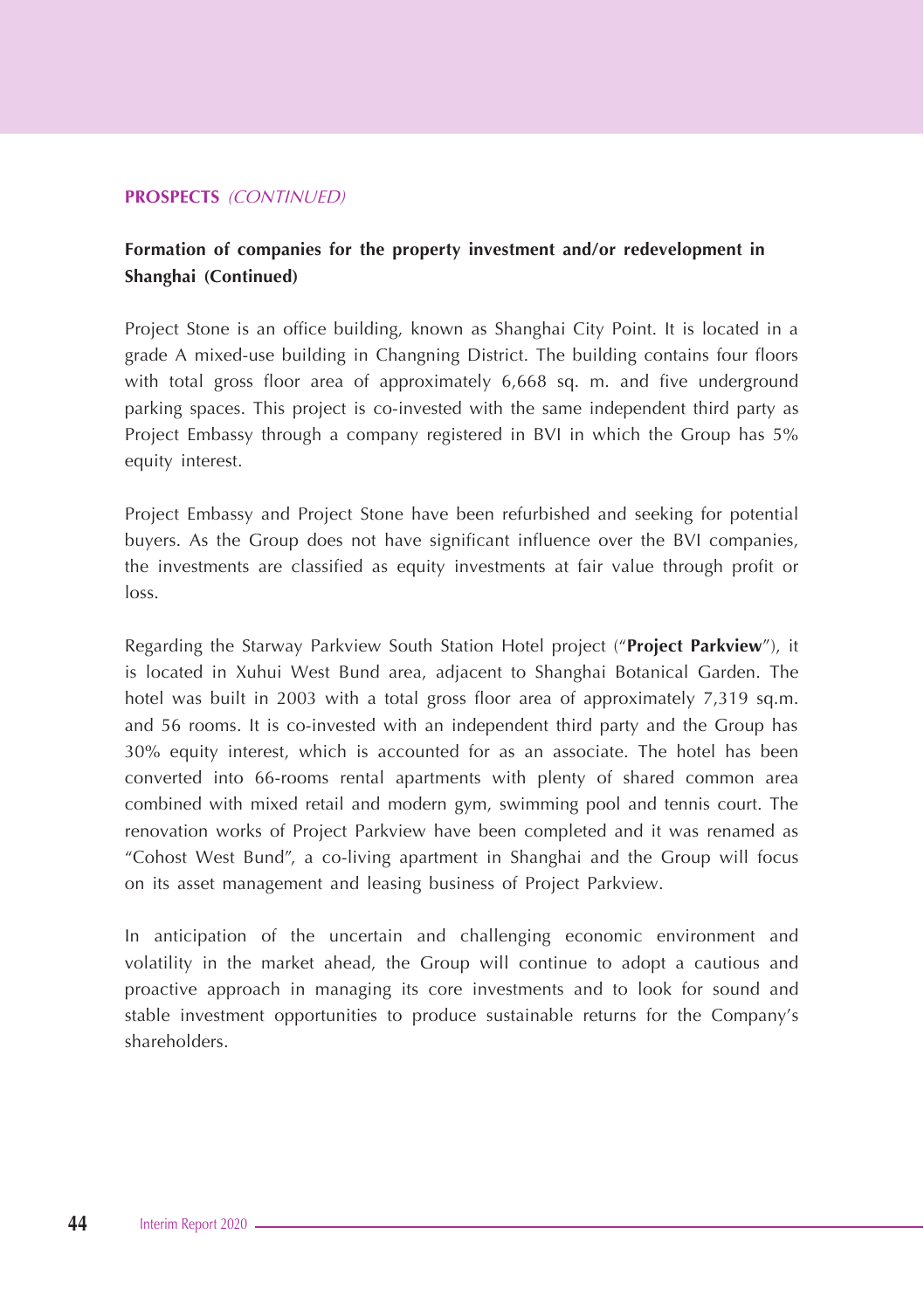**PROSPECTS** *(CONTINUED)*

**Formation of companies for the property investment and/or redevelopment in Shanghai (Continued)**

Project Stone is an office building, known as Shanghai City Point. It is located in a grade A mixed-use building in Changning District. The building contains four floors with total gross floor area of approximately 6,668 sq. m. and five underground parking spaces. This project is co-invested with the same independent third party as Project Embassy through a company registered in BVI in which the Group has 5% equity interest.

Project Embassy and Project Stone have been refurbished and seeking for potential buyers. As the Group does not have significant influence over the BVI companies, the investments are classified as equity investments at fair value through profit or loss.

Regarding the Starway Parkview South Station Hotel project ("**Project Parkview**"), it is located in Xuhui West Bund area, adjacent to Shanghai Botanical Garden. The hotel was built in 2003 with a total gross floor area of approximately 7,319 sq.m. and 56 rooms. It is co-invested with an independent third party and the Group has 30% equity interest, which is accounted for as an associate. The hotel has been converted into 66-rooms rental apartments with plenty of shared common area combined with mixed retail and modern gym, swimming pool and tennis court. The renovation works of Project Parkview have been completed and it was renamed as "Cohost West Bund", a co-living apartment in Shanghai and the Group will focus on its asset management and leasing business of Project Parkview.

In anticipation of the uncertain and challenging economic environment and volatility in the market ahead, the Group will continue to adopt a cautious and proactive approach in managing its core investments and to look for sound and stable investment opportunities to produce sustainable returns for the Company's shareholders.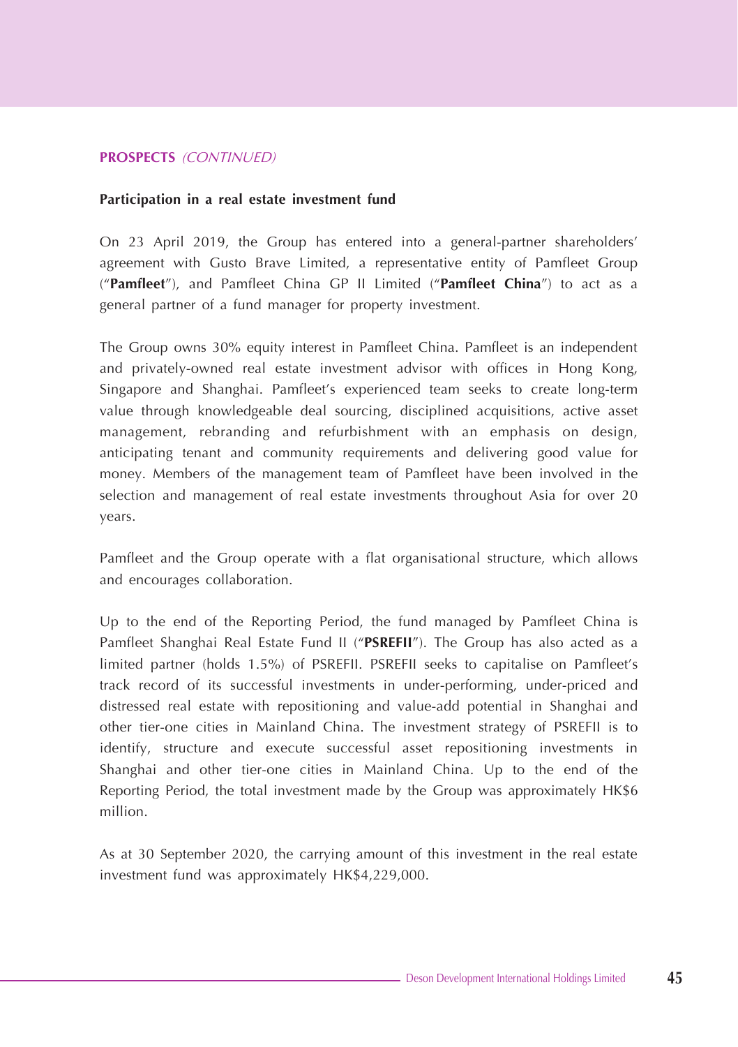## PROSPECTS *(CONTINUED)*

### Participation in a real estate investment fund

On 23 April 2019, the Group has entered into a general-partner shareholders' agreement with Gusto Brave Limited, a representative entity of Pamfleet Group ("**Pamfleet**"), and Pamfleet China GP II Limited ("**Pamfleet China**") to act as a general partner of a fund manager for property investment.

The Group owns 30% equity interest in Pamfleet China. Pamfleet is an independent and privately-owned real estate investment advisor with offices in Hong Kong, Singapore and Shanghai. Pamfleet's experienced team seeks to create long-term value through knowledgeable deal sourcing, disciplined acquisitions, active asset management, rebranding and refurbishment with an emphasis on design, anticipating tenant and community requirements and delivering good value for money. Members of the management team of Pamfleet have been involved in the selection and management of real estate investments throughout Asia for over 20 years.

Pamfleet and the Group operate with a flat organisational structure, which allows and encourages collaboration.

Up to the end of the Reporting Period, the fund managed by Pamfleet China is Pamfleet Shanghai Real Estate Fund II ("**PSREFII**"). The Group has also acted as a limited partner (holds 1.5%) of PSREFII. PSREFII seeks to capitalise on Pamfleet's track record of its successful investments in under-performing, under-priced and distressed real estate with repositioning and value-add potential in Shanghai and other tier-one cities in Mainland China. The investment strategy of PSREFII is to identify, structure and execute successful asset repositioning investments in Shanghai and other tier-one cities in Mainland China. Up to the end of the Reporting Period, the total investment made by the Group was approximately HK$6 million.

As at 30 September 2020, the carrying amount of this investment in the real estate investment fund was approximately HK$4,229,000.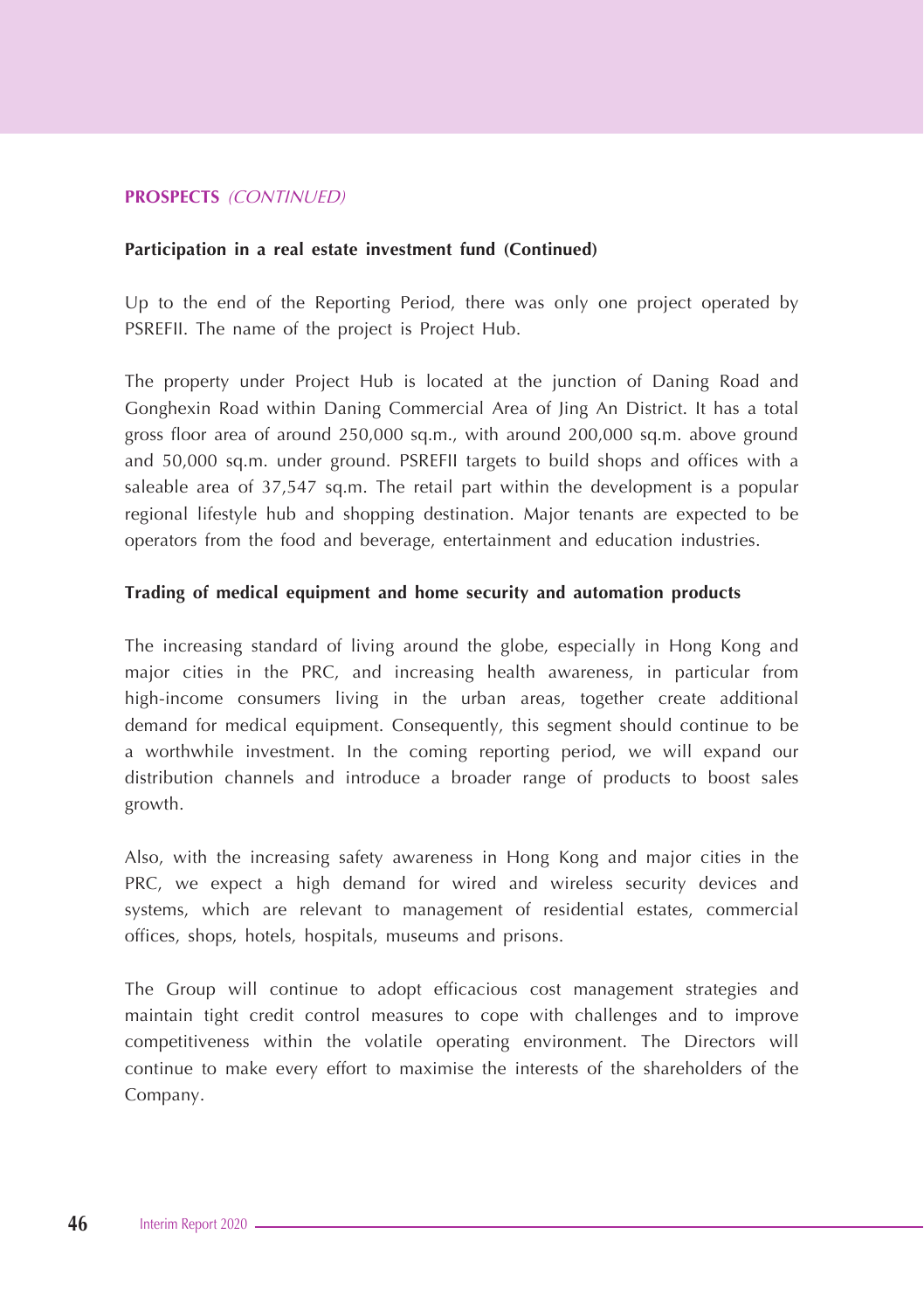## PROSPECTS *(CONTINUED)*

### Participation in a real estate investment fund (Continued)

Up to the end of the Reporting Period, there was only one project operated by PSREFII. The name of the project is Project Hub.

The property under Project Hub is located at the junction of Daning Road and Gonghexin Road within Daning Commercial Area of Jing An District. It has a total gross floor area of around 250,000 sq.m., with around 200,000 sq.m. above ground and 50,000 sq.m. under ground. PSREFII targets to build shops and offices with a saleable area of 37,547 sq.m. The retail part within the development is a popular regional lifestyle hub and shopping destination. Major tenants are expected to be operators from the food and beverage, entertainment and education industries.

### Trading of medical equipment and home security and automation products

The increasing standard of living around the globe, especially in Hong Kong and major cities in the PRC, and increasing health awareness, in particular from high-income consumers living in the urban areas, together create additional demand for medical equipment. Consequently, this segment should continue to be a worthwhile investment. In the coming reporting period, we will expand our distribution channels and introduce a broader range of products to boost sales growth.

Also, with the increasing safety awareness in Hong Kong and major cities in the PRC, we expect a high demand for wired and wireless security devices and systems, which are relevant to management of residential estates, commercial offices, shops, hotels, hospitals, museums and prisons.

The Group will continue to adopt efficacious cost management strategies and maintain tight credit control measures to cope with challenges and to improve competitiveness within the volatile operating environment. The Directors will continue to make every effort to maximise the interests of the shareholders of the Company.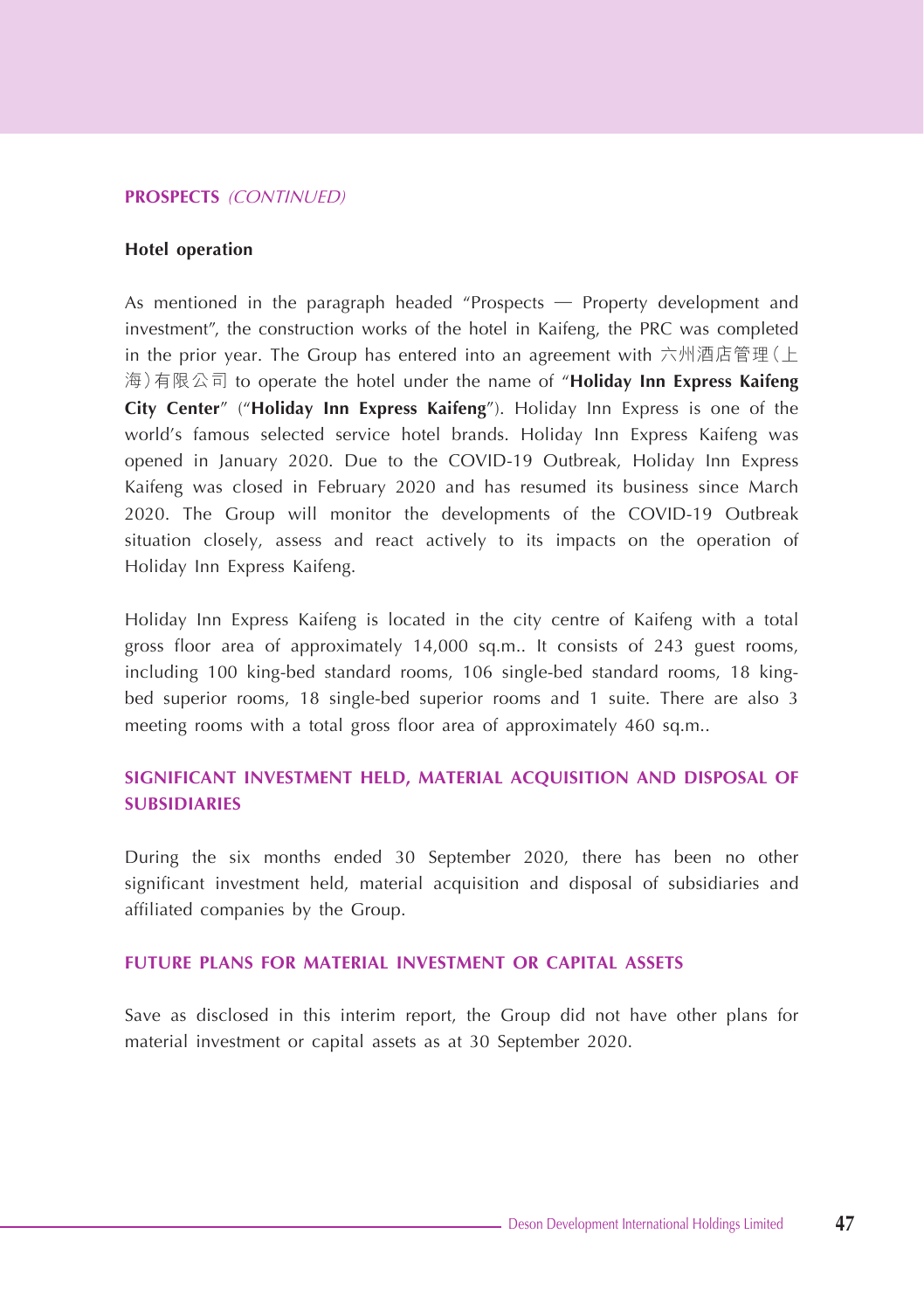## PROSPECTS *(CONTINUED)*

### Hotel operation

As mentioned in the paragraph headed "Prospects — Property development and investment", the construction works of the hotel in Kaifeng, the PRC was completed in the prior year. The Group has entered into an agreement with 六州酒店管理(上海)有限公司 to operate the hotel under the name of "**Holiday Inn Express Kaifeng City Center**" ("**Holiday Inn Express Kaifeng**"). Holiday Inn Express is one of the world's famous selected service hotel brands. Holiday Inn Express Kaifeng was opened in January 2020. Due to the COVID-19 Outbreak, Holiday Inn Express Kaifeng was closed in February 2020 and has resumed its business since March 2020. The Group will monitor the developments of the COVID-19 Outbreak situation closely, assess and react actively to its impacts on the operation of Holiday Inn Express Kaifeng.

Holiday Inn Express Kaifeng is located in the city centre of Kaifeng with a total gross floor area of approximately 14,000 sq.m.. It consists of 243 guest rooms, including 100 king-bed standard rooms, 106 single-bed standard rooms, 18 king-bed superior rooms, 18 single-bed superior rooms and 1 suite. There are also 3 meeting rooms with a total gross floor area of approximately 460 sq.m..

## SIGNIFICANT INVESTMENT HELD, MATERIAL ACQUISITION AND DISPOSAL OF SUBSIDIARIES

During the six months ended 30 September 2020, there has been no other significant investment held, material acquisition and disposal of subsidiaries and affiliated companies by the Group.

## FUTURE PLANS FOR MATERIAL INVESTMENT OR CAPITAL ASSETS

Save as disclosed in this interim report, the Group did not have other plans for material investment or capital assets as at 30 September 2020.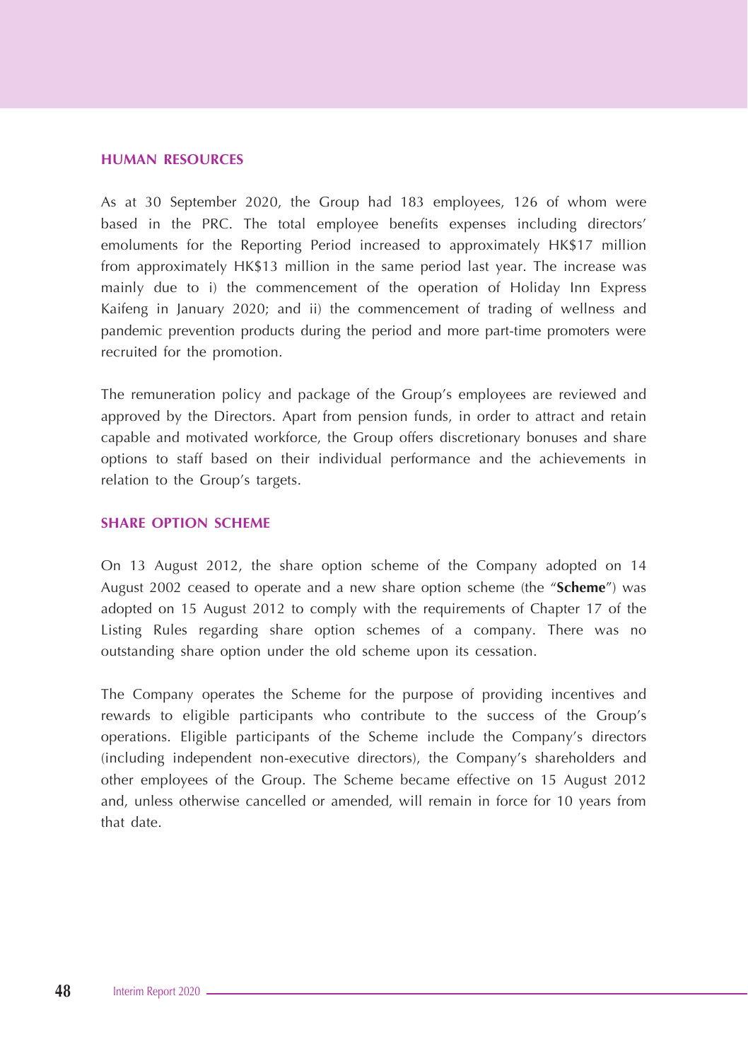## HUMAN RESOURCES

As at 30 September 2020, the Group had 183 employees, 126 of whom were based in the PRC. The total employee benefits expenses including directors' emoluments for the Reporting Period increased to approximately HK$17 million from approximately HK$13 million in the same period last year. The increase was mainly due to i) the commencement of the operation of Holiday Inn Express Kaifeng in January 2020; and ii) the commencement of trading of wellness and pandemic prevention products during the period and more part-time promoters were recruited for the promotion.

The remuneration policy and package of the Group's employees are reviewed and approved by the Directors. Apart from pension funds, in order to attract and retain capable and motivated workforce, the Group offers discretionary bonuses and share options to staff based on their individual performance and the achievements in relation to the Group's targets.

## SHARE OPTION SCHEME

On 13 August 2012, the share option scheme of the Company adopted on 14 August 2002 ceased to operate and a new share option scheme (the "**Scheme**") was adopted on 15 August 2012 to comply with the requirements of Chapter 17 of the Listing Rules regarding share option schemes of a company. There was no outstanding share option under the old scheme upon its cessation.

The Company operates the Scheme for the purpose of providing incentives and rewards to eligible participants who contribute to the success of the Group's operations. Eligible participants of the Scheme include the Company's directors (including independent non-executive directors), the Company's shareholders and other employees of the Group. The Scheme became effective on 15 August 2012 and, unless otherwise cancelled or amended, will remain in force for 10 years from that date.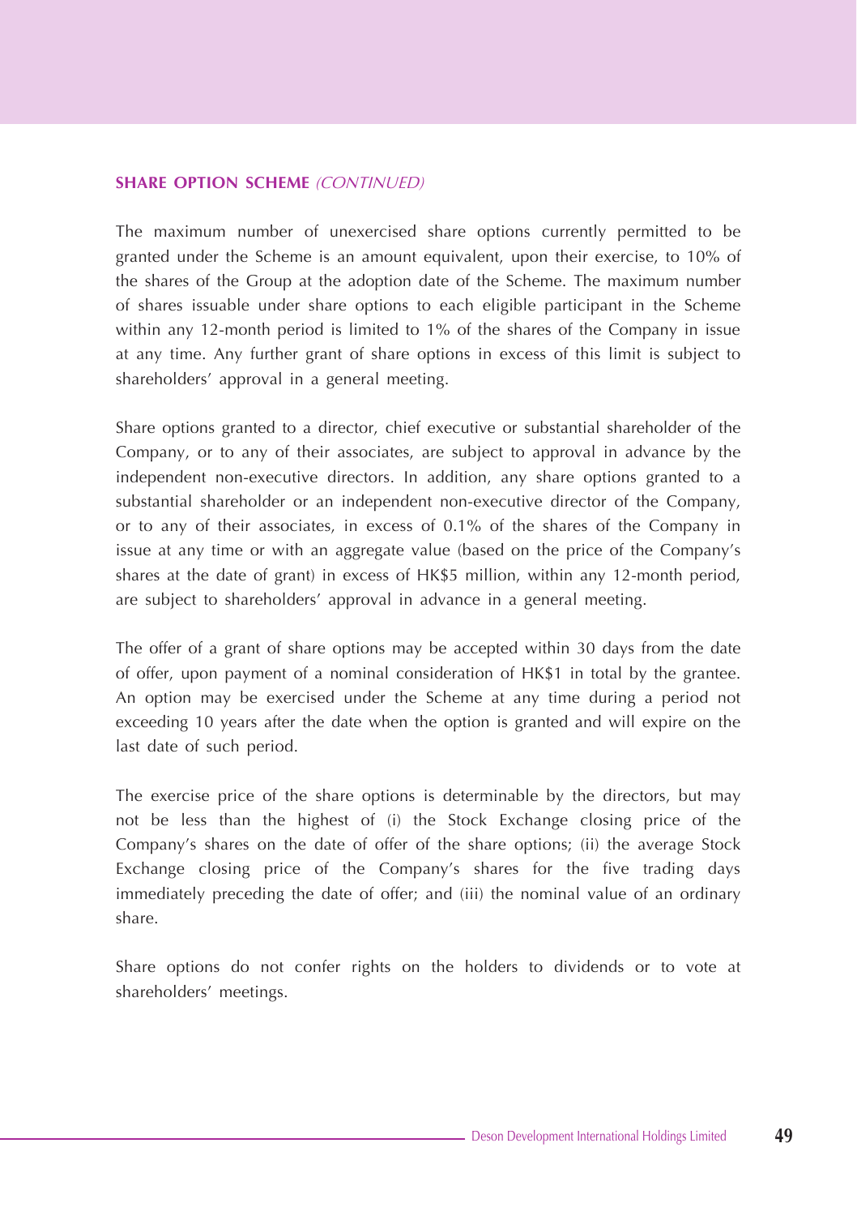**SHARE OPTION SCHEME** *(CONTINUED)*

The maximum number of unexercised share options currently permitted to be granted under the Scheme is an amount equivalent, upon their exercise, to 10% of the shares of the Group at the adoption date of the Scheme. The maximum number of shares issuable under share options to each eligible participant in the Scheme within any 12-month period is limited to 1% of the shares of the Company in issue at any time. Any further grant of share options in excess of this limit is subject to shareholders' approval in a general meeting.

Share options granted to a director, chief executive or substantial shareholder of the Company, or to any of their associates, are subject to approval in advance by the independent non-executive directors. In addition, any share options granted to a substantial shareholder or an independent non-executive director of the Company, or to any of their associates, in excess of 0.1% of the shares of the Company in issue at any time or with an aggregate value (based on the price of the Company's shares at the date of grant) in excess of HK$5 million, within any 12-month period, are subject to shareholders' approval in advance in a general meeting.

The offer of a grant of share options may be accepted within 30 days from the date of offer, upon payment of a nominal consideration of HK$1 in total by the grantee. An option may be exercised under the Scheme at any time during a period not exceeding 10 years after the date when the option is granted and will expire on the last date of such period.

The exercise price of the share options is determinable by the directors, but may not be less than the highest of (i) the Stock Exchange closing price of the Company's shares on the date of offer of the share options; (ii) the average Stock Exchange closing price of the Company's shares for the five trading days immediately preceding the date of offer; and (iii) the nominal value of an ordinary share.

Share options do not confer rights on the holders to dividends or to vote at shareholders' meetings.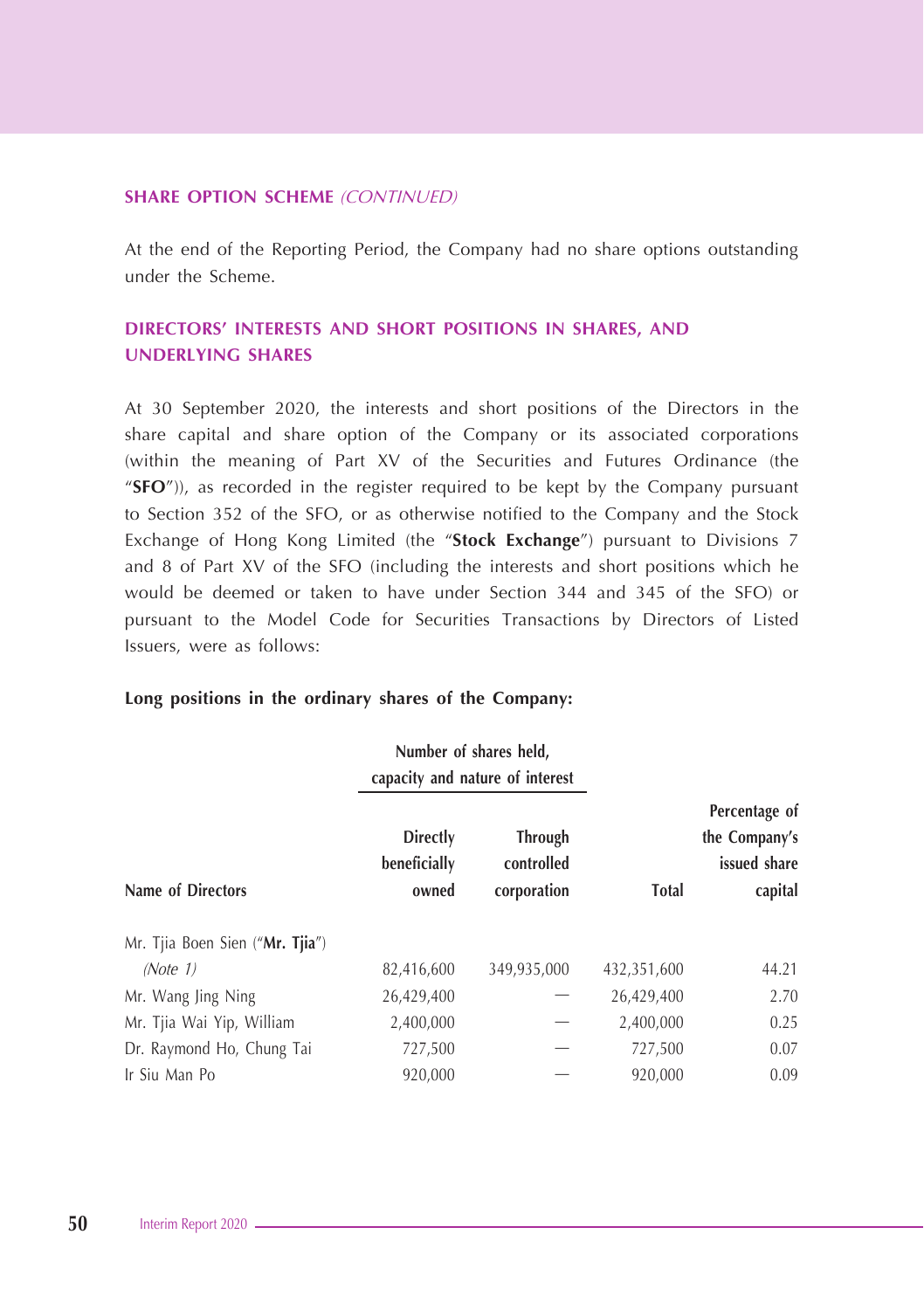## SHARE OPTION SCHEME *(CONTINUED)*

At the end of the Reporting Period, the Company had no share options outstanding under the Scheme.

## DIRECTORS' INTERESTS AND SHORT POSITIONS IN SHARES, AND UNDERLYING SHARES

At 30 September 2020, the interests and short positions of the Directors in the share capital and share option of the Company or its associated corporations (within the meaning of Part XV of the Securities and Futures Ordinance (the "**SFO**")), as recorded in the register required to be kept by the Company pursuant to Section 352 of the SFO, or as otherwise notified to the Company and the Stock Exchange of Hong Kong Limited (the "**Stock Exchange**") pursuant to Divisions 7 and 8 of Part XV of the SFO (including the interests and short positions which he would be deemed or taken to have under Section 344 and 345 of the SFO) or pursuant to the Model Code for Securities Transactions by Directors of Listed Issuers, were as follows:

**Long positions in the ordinary shares of the Company:**

| | Number of shares held, capacity and nature of interest | | | |
|---|---|---|---|---|
| **Name of Directors** | **Directly beneficially owned** | **Through controlled corporation** | **Total** | **Percentage of the Company's issued share capital** |
| Mr. Tjia Boen Sien ("**Mr. Tjia**") *(Note 1)* | 82,416,600 | 349,935,000 | 432,351,600 | 44.21 |
| Mr. Wang Jing Ning | 26,429,400 | — | 26,429,400 | 2.70 |
| Mr. Tjia Wai Yip, William | 2,400,000 | — | 2,400,000 | 0.25 |
| Dr. Raymond Ho, Chung Tai | 727,500 | — | 727,500 | 0.07 |
| Ir Siu Man Po | 920,000 | — | 920,000 | 0.09 |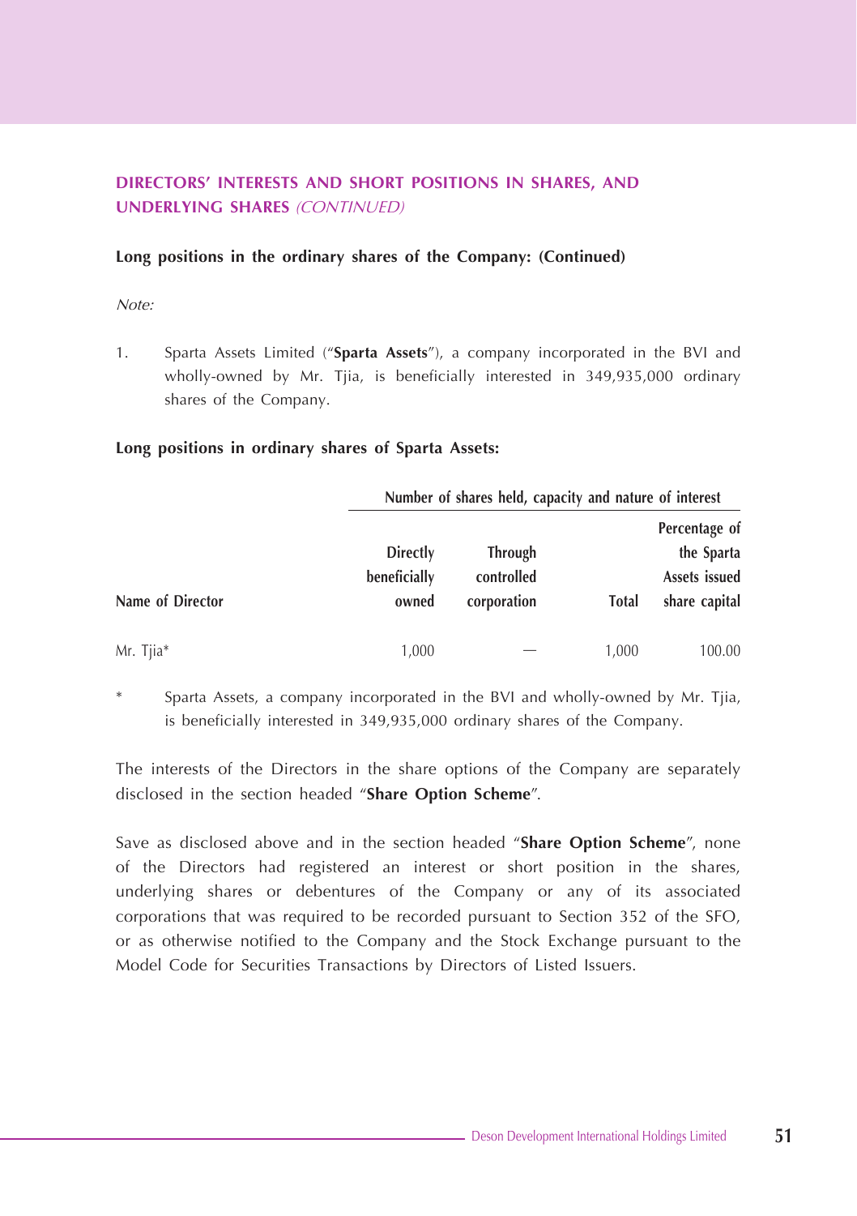## DIRECTORS' INTERESTS AND SHORT POSITIONS IN SHARES, AND UNDERLYING SHARES *(CONTINUED)*

**Long positions in the ordinary shares of the Company: (Continued)**

*Note:*

1. Sparta Assets Limited ("**Sparta Assets**"), a company incorporated in the BVI and wholly-owned by Mr. Tjia, is beneficially interested in 349,935,000 ordinary shares of the Company.

**Long positions in ordinary shares of Sparta Assets:**

| | Number of shares held, capacity and nature of interest | | | |
|---|---|---|---|---|
| Name of Director | Directly beneficially owned | Through controlled corporation | Total | Percentage of the Sparta Assets issued share capital |
| Mr. Tjia* | 1,000 | — | 1,000 | 100.00 |

\* Sparta Assets, a company incorporated in the BVI and wholly-owned by Mr. Tjia, is beneficially interested in 349,935,000 ordinary shares of the Company.

The interests of the Directors in the share options of the Company are separately disclosed in the section headed "**Share Option Scheme**".

Save as disclosed above and in the section headed "**Share Option Scheme**", none of the Directors had registered an interest or short position in the shares, underlying shares or debentures of the Company or any of its associated corporations that was required to be recorded pursuant to Section 352 of the SFO, or as otherwise notified to the Company and the Stock Exchange pursuant to the Model Code for Securities Transactions by Directors of Listed Issuers.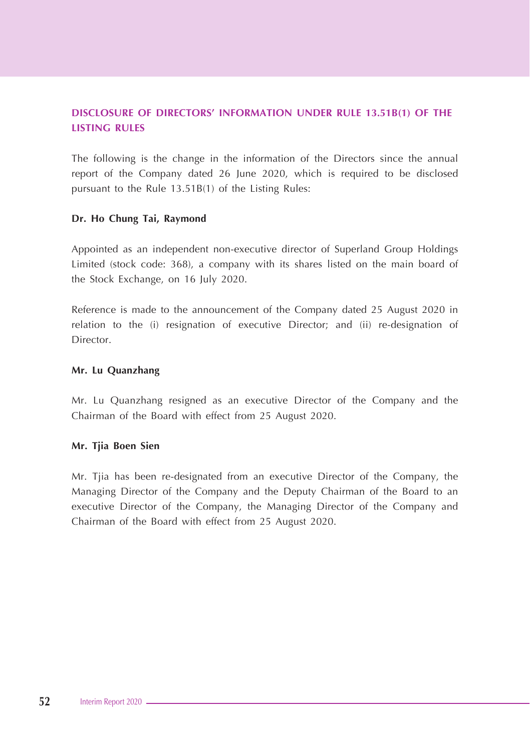## DISCLOSURE OF DIRECTORS' INFORMATION UNDER RULE 13.51B(1) OF THE LISTING RULES

The following is the change in the information of the Directors since the annual report of the Company dated 26 June 2020, which is required to be disclosed pursuant to the Rule 13.51B(1) of the Listing Rules:

**Dr. Ho Chung Tai, Raymond**

Appointed as an independent non-executive director of Superland Group Holdings Limited (stock code: 368), a company with its shares listed on the main board of the Stock Exchange, on 16 July 2020.

Reference is made to the announcement of the Company dated 25 August 2020 in relation to the (i) resignation of executive Director; and (ii) re-designation of Director.

**Mr. Lu Quanzhang**

Mr. Lu Quanzhang resigned as an executive Director of the Company and the Chairman of the Board with effect from 25 August 2020.

**Mr. Tjia Boen Sien**

Mr. Tjia has been re-designated from an executive Director of the Company, the Managing Director of the Company and the Deputy Chairman of the Board to an executive Director of the Company, the Managing Director of the Company and Chairman of the Board with effect from 25 August 2020.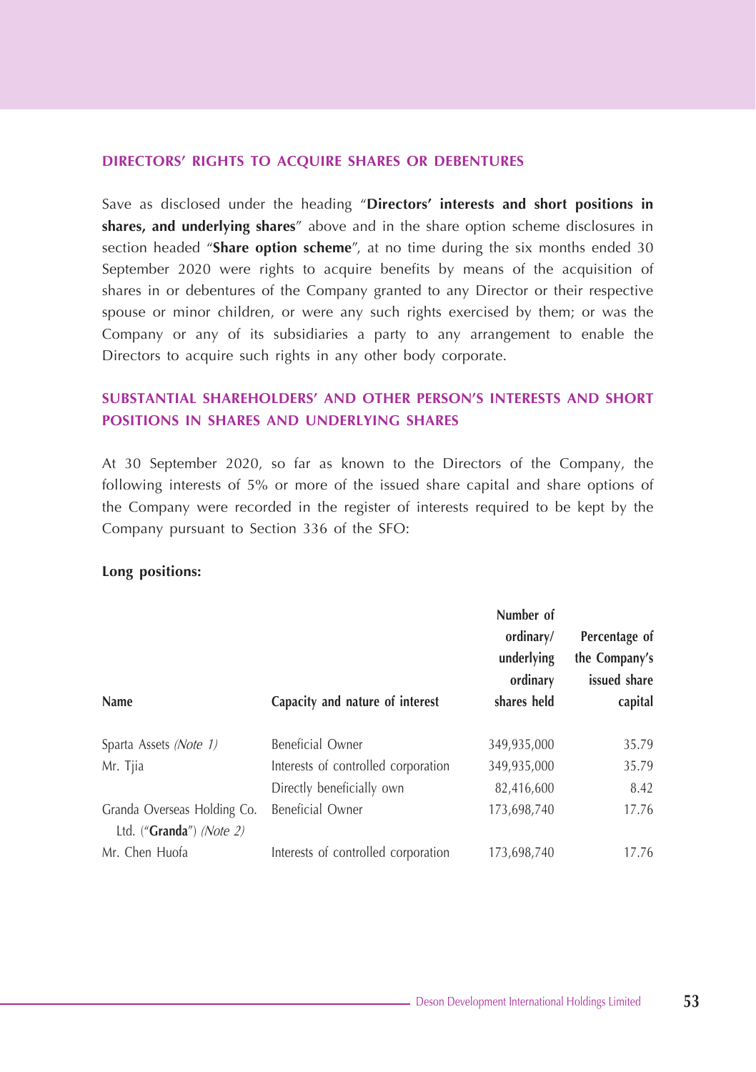## DIRECTORS' RIGHTS TO ACQUIRE SHARES OR DEBENTURES

Save as disclosed under the heading "**Directors' interests and short positions in shares, and underlying shares**" above and in the share option scheme disclosures in section headed "**Share option scheme**", at no time during the six months ended 30 September 2020 were rights to acquire benefits by means of the acquisition of shares in or debentures of the Company granted to any Director or their respective spouse or minor children, or were any such rights exercised by them; or was the Company or any of its subsidiaries a party to any arrangement to enable the Directors to acquire such rights in any other body corporate.

## SUBSTANTIAL SHAREHOLDERS' AND OTHER PERSON'S INTERESTS AND SHORT POSITIONS IN SHARES AND UNDERLYING SHARES

At 30 September 2020, so far as known to the Directors of the Company, the following interests of 5% or more of the issued share capital and share options of the Company were recorded in the register of interests required to be kept by the Company pursuant to Section 336 of the SFO:

**Long positions:**

| Name | Capacity and nature of interest | Number of ordinary/ underlying ordinary shares held | Percentage of the Company's issued share capital |
|---|---|---|---|
| Sparta Assets *(Note 1)* | Beneficial Owner | 349,935,000 | 35.79 |
| Mr. Tjia | Interests of controlled corporation | 349,935,000 | 35.79 |
| | Directly beneficially own | 82,416,600 | 8.42 |
| Granda Overseas Holding Co. Ltd. ("**Granda**") *(Note 2)* | Beneficial Owner | 173,698,740 | 17.76 |
| Mr. Chen Huofa | Interests of controlled corporation | 173,698,740 | 17.76 |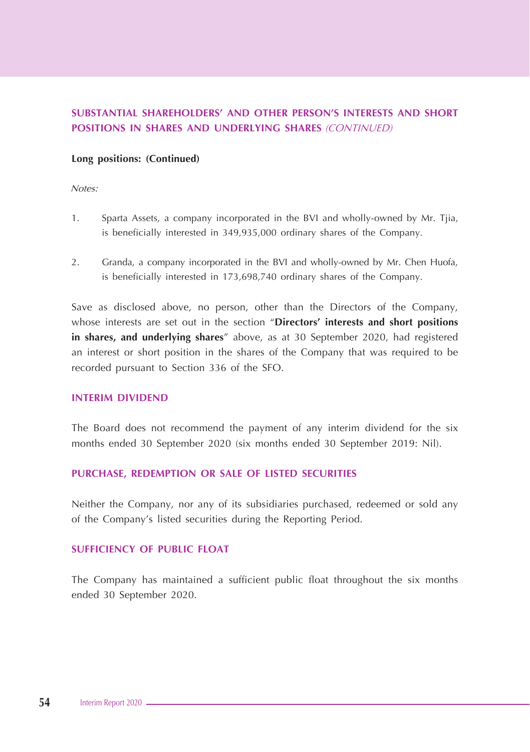## SUBSTANTIAL SHAREHOLDERS' AND OTHER PERSON'S INTERESTS AND SHORT POSITIONS IN SHARES AND UNDERLYING SHARES *(CONTINUED)*

**Long positions: (Continued)**

*Notes:*

1. Sparta Assets, a company incorporated in the BVI and wholly-owned by Mr. Tjia, is beneficially interested in 349,935,000 ordinary shares of the Company.

2. Granda, a company incorporated in the BVI and wholly-owned by Mr. Chen Huofa, is beneficially interested in 173,698,740 ordinary shares of the Company.

Save as disclosed above, no person, other than the Directors of the Company, whose interests are set out in the section "**Directors' interests and short positions in shares, and underlying shares**" above, as at 30 September 2020, had registered an interest or short position in the shares of the Company that was required to be recorded pursuant to Section 336 of the SFO.

## INTERIM DIVIDEND

The Board does not recommend the payment of any interim dividend for the six months ended 30 September 2020 (six months ended 30 September 2019: Nil).

## PURCHASE, REDEMPTION OR SALE OF LISTED SECURITIES

Neither the Company, nor any of its subsidiaries purchased, redeemed or sold any of the Company's listed securities during the Reporting Period.

## SUFFICIENCY OF PUBLIC FLOAT

The Company has maintained a sufficient public float throughout the six months ended 30 September 2020.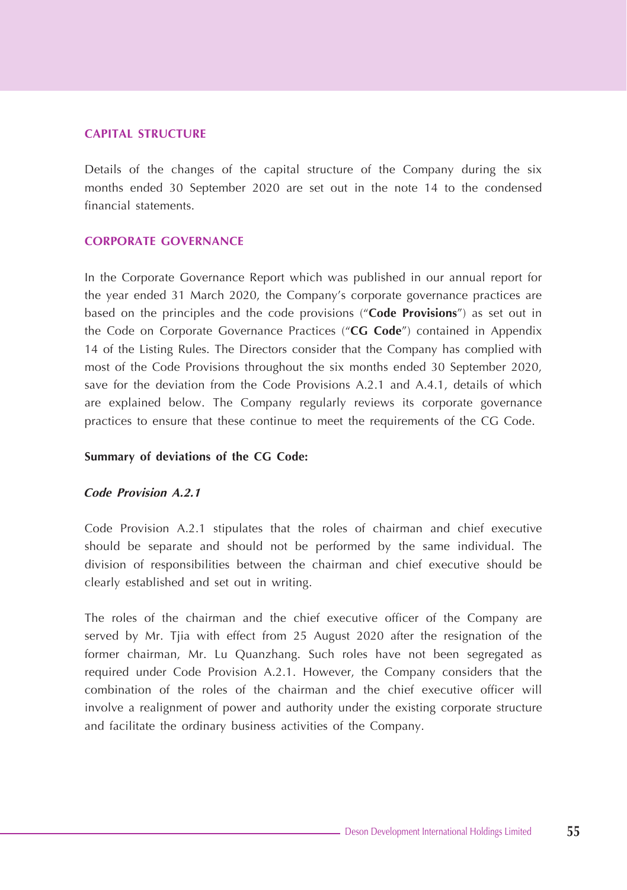## CAPITAL STRUCTURE

Details of the changes of the capital structure of the Company during the six months ended 30 September 2020 are set out in the note 14 to the condensed financial statements.

## CORPORATE GOVERNANCE

In the Corporate Governance Report which was published in our annual report for the year ended 31 March 2020, the Company's corporate governance practices are based on the principles and the code provisions ("**Code Provisions**") as set out in the Code on Corporate Governance Practices ("**CG Code**") contained in Appendix 14 of the Listing Rules. The Directors consider that the Company has complied with most of the Code Provisions throughout the six months ended 30 September 2020, save for the deviation from the Code Provisions A.2.1 and A.4.1, details of which are explained below. The Company regularly reviews its corporate governance practices to ensure that these continue to meet the requirements of the CG Code.

### Summary of deviations of the CG Code:

#### *Code Provision A.2.1*

Code Provision A.2.1 stipulates that the roles of chairman and chief executive should be separate and should not be performed by the same individual. The division of responsibilities between the chairman and chief executive should be clearly established and set out in writing.

The roles of the chairman and the chief executive officer of the Company are served by Mr. Tjia with effect from 25 August 2020 after the resignation of the former chairman, Mr. Lu Quanzhang. Such roles have not been segregated as required under Code Provision A.2.1. However, the Company considers that the combination of the roles of the chairman and the chief executive officer will involve a realignment of power and authority under the existing corporate structure and facilitate the ordinary business activities of the Company.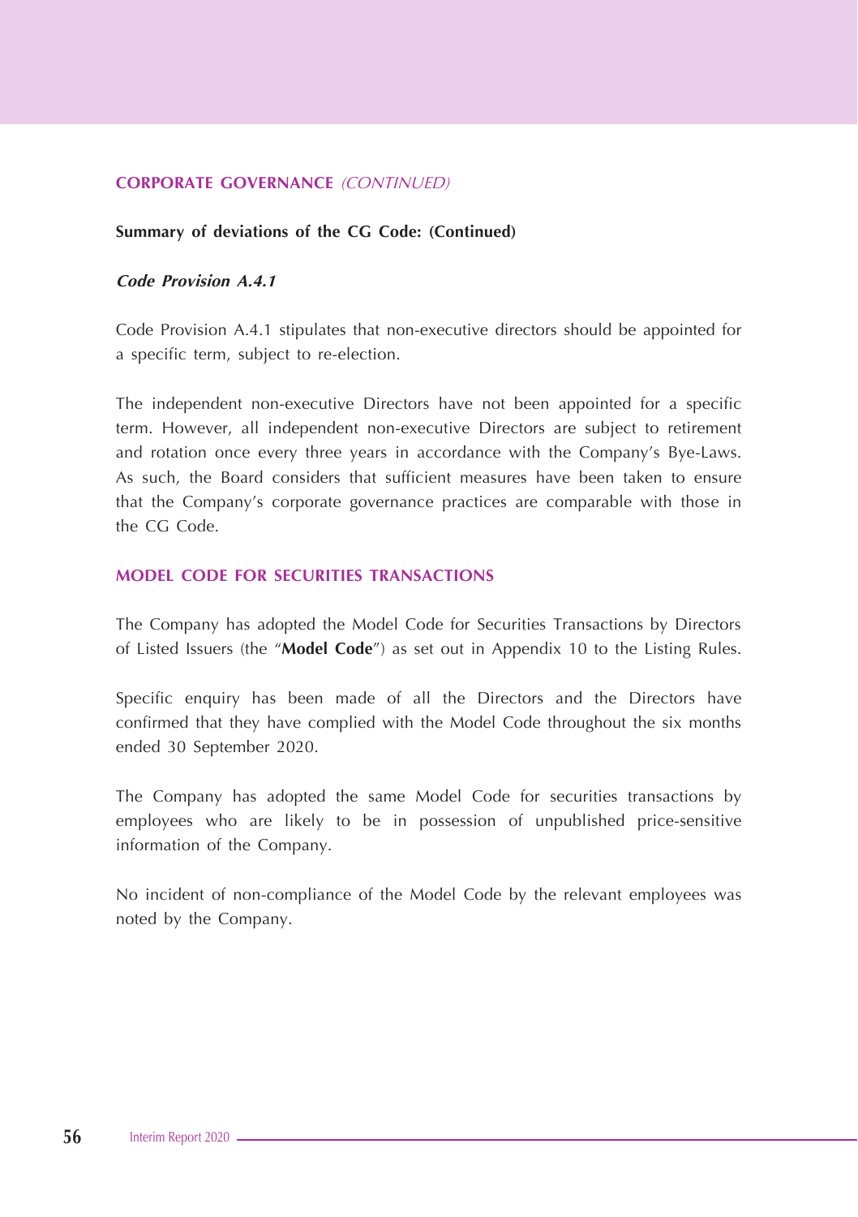## CORPORATE GOVERNANCE *(CONTINUED)*

**Summary of deviations of the CG Code: (Continued)**

***Code Provision A.4.1***

Code Provision A.4.1 stipulates that non-executive directors should be appointed for a specific term, subject to re-election.

The independent non-executive Directors have not been appointed for a specific term. However, all independent non-executive Directors are subject to retirement and rotation once every three years in accordance with the Company's Bye-Laws. As such, the Board considers that sufficient measures have been taken to ensure that the Company's corporate governance practices are comparable with those in the CG Code.

## MODEL CODE FOR SECURITIES TRANSACTIONS

The Company has adopted the Model Code for Securities Transactions by Directors of Listed Issuers (the "**Model Code**") as set out in Appendix 10 to the Listing Rules.

Specific enquiry has been made of all the Directors and the Directors have confirmed that they have complied with the Model Code throughout the six months ended 30 September 2020.

The Company has adopted the same Model Code for securities transactions by employees who are likely to be in possession of unpublished price-sensitive information of the Company.

No incident of non-compliance of the Model Code by the relevant employees was noted by the Company.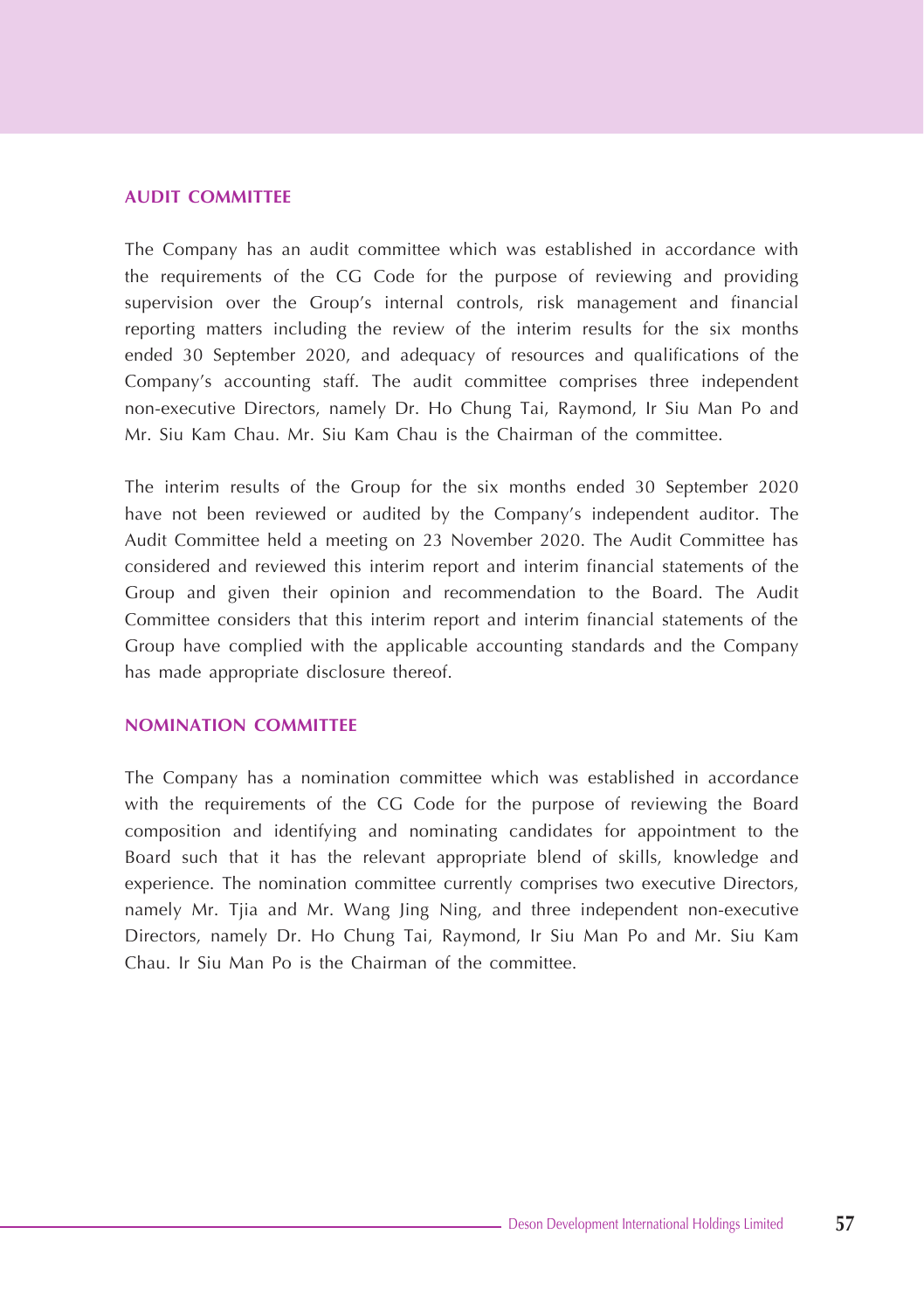## AUDIT COMMITTEE

The Company has an audit committee which was established in accordance with the requirements of the CG Code for the purpose of reviewing and providing supervision over the Group's internal controls, risk management and financial reporting matters including the review of the interim results for the six months ended 30 September 2020, and adequacy of resources and qualifications of the Company's accounting staff. The audit committee comprises three independent non-executive Directors, namely Dr. Ho Chung Tai, Raymond, Ir Siu Man Po and Mr. Siu Kam Chau. Mr. Siu Kam Chau is the Chairman of the committee.

The interim results of the Group for the six months ended 30 September 2020 have not been reviewed or audited by the Company's independent auditor. The Audit Committee held a meeting on 23 November 2020. The Audit Committee has considered and reviewed this interim report and interim financial statements of the Group and given their opinion and recommendation to the Board. The Audit Committee considers that this interim report and interim financial statements of the Group have complied with the applicable accounting standards and the Company has made appropriate disclosure thereof.

## NOMINATION COMMITTEE

The Company has a nomination committee which was established in accordance with the requirements of the CG Code for the purpose of reviewing the Board composition and identifying and nominating candidates for appointment to the Board such that it has the relevant appropriate blend of skills, knowledge and experience. The nomination committee currently comprises two executive Directors, namely Mr. Tjia and Mr. Wang Jing Ning, and three independent non-executive Directors, namely Dr. Ho Chung Tai, Raymond, Ir Siu Man Po and Mr. Siu Kam Chau. Ir Siu Man Po is the Chairman of the committee.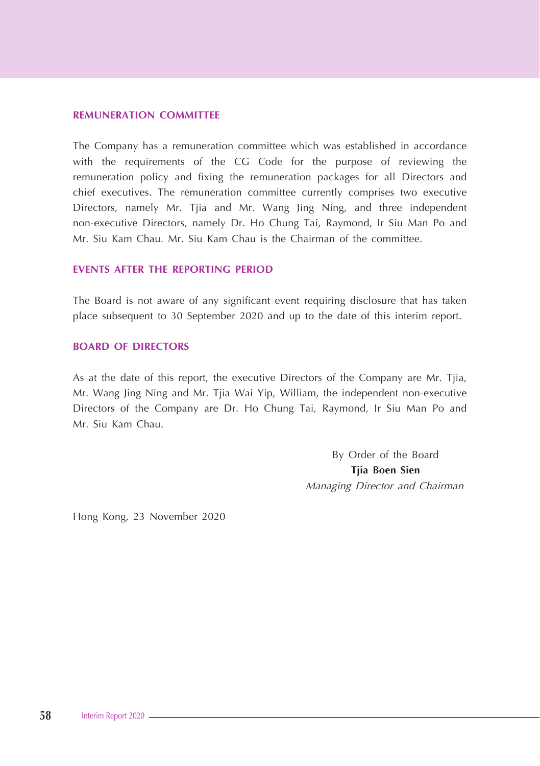## REMUNERATION COMMITTEE

The Company has a remuneration committee which was established in accordance with the requirements of the CG Code for the purpose of reviewing the remuneration policy and fixing the remuneration packages for all Directors and chief executives. The remuneration committee currently comprises two executive Directors, namely Mr. Tjia and Mr. Wang Jing Ning, and three independent non-executive Directors, namely Dr. Ho Chung Tai, Raymond, Ir Siu Man Po and Mr. Siu Kam Chau. Mr. Siu Kam Chau is the Chairman of the committee.

## EVENTS AFTER THE REPORTING PERIOD

The Board is not aware of any significant event requiring disclosure that has taken place subsequent to 30 September 2020 and up to the date of this interim report.

## BOARD OF DIRECTORS

As at the date of this report, the executive Directors of the Company are Mr. Tjia, Mr. Wang Jing Ning and Mr. Tjia Wai Yip, William, the independent non-executive Directors of the Company are Dr. Ho Chung Tai, Raymond, Ir Siu Man Po and Mr. Siu Kam Chau.

By Order of the Board
**Tjia Boen Sien**
*Managing Director and Chairman*

Hong Kong, 23 November 2020